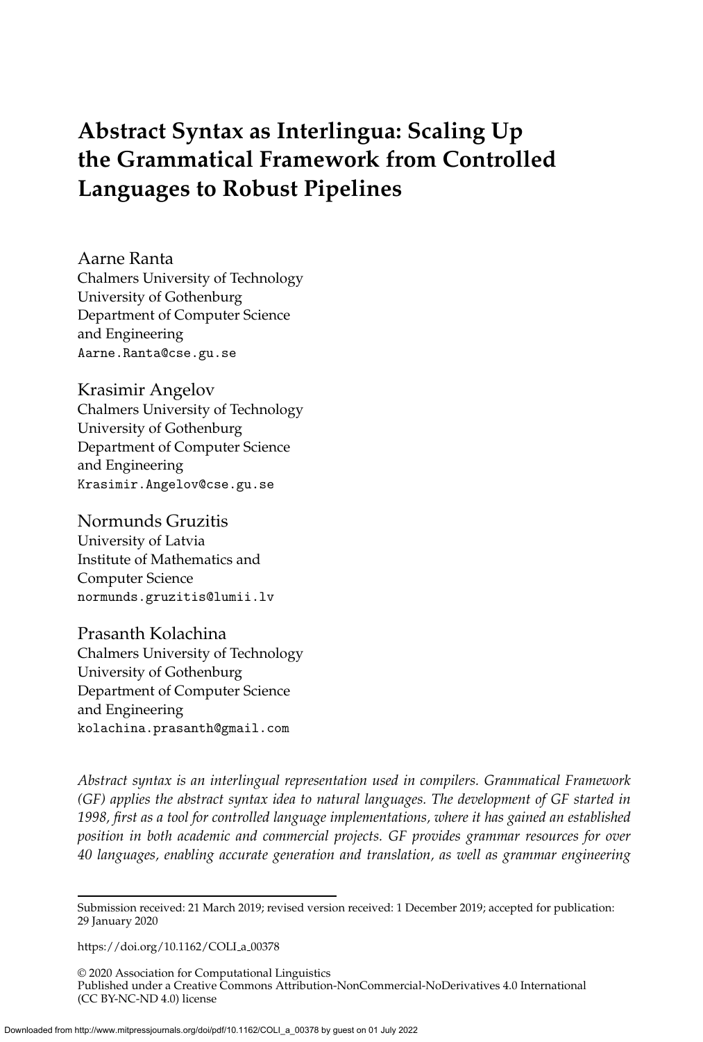# Abstract Syntax as Interlingua: Scaling Up the Grammatical Framework from Controlled Languages to Robust Pipelines

Aarne Ranta
Chalmers University of Technology
University of Gothenburg
Department of Computer Science and Engineering
Aarne.Ranta@cse.gu.se

Krasimir Angelov
Chalmers University of Technology
University of Gothenburg
Department of Computer Science and Engineering
Krasimir.Angelov@cse.gu.se

Normunds Gruzitis
University of Latvia
Institute of Mathematics and Computer Science
normunds.gruzitis@lumii.lv

Prasanth Kolachina
Chalmers University of Technology
University of Gothenburg
Department of Computer Science and Engineering
kolachina.prasanth@gmail.com

*Abstract syntax is an interlingual representation used in compilers. Grammatical Framework (GF) applies the abstract syntax idea to natural languages. The development of GF started in 1998, first as a tool for controlled language implementations, where it has gained an established position in both academic and commercial projects. GF provides grammar resources for over 40 languages, enabling accurate generation and translation, as well as grammar engineering*

---

Submission received: 21 March 2019; revised version received: 1 December 2019; accepted for publication: 29 January 2020

https://doi.org/10.1162/COLI_a_00378

© 2020 Association for Computational Linguistics
Published under a Creative Commons Attribution-NonCommercial-NoDerivatives 4.0 International (CC BY-NC-ND 4.0) license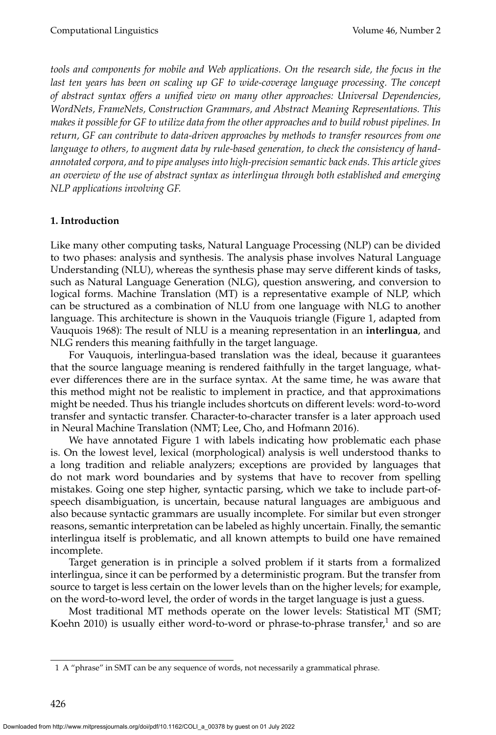*tools and components for mobile and Web applications. On the research side, the focus in the last ten years has been on scaling up GF to wide-coverage language processing. The concept of abstract syntax offers a unified view on many other approaches: Universal Dependencies, WordNets, FrameNets, Construction Grammars, and Abstract Meaning Representations. This makes it possible for GF to utilize data from the other approaches and to build robust pipelines. In return, GF can contribute to data-driven approaches by methods to transfer resources from one language to others, to augment data by rule-based generation, to check the consistency of hand-annotated corpora, and to pipe analyses into high-precision semantic back ends. This article gives an overview of the use of abstract syntax as interlingua through both established and emerging NLP applications involving GF.*

## 1. Introduction

Like many other computing tasks, Natural Language Processing (NLP) can be divided to two phases: analysis and synthesis. The analysis phase involves Natural Language Understanding (NLU), whereas the synthesis phase may serve different kinds of tasks, such as Natural Language Generation (NLG), question answering, and conversion to logical forms. Machine Translation (MT) is a representative example of NLP, which can be structured as a combination of NLU from one language with NLG to another language. This architecture is shown in the Vauquois triangle (Figure 1, adapted from Vauquois 1968): The result of NLU is a meaning representation in an **interlingua**, and NLG renders this meaning faithfully in the target language.

For Vauquois, interlingua-based translation was the ideal, because it guarantees that the source language meaning is rendered faithfully in the target language, whatever differences there are in the surface syntax. At the same time, he was aware that this method might not be realistic to implement in practice, and that approximations might be needed. Thus his triangle includes shortcuts on different levels: word-to-word transfer and syntactic transfer. Character-to-character transfer is a later approach used in Neural Machine Translation (NMT; Lee, Cho, and Hofmann 2016).

We have annotated Figure 1 with labels indicating how problematic each phase is. On the lowest level, lexical (morphological) analysis is well understood thanks to a long tradition and reliable analyzers; exceptions are provided by languages that do not mark word boundaries and by systems that have to recover from spelling mistakes. Going one step higher, syntactic parsing, which we take to include part-of-speech disambiguation, is uncertain, because natural languages are ambiguous and also because syntactic grammars are usually incomplete. For similar but even stronger reasons, semantic interpretation can be labeled as highly uncertain. Finally, the semantic interlingua itself is problematic, and all known attempts to build one have remained incomplete.

Target generation is in principle a solved problem if it starts from a formalized interlingua, since it can be performed by a deterministic program. But the transfer from source to target is less certain on the lower levels than on the higher levels; for example, on the word-to-word level, the order of words in the target language is just a guess.

Most traditional MT methods operate on the lower levels: Statistical MT (SMT; Koehn 2010) is usually either word-to-word or phrase-to-phrase transfer,[1] and so are

[1] A "phrase" in SMT can be any sequence of words, not necessarily a grammatical phrase.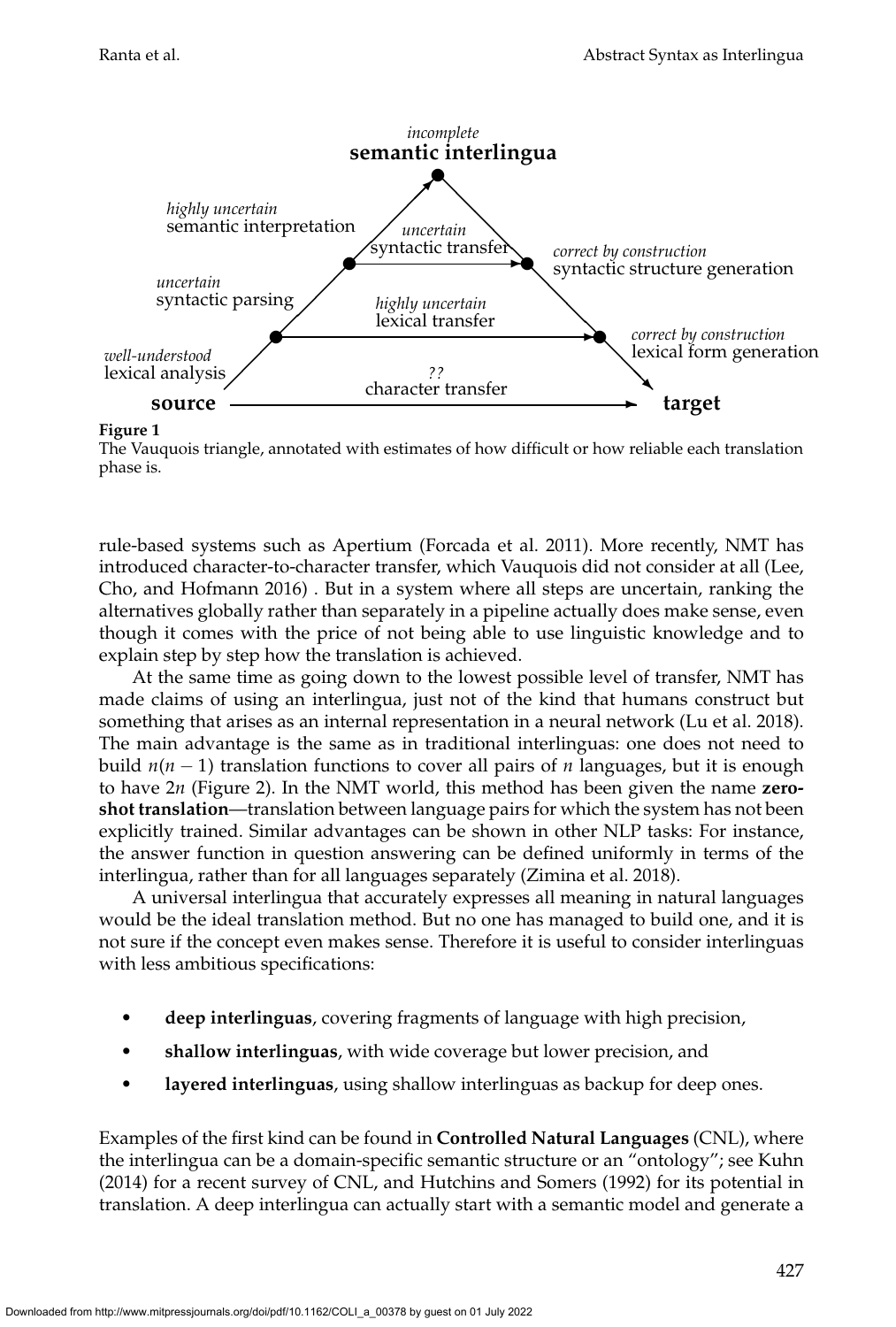**Figure 1**
The Vauquois triangle, annotated with estimates of how difficult or how reliable each translation phase is.

rule-based systems such as Apertium (Forcada et al. 2011). More recently, NMT has introduced character-to-character transfer, which Vauquois did not consider at all (Lee, Cho, and Hofmann 2016) . But in a system where all steps are uncertain, ranking the alternatives globally rather than separately in a pipeline actually does make sense, even though it comes with the price of not being able to use linguistic knowledge and to explain step by step how the translation is achieved.

At the same time as going down to the lowest possible level of transfer, NMT has made claims of using an interlingua, just not of the kind that humans construct but something that arises as an internal representation in a neural network (Lu et al. 2018). The main advantage is the same as in traditional interlinguas: one does not need to build $n(n-1)$ translation functions to cover all pairs of $n$ languages, but it is enough to have $2n$ (Figure 2). In the NMT world, this method has been given the name **zero-shot translation**—translation between language pairs for which the system has not been explicitly trained. Similar advantages can be shown in other NLP tasks: For instance, the answer function in question answering can be defined uniformly in terms of the interlingua, rather than for all languages separately (Zimina et al. 2018).

A universal interlingua that accurately expresses all meaning in natural languages would be the ideal translation method. But no one has managed to build one, and it is not sure if the concept even makes sense. Therefore it is useful to consider interlinguas with less ambitious specifications:

- **deep interlinguas**, covering fragments of language with high precision,
- **shallow interlinguas**, with wide coverage but lower precision, and
- **layered interlinguas**, using shallow interlinguas as backup for deep ones.

Examples of the first kind can be found in **Controlled Natural Languages** (CNL), where the interlingua can be a domain-specific semantic structure or an "ontology"; see Kuhn (2014) for a recent survey of CNL, and Hutchins and Somers (1992) for its potential in translation. A deep interlingua can actually start with a semantic model and generate a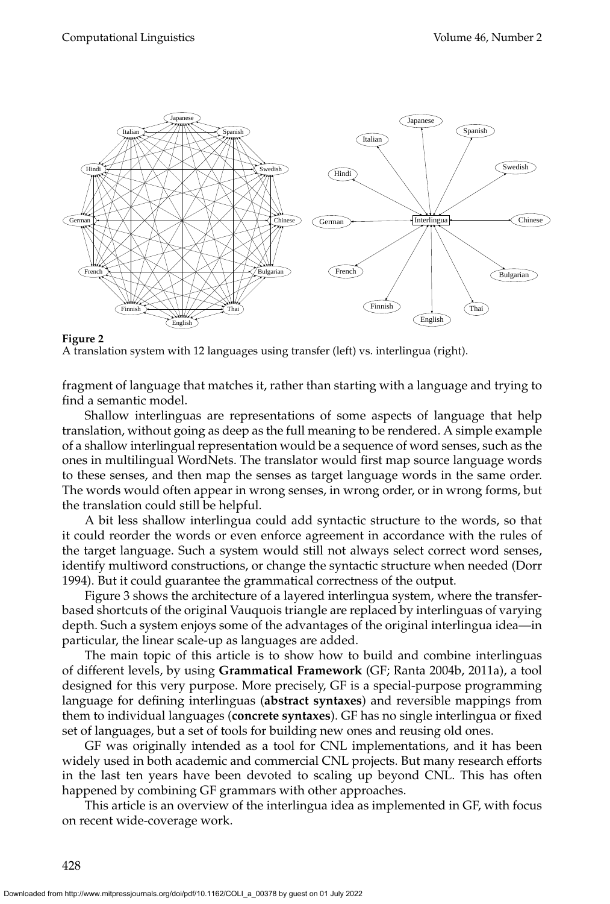**Figure 2**
A translation system with 12 languages using transfer (left) vs. interlingua (right).

fragment of language that matches it, rather than starting with a language and trying to find a semantic model.

Shallow interlinguas are representations of some aspects of language that help translation, without going as deep as the full meaning to be rendered. A simple example of a shallow interlingual representation would be a sequence of word senses, such as the ones in multilingual WordNets. The translator would first map source language words to these senses, and then map the senses as target language words in the same order. The words would often appear in wrong senses, in wrong order, or in wrong forms, but the translation could still be helpful.

A bit less shallow interlingua could add syntactic structure to the words, so that it could reorder the words or even enforce agreement in accordance with the rules of the target language. Such a system would still not always select correct word senses, identify multiword constructions, or change the syntactic structure when needed (Dorr 1994). But it could guarantee the grammatical correctness of the output.

Figure 3 shows the architecture of a layered interlingua system, where the transfer-based shortcuts of the original Vauquois triangle are replaced by interlinguas of varying depth. Such a system enjoys some of the advantages of the original interlingua idea—in particular, the linear scale-up as languages are added.

The main topic of this article is to show how to build and combine interlinguas of different levels, by using **Grammatical Framework** (GF; Ranta 2004b, 2011a), a tool designed for this very purpose. More precisely, GF is a special-purpose programming language for defining interlinguas (**abstract syntaxes**) and reversible mappings from them to individual languages (**concrete syntaxes**). GF has no single interlingua or fixed set of languages, but a set of tools for building new ones and reusing old ones.

GF was originally intended as a tool for CNL implementations, and it has been widely used in both academic and commercial CNL projects. But many research efforts in the last ten years have been devoted to scaling up beyond CNL. This has often happened by combining GF grammars with other approaches.

This article is an overview of the interlingua idea as implemented in GF, with focus on recent wide-coverage work.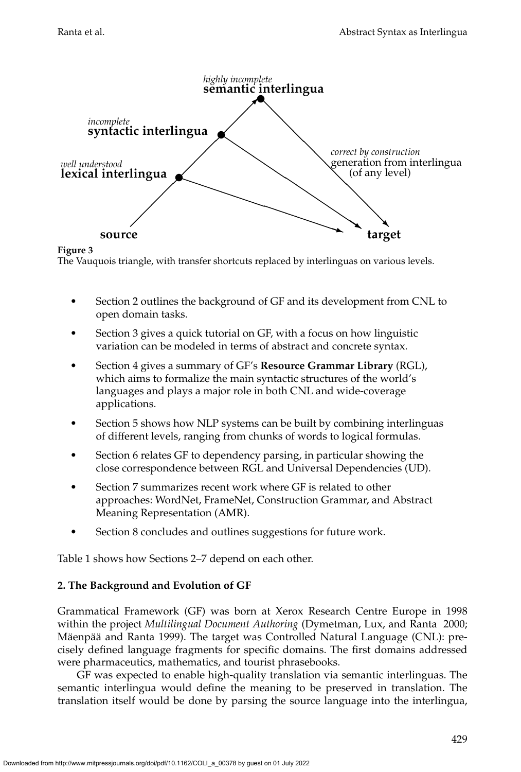**Figure 3**
The Vauquois triangle, with transfer shortcuts replaced by interlinguas on various levels.

- Section 2 outlines the background of GF and its development from CNL to open domain tasks.
- Section 3 gives a quick tutorial on GF, with a focus on how linguistic variation can be modeled in terms of abstract and concrete syntax.
- Section 4 gives a summary of GF's **Resource Grammar Library** (RGL), which aims to formalize the main syntactic structures of the world's languages and plays a major role in both CNL and wide-coverage applications.
- Section 5 shows how NLP systems can be built by combining interlinguas of different levels, ranging from chunks of words to logical formulas.
- Section 6 relates GF to dependency parsing, in particular showing the close correspondence between RGL and Universal Dependencies (UD).
- Section 7 summarizes recent work where GF is related to other approaches: WordNet, FrameNet, Construction Grammar, and Abstract Meaning Representation (AMR).
- Section 8 concludes and outlines suggestions for future work.

Table 1 shows how Sections 2–7 depend on each other.

## 2. The Background and Evolution of GF

Grammatical Framework (GF) was born at Xerox Research Centre Europe in 1998 within the project *Multilingual Document Authoring* (Dymetman, Lux, and Ranta 2000; Mäenpää and Ranta 1999). The target was Controlled Natural Language (CNL): precisely defined language fragments for specific domains. The first domains addressed were pharmaceutics, mathematics, and tourist phrasebooks.

GF was expected to enable high-quality translation via semantic interlinguas. The semantic interlingua would define the meaning to be preserved in translation. The translation itself would be done by parsing the source language into the interlingua,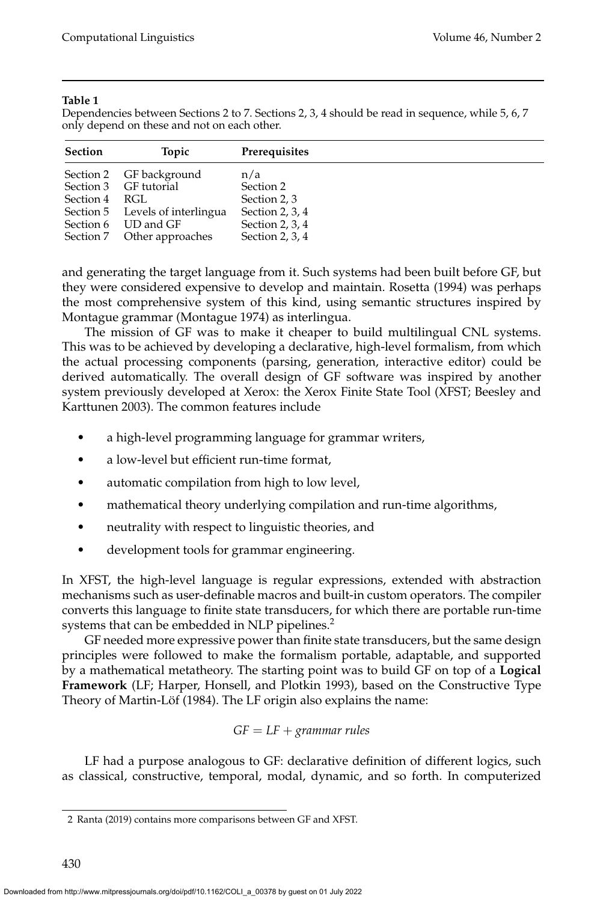**Table 1**
Dependencies between Sections 2 to 7. Sections 2, 3, 4 should be read in sequence, while 5, 6, 7 only depend on these and not on each other.

| Section | Topic | Prerequisites |
|---|---|---|
| Section 2 | GF background | n/a |
| Section 3 | GF tutorial | Section 2 |
| Section 4 | RGL | Section 2, 3 |
| Section 5 | Levels of interlingua | Section 2, 3, 4 |
| Section 6 | UD and GF | Section 2, 3, 4 |
| Section 7 | Other approaches | Section 2, 3, 4 |

and generating the target language from it. Such systems had been built before GF, but they were considered expensive to develop and maintain. Rosetta (1994) was perhaps the most comprehensive system of this kind, using semantic structures inspired by Montague grammar (Montague 1974) as interlingua.

The mission of GF was to make it cheaper to build multilingual CNL systems. This was to be achieved by developing a declarative, high-level formalism, from which the actual processing components (parsing, generation, interactive editor) could be derived automatically. The overall design of GF software was inspired by another system previously developed at Xerox: the Xerox Finite State Tool (XFST; Beesley and Karttunen 2003). The common features include

- a high-level programming language for grammar writers,
- a low-level but efficient run-time format,
- automatic compilation from high to low level,
- mathematical theory underlying compilation and run-time algorithms,
- neutrality with respect to linguistic theories, and
- development tools for grammar engineering.

In XFST, the high-level language is regular expressions, extended with abstraction mechanisms such as user-definable macros and built-in custom operators. The compiler converts this language to finite state transducers, for which there are portable run-time systems that can be embedded in NLP pipelines.[2]

GF needed more expressive power than finite state transducers, but the same design principles were followed to make the formalism portable, adaptable, and supported by a mathematical metatheory. The starting point was to build GF on top of a **Logical Framework** (LF; Harper, Honsell, and Plotkin 1993), based on the Constructive Type Theory of Martin-Löf (1984). The LF origin also explains the name:

$$GF = LF + \textit{grammar rules}$$

LF had a purpose analogous to GF: declarative definition of different logics, such as classical, constructive, temporal, modal, dynamic, and so forth. In computerized

2 Ranta (2019) contains more comparisons between GF and XFST.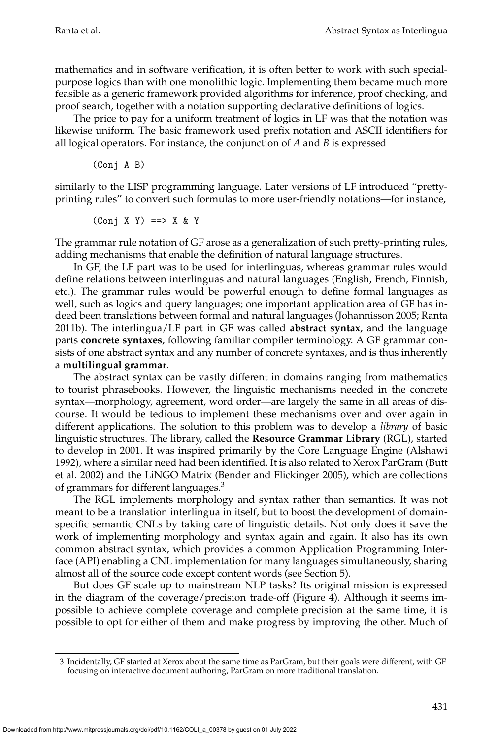mathematics and in software verification, it is often better to work with such special-purpose logics than with one monolithic logic. Implementing them became much more feasible as a generic framework provided algorithms for inference, proof checking, and proof search, together with a notation supporting declarative definitions of logics.

The price to pay for a uniform treatment of logics in LF was that the notation was likewise uniform. The basic framework used prefix notation and ASCII identifiers for all logical operators. For instance, the conjunction of *A* and *B* is expressed

```
(Conj A B)
```

similarly to the LISP programming language. Later versions of LF introduced "pretty-printing rules" to convert such formulas to more user-friendly notations—for instance,

```
(Conj X Y) ==> X & Y
```

The grammar rule notation of GF arose as a generalization of such pretty-printing rules, adding mechanisms that enable the definition of natural language structures.

In GF, the LF part was to be used for interlinguas, whereas grammar rules would define relations between interlinguas and natural languages (English, French, Finnish, etc.). The grammar rules would be powerful enough to define formal languages as well, such as logics and query languages; one important application area of GF has indeed been translations between formal and natural languages (Johannisson 2005; Ranta 2011b). The interlingua/LF part in GF was called **abstract syntax**, and the language parts **concrete syntaxes**, following familiar compiler terminology. A GF grammar consists of one abstract syntax and any number of concrete syntaxes, and is thus inherently a **multilingual grammar**.

The abstract syntax can be vastly different in domains ranging from mathematics to tourist phrasebooks. However, the linguistic mechanisms needed in the concrete syntax—morphology, agreement, word order—are largely the same in all areas of discourse. It would be tedious to implement these mechanisms over and over again in different applications. The solution to this problem was to develop a *library* of basic linguistic structures. The library, called the **Resource Grammar Library** (RGL), started to develop in 2001. It was inspired primarily by the Core Language Engine (Alshawi 1992), where a similar need had been identified. It is also related to Xerox ParGram (Butt et al. 2002) and the LiNGO Matrix (Bender and Flickinger 2005), which are collections of grammars for different languages.[3]

The RGL implements morphology and syntax rather than semantics. It was not meant to be a translation interlingua in itself, but to boost the development of domain-specific semantic CNLs by taking care of linguistic details. Not only does it save the work of implementing morphology and syntax again and again. It also has its own common abstract syntax, which provides a common Application Programming Interface (API) enabling a CNL implementation for many languages simultaneously, sharing almost all of the source code except content words (see Section 5).

But does GF scale up to mainstream NLP tasks? Its original mission is expressed in the diagram of the coverage/precision trade-off (Figure 4). Although it seems impossible to achieve complete coverage and complete precision at the same time, it is possible to opt for either of them and make progress by improving the other. Much of

---

[3] Incidentally, GF started at Xerox about the same time as ParGram, but their goals were different, with GF focusing on interactive document authoring, ParGram on more traditional translation.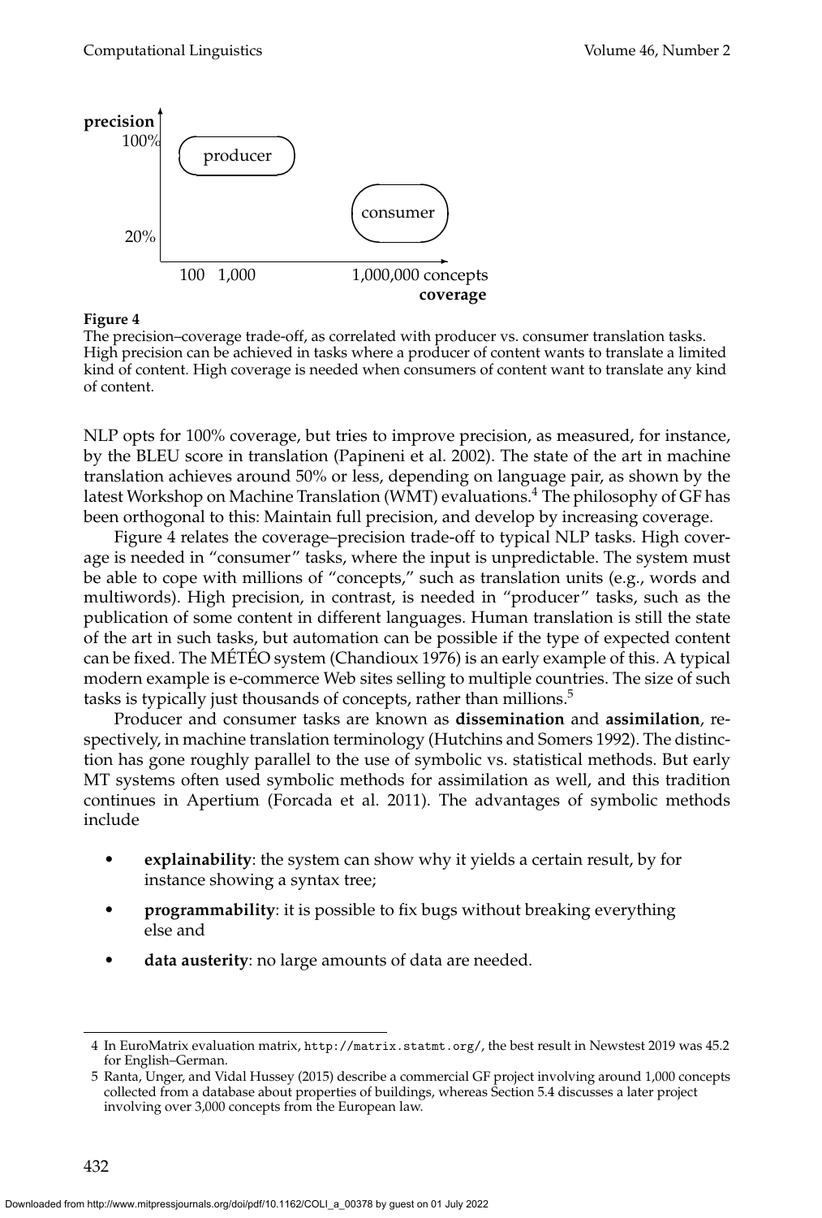**Figure 4**
The precision–coverage trade-off, as correlated with producer vs. consumer translation tasks. High precision can be achieved in tasks where a producer of content wants to translate a limited kind of content. High coverage is needed when consumers of content want to translate any kind of content.

NLP opts for 100% coverage, but tries to improve precision, as measured, for instance, by the BLEU score in translation (Papineni et al. 2002). The state of the art in machine translation achieves around 50% or less, depending on language pair, as shown by the latest Workshop on Machine Translation (WMT) evaluations.[4] The philosophy of GF has been orthogonal to this: Maintain full precision, and develop by increasing coverage.

Figure 4 relates the coverage–precision trade-off to typical NLP tasks. High coverage is needed in "consumer" tasks, where the input is unpredictable. The system must be able to cope with millions of "concepts," such as translation units (e.g., words and multiwords). High precision, in contrast, is needed in "producer" tasks, such as the publication of some content in different languages. Human translation is still the state of the art in such tasks, but automation can be possible if the type of expected content can be fixed. The MÉTÉO system (Chandioux 1976) is an early example of this. A typical modern example is e-commerce Web sites selling to multiple countries. The size of such tasks is typically just thousands of concepts, rather than millions.[5]

Producer and consumer tasks are known as **dissemination** and **assimilation**, respectively, in machine translation terminology (Hutchins and Somers 1992). The distinction has gone roughly parallel to the use of symbolic vs. statistical methods. But early MT systems often used symbolic methods for assimilation as well, and this tradition continues in Apertium (Forcada et al. 2011). The advantages of symbolic methods include

- **explainability**: the system can show why it yields a certain result, by for instance showing a syntax tree;
- **programmability**: it is possible to fix bugs without breaking everything else and
- **data austerity**: no large amounts of data are needed.

---

4 In EuroMatrix evaluation matrix, `http://matrix.statmt.org/`, the best result in Newstest 2019 was 45.2 for English–German.

5 Ranta, Unger, and Vidal Hussey (2015) describe a commercial GF project involving around 1,000 concepts collected from a database about properties of buildings, whereas Section 5.4 discusses a later project involving over 3,000 concepts from the European law.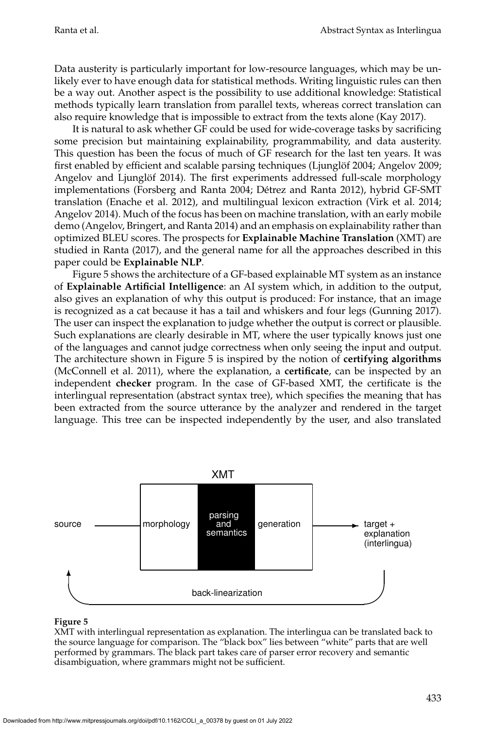Data austerity is particularly important for low-resource languages, which may be unlikely ever to have enough data for statistical methods. Writing linguistic rules can then be a way out. Another aspect is the possibility to use additional knowledge: Statistical methods typically learn translation from parallel texts, whereas correct translation can also require knowledge that is impossible to extract from the texts alone (Kay 2017).

It is natural to ask whether GF could be used for wide-coverage tasks by sacrificing some precision but maintaining explainability, programmability, and data austerity. This question has been the focus of much of GF research for the last ten years. It was first enabled by efficient and scalable parsing techniques (Ljunglöf 2004; Angelov 2009; Angelov and Ljunglöf 2014). The first experiments addressed full-scale morphology implementations (Forsberg and Ranta 2004; Détrez and Ranta 2012), hybrid GF-SMT translation (Enache et al. 2012), and multilingual lexicon extraction (Virk et al. 2014; Angelov 2014). Much of the focus has been on machine translation, with an early mobile demo (Angelov, Bringert, and Ranta 2014) and an emphasis on explainability rather than optimized BLEU scores. The prospects for **Explainable Machine Translation** (XMT) are studied in Ranta (2017), and the general name for all the approaches described in this paper could be **Explainable NLP**.

Figure 5 shows the architecture of a GF-based explainable MT system as an instance of **Explainable Artificial Intelligence**: an AI system which, in addition to the output, also gives an explanation of why this output is produced: For instance, that an image is recognized as a cat because it has a tail and whiskers and four legs (Gunning 2017). The user can inspect the explanation to judge whether the output is correct or plausible. Such explanations are clearly desirable in MT, where the user typically knows just one of the languages and cannot judge correctness when only seeing the input and output. The architecture shown in Figure 5 is inspired by the notion of **certifying algorithms** (McConnell et al. 2011), where the explanation, a **certificate**, can be inspected by an independent **checker** program. In the case of GF-based XMT, the certificate is the interlingual representation (abstract syntax tree), which specifies the meaning that has been extracted from the source utterance by the analyzer and rendered in the target language. This tree can be inspected independently by the user, and also translated

XMT

source → morphology | parsing and semantics | generation → target + explanation (interlingua)

back-linearization

**Figure 5**
XMT with interlingual representation as explanation. The interlingua can be translated back to the source language for comparison. The "black box" lies between "white" parts that are well performed by grammars. The black part takes care of parser error recovery and semantic disambiguation, where grammars might not be sufficient.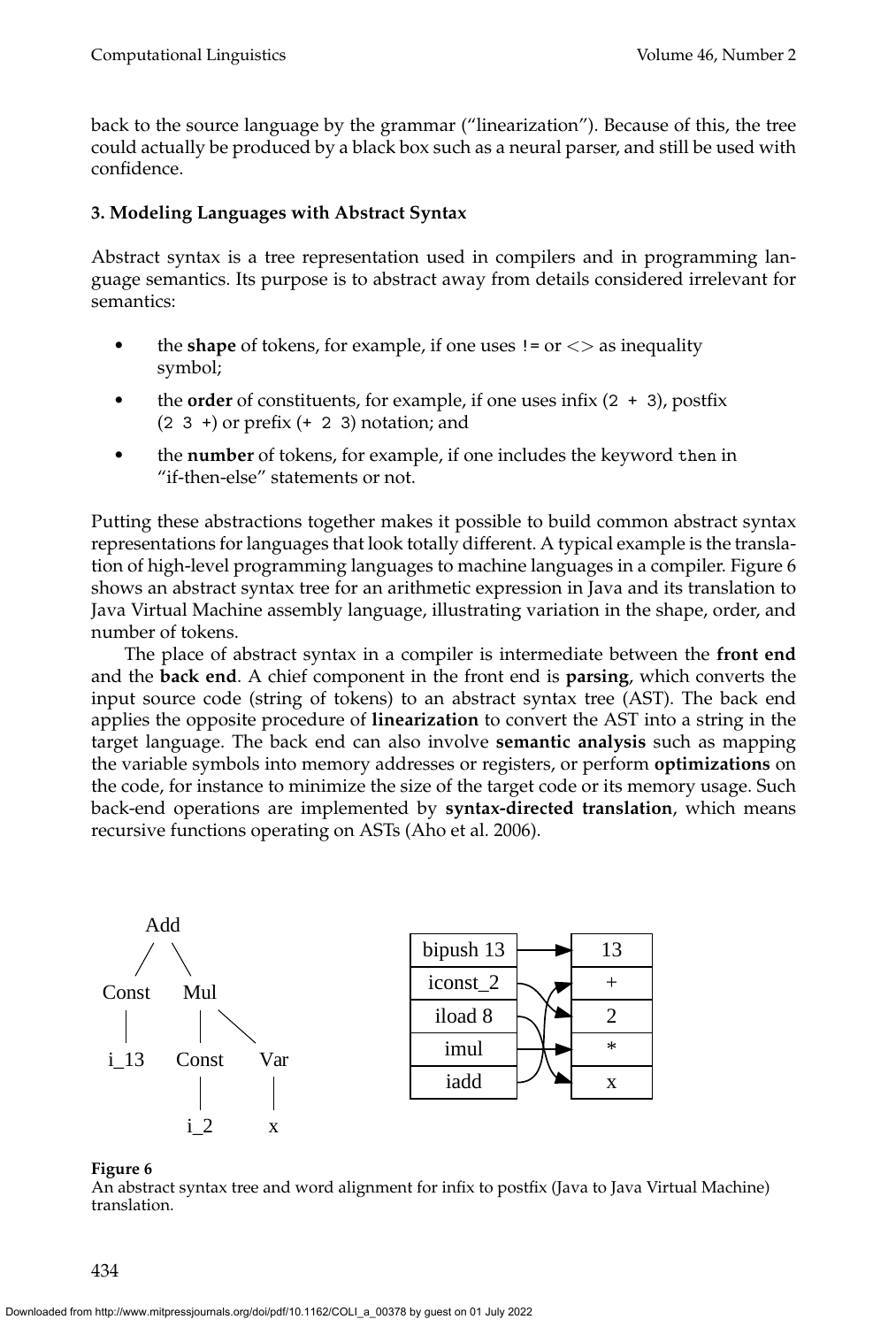back to the source language by the grammar ("linearization"). Because of this, the tree could actually be produced by a black box such as a neural parser, and still be used with confidence.

### 3. Modeling Languages with Abstract Syntax

Abstract syntax is a tree representation used in compilers and in programming language semantics. Its purpose is to abstract away from details considered irrelevant for semantics:

- the **shape** of tokens, for example, if one uses `!=` or <> as inequality symbol;
- the **order** of constituents, for example, if one uses infix (`2 + 3`), postfix (`2 3 +`) or prefix (`+ 2 3`) notation; and
- the **number** of tokens, for example, if one includes the keyword `then` in "if-then-else" statements or not.

Putting these abstractions together makes it possible to build common abstract syntax representations for languages that look totally different. A typical example is the translation of high-level programming languages to machine languages in a compiler. Figure 6 shows an abstract syntax tree for an arithmetic expression in Java and its translation to Java Virtual Machine assembly language, illustrating variation in the shape, order, and number of tokens.

The place of abstract syntax in a compiler is intermediate between the **front end** and the **back end**. A chief component in the front end is **parsing**, which converts the input source code (string of tokens) to an abstract syntax tree (AST). The back end applies the opposite procedure of **linearization** to convert the AST into a string in the target language. The back end can also involve **semantic analysis** such as mapping the variable symbols into memory addresses or registers, or perform **optimizations** on the code, for instance to minimize the size of the target code or its memory usage. Such back-end operations are implemented by **syntax-directed translation**, which means recursive functions operating on ASTs (Aho et al. 2006).

**Figure 6**
An abstract syntax tree and word alignment for infix to postfix (Java to Java Virtual Machine) translation.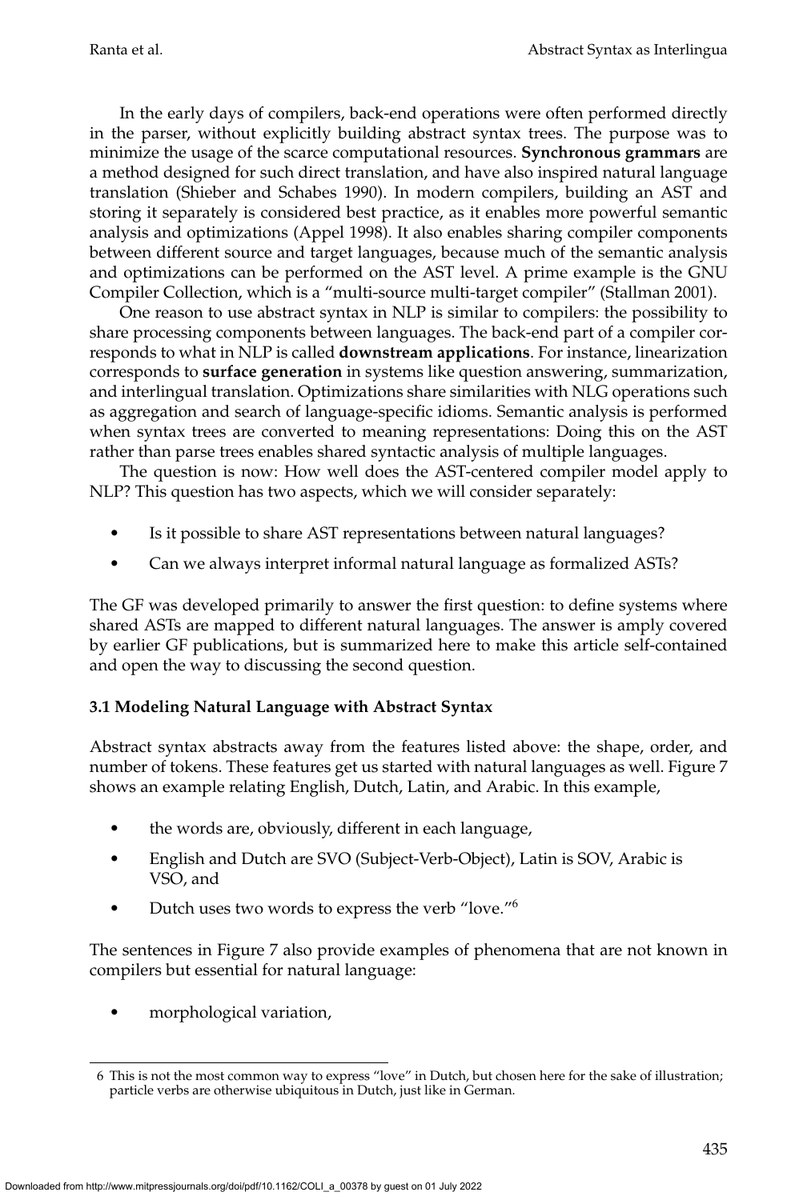In the early days of compilers, back-end operations were often performed directly in the parser, without explicitly building abstract syntax trees. The purpose was to minimize the usage of the scarce computational resources. **Synchronous grammars** are a method designed for such direct translation, and have also inspired natural language translation (Shieber and Schabes 1990). In modern compilers, building an AST and storing it separately is considered best practice, as it enables more powerful semantic analysis and optimizations (Appel 1998). It also enables sharing compiler components between different source and target languages, because much of the semantic analysis and optimizations can be performed on the AST level. A prime example is the GNU Compiler Collection, which is a "multi-source multi-target compiler" (Stallman 2001).

One reason to use abstract syntax in NLP is similar to compilers: the possibility to share processing components between languages. The back-end part of a compiler corresponds to what in NLP is called **downstream applications**. For instance, linearization corresponds to **surface generation** in systems like question answering, summarization, and interlingual translation. Optimizations share similarities with NLG operations such as aggregation and search of language-specific idioms. Semantic analysis is performed when syntax trees are converted to meaning representations: Doing this on the AST rather than parse trees enables shared syntactic analysis of multiple languages.

The question is now: How well does the AST-centered compiler model apply to NLP? This question has two aspects, which we will consider separately:

- Is it possible to share AST representations between natural languages?
- Can we always interpret informal natural language as formalized ASTs?

The GF was developed primarily to answer the first question: to define systems where shared ASTs are mapped to different natural languages. The answer is amply covered by earlier GF publications, but is summarized here to make this article self-contained and open the way to discussing the second question.

### 3.1 Modeling Natural Language with Abstract Syntax

Abstract syntax abstracts away from the features listed above: the shape, order, and number of tokens. These features get us started with natural languages as well. Figure 7 shows an example relating English, Dutch, Latin, and Arabic. In this example,

- the words are, obviously, different in each language,
- English and Dutch are SVO (Subject-Verb-Object), Latin is SOV, Arabic is VSO, and
- Dutch uses two words to express the verb "love."[6]

The sentences in Figure 7 also provide examples of phenomena that are not known in compilers but essential for natural language:

- morphological variation,

6 This is not the most common way to express "love" in Dutch, but chosen here for the sake of illustration; particle verbs are otherwise ubiquitous in Dutch, just like in German.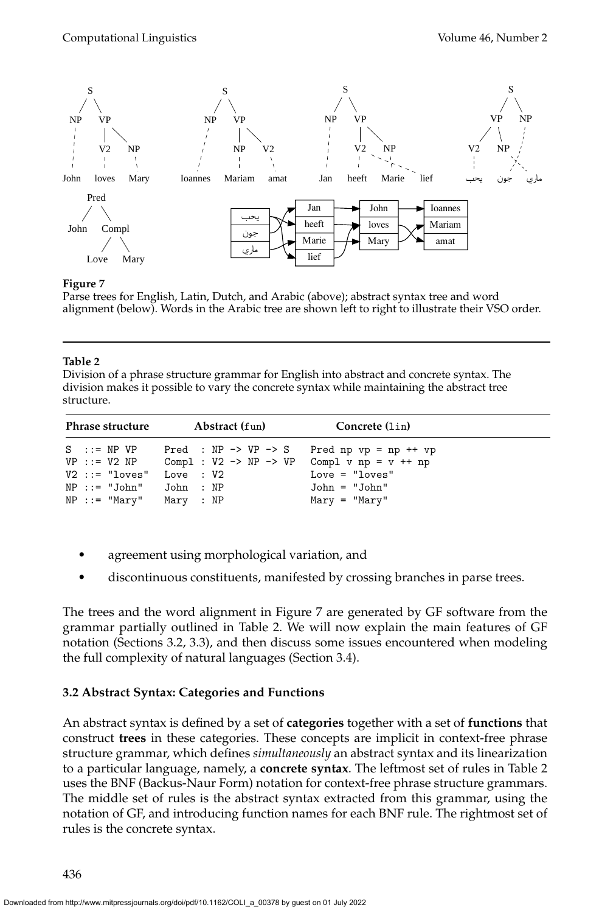**Figure 7**
Parse trees for English, Latin, Dutch, and Arabic (above); abstract syntax tree and word alignment (below). Words in the Arabic tree are shown left to right to illustrate their VSO order.

**Table 2**
Division of a phrase structure grammar for English into abstract and concrete syntax. The division makes it possible to vary the concrete syntax while maintaining the abstract tree structure.

| Phrase structure | Abstract (`fun`) | Concrete (`lin`) |
|---|---|---|
| `S ::= NP VP` | `Pred : NP -> VP -> S` | `Pred np vp = np ++ vp` |
| `VP ::= V2 NP` | `Compl : V2 -> NP -> VP` | `Compl v np = v ++ np` |
| `V2 ::= "loves"` | `Love : V2` | `Love = "loves"` |
| `NP ::= "John"` | `John : NP` | `John = "John"` |
| `NP ::= "Mary"` | `Mary : NP` | `Mary = "Mary"` |

- agreement using morphological variation, and
- discontinuous constituents, manifested by crossing branches in parse trees.

The trees and the word alignment in Figure 7 are generated by GF software from the grammar partially outlined in Table 2. We will now explain the main features of GF notation (Sections 3.2, 3.3), and then discuss some issues encountered when modeling the full complexity of natural languages (Section 3.4).

### 3.2 Abstract Syntax: Categories and Functions

An abstract syntax is defined by a set of **categories** together with a set of **functions** that construct **trees** in these categories. These concepts are implicit in context-free phrase structure grammar, which defines *simultaneously* an abstract syntax and its linearization to a particular language, namely, a **concrete syntax**. The leftmost set of rules in Table 2 uses the BNF (Backus-Naur Form) notation for context-free phrase structure grammars. The middle set of rules is the abstract syntax extracted from this grammar, using the notation of GF, and introducing function names for each BNF rule. The rightmost set of rules is the concrete syntax.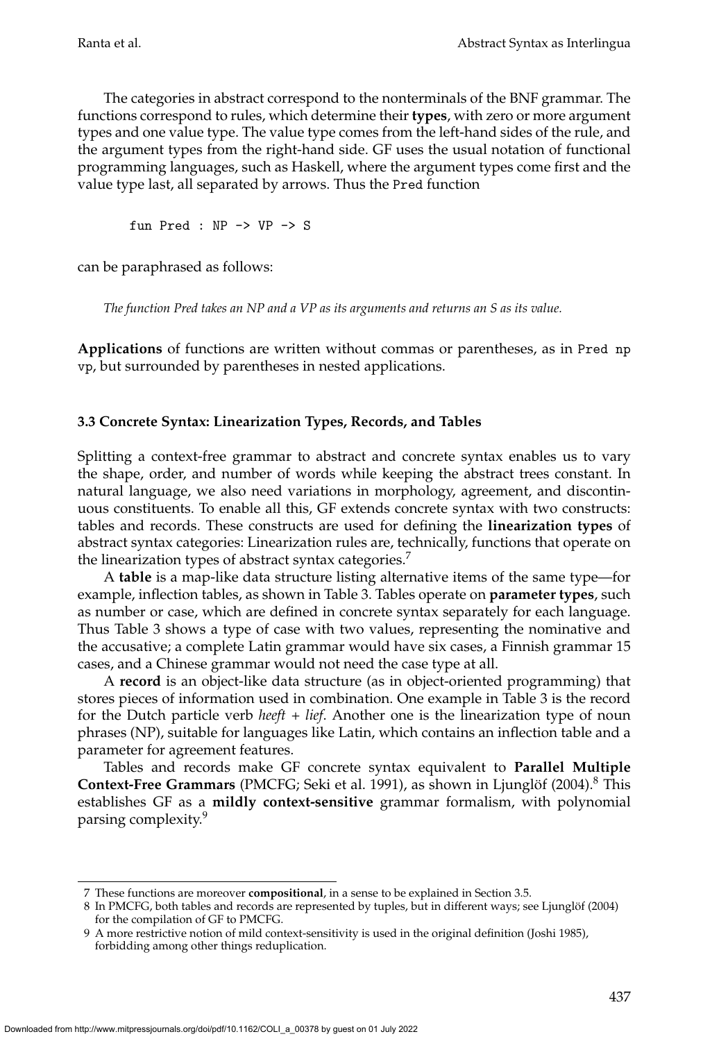The categories in abstract correspond to the nonterminals of the BNF grammar. The functions correspond to rules, which determine their **types**, with zero or more argument types and one value type. The value type comes from the left-hand sides of the rule, and the argument types from the right-hand side. GF uses the usual notation of functional programming languages, such as Haskell, where the argument types come first and the value type last, all separated by arrows. Thus the `Pred` function

```
fun Pred : NP -> VP -> S
```

can be paraphrased as follows:

*The function Pred takes an NP and a VP as its arguments and returns an S as its value.*

**Applications** of functions are written without commas or parentheses, as in `Pred np vp`, but surrounded by parentheses in nested applications.

### 3.3 Concrete Syntax: Linearization Types, Records, and Tables

Splitting a context-free grammar to abstract and concrete syntax enables us to vary the shape, order, and number of words while keeping the abstract trees constant. In natural language, we also need variations in morphology, agreement, and discontinuous constituents. To enable all this, GF extends concrete syntax with two constructs: tables and records. These constructs are used for defining the **linearization types** of abstract syntax categories: Linearization rules are, technically, functions that operate on the linearization types of abstract syntax categories.[7]

A **table** is a map-like data structure listing alternative items of the same type—for example, inflection tables, as shown in Table 3. Tables operate on **parameter types**, such as number or case, which are defined in concrete syntax separately for each language. Thus Table 3 shows a type of case with two values, representing the nominative and the accusative; a complete Latin grammar would have six cases, a Finnish grammar 15 cases, and a Chinese grammar would not need the case type at all.

A **record** is an object-like data structure (as in object-oriented programming) that stores pieces of information used in combination. One example in Table 3 is the record for the Dutch particle verb *heeft + lief*. Another one is the linearization type of noun phrases (NP), suitable for languages like Latin, which contains an inflection table and a parameter for agreement features.

Tables and records make GF concrete syntax equivalent to **Parallel Multiple Context-Free Grammars** (PMCFG; Seki et al. 1991), as shown in Ljunglöf (2004).[8] This establishes GF as a **mildly context-sensitive** grammar formalism, with polynomial parsing complexity.[9]

---

[7] These functions are moreover **compositional**, in a sense to be explained in Section 3.5.

[8] In PMCFG, both tables and records are represented by tuples, but in different ways; see Ljunglöf (2004) for the compilation of GF to PMCFG.

[9] A more restrictive notion of mild context-sensitivity is used in the original definition (Joshi 1985), forbidding among other things reduplication.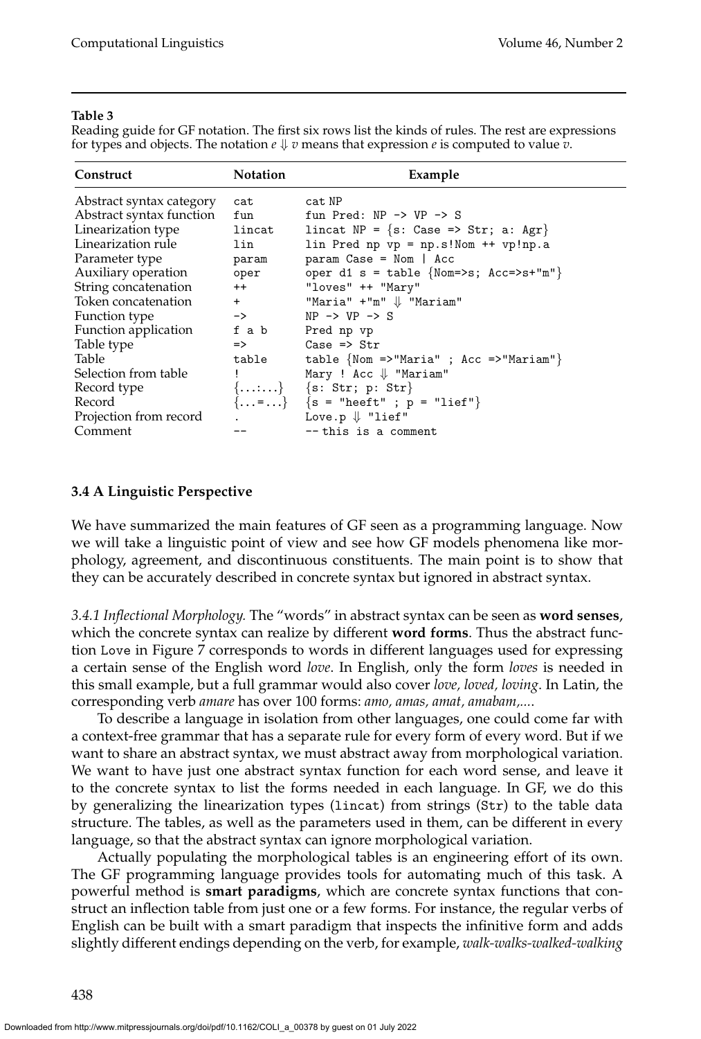**Table 3**

Reading guide for GF notation. The first six rows list the kinds of rules. The rest are expressions for types and objects. The notation $e \Downarrow v$ means that expression $e$ is computed to value $v$.

| Construct | Notation | Example |
|---|---|---|
| Abstract syntax category | `cat` | `cat NP` |
| Abstract syntax function | `fun` | `fun Pred: NP -> VP -> S` |
| Linearization type | `lincat` | `lincat NP = {s: Case => Str; a: Agr}` |
| Linearization rule | `lin` | `lin Pred np vp = np.s!Nom ++ vp!np.a` |
| Parameter type | `param` | `param Case = Nom \| Acc` |
| Auxiliary operation | `oper` | `oper d1 s = table {Nom=>s; Acc=>s+"m"}` |
| String concatenation | `++` | `"loves" ++ "Mary"` |
| Token concatenation | `+` | `"Maria" +"m"` $\Downarrow$ `"Mariam"` |
| Function type | `->` | `NP -> VP -> S` |
| Function application | `f a b` | `Pred np vp` |
| Table type | `=>` | `Case => Str` |
| Table | `table` | `table {Nom =>"Maria" ; Acc =>"Mariam"}` |
| Selection from table | `!` | `Mary ! Acc` $\Downarrow$ `"Mariam"` |
| Record type | `{...:...}` | `{s: Str; p: Str}` |
| Record | `{...=...}` | `{s = "heeft" ; p = "lief"}` |
| Projection from record | `.` | `Love.p` $\Downarrow$ `"lief"` |
| Comment | `--` | `-- this is a comment` |

### 3.4 A Linguistic Perspective

We have summarized the main features of GF seen as a programming language. Now we will take a linguistic point of view and see how GF models phenomena like morphology, agreement, and discontinuous constituents. The main point is to show that they can be accurately described in concrete syntax but ignored in abstract syntax.

*3.4.1 Inflectional Morphology.* The "words" in abstract syntax can be seen as **word senses**, which the concrete syntax can realize by different **word forms**. Thus the abstract function `Love` in Figure 7 corresponds to words in different languages used for expressing a certain sense of the English word *love*. In English, only the form *loves* is needed in this small example, but a full grammar would also cover *love, loved, loving*. In Latin, the corresponding verb *amare* has over 100 forms: *amo, amas, amat, amabam,....*

To describe a language in isolation from other languages, one could come far with a context-free grammar that has a separate rule for every form of every word. But if we want to share an abstract syntax, we must abstract away from morphological variation. We want to have just one abstract syntax function for each word sense, and leave it to the concrete syntax to list the forms needed in each language. In GF, we do this by generalizing the linearization types (`lincat`) from strings (`Str`) to the table data structure. The tables, as well as the parameters used in them, can be different in every language, so that the abstract syntax can ignore morphological variation.

Actually populating the morphological tables is an engineering effort of its own. The GF programming language provides tools for automating much of this task. A powerful method is **smart paradigms**, which are concrete syntax functions that construct an inflection table from just one or a few forms. For instance, the regular verbs of English can be built with a smart paradigm that inspects the infinitive form and adds slightly different endings depending on the verb, for example, *walk-walks-walked-walking*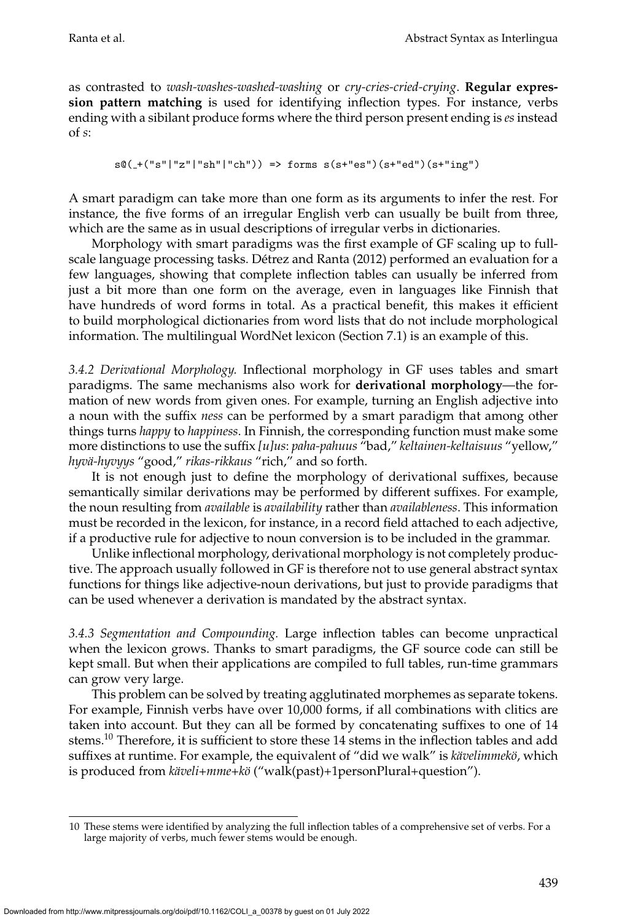as contrasted to *wash-washes-washed-washing* or *cry-cries-cried-crying*. **Regular expression pattern matching** is used for identifying inflection types. For instance, verbs ending with a sibilant produce forms where the third person present ending is *es* instead of *s*:

```
s@(_+("s"|"z"|"sh"|"ch")) => forms s(s+"es")(s+"ed")(s+"ing")
```

A smart paradigm can take more than one form as its arguments to infer the rest. For instance, the five forms of an irregular English verb can usually be built from three, which are the same as in usual descriptions of irregular verbs in dictionaries.

Morphology with smart paradigms was the first example of GF scaling up to full-scale language processing tasks. Détrez and Ranta (2012) performed an evaluation for a few languages, showing that complete inflection tables can usually be inferred from just a bit more than one form on the average, even in languages like Finnish that have hundreds of word forms in total. As a practical benefit, this makes it efficient to build morphological dictionaries from word lists that do not include morphological information. The multilingual WordNet lexicon (Section 7.1) is an example of this.

*3.4.2 Derivational Morphology.* Inflectional morphology in GF uses tables and smart paradigms. The same mechanisms also work for **derivational morphology**—the formation of new words from given ones. For example, turning an English adjective into a noun with the suffix *ness* can be performed by a smart paradigm that among other things turns *happy* to *happiness*. In Finnish, the corresponding function must make some more distinctions to use the suffix *[u]us*: *paha-pahuus* "bad," *keltainen-keltaisuus* "yellow," *hyvä-hyvyys* "good," *rikas-rikkaus* "rich," and so forth.

It is not enough just to define the morphology of derivational suffixes, because semantically similar derivations may be performed by different suffixes. For example, the noun resulting from *available* is *availability* rather than *availableness*. This information must be recorded in the lexicon, for instance, in a record field attached to each adjective, if a productive rule for adjective to noun conversion is to be included in the grammar.

Unlike inflectional morphology, derivational morphology is not completely productive. The approach usually followed in GF is therefore not to use general abstract syntax functions for things like adjective-noun derivations, but just to provide paradigms that can be used whenever a derivation is mandated by the abstract syntax.

*3.4.3 Segmentation and Compounding.* Large inflection tables can become unpractical when the lexicon grows. Thanks to smart paradigms, the GF source code can still be kept small. But when their applications are compiled to full tables, run-time grammars can grow very large.

This problem can be solved by treating agglutinated morphemes as separate tokens. For example, Finnish verbs have over 10,000 forms, if all combinations with clitics are taken into account. But they can all be formed by concatenating suffixes to one of 14 stems.[10] Therefore, it is sufficient to store these 14 stems in the inflection tables and add suffixes at runtime. For example, the equivalent of "did we walk" is *kävelimmekö*, which is produced from *käveli+mme+kö* ("walk(past)+1personPlural+question").

10 These stems were identified by analyzing the full inflection tables of a comprehensive set of verbs. For a large majority of verbs, much fewer stems would be enough.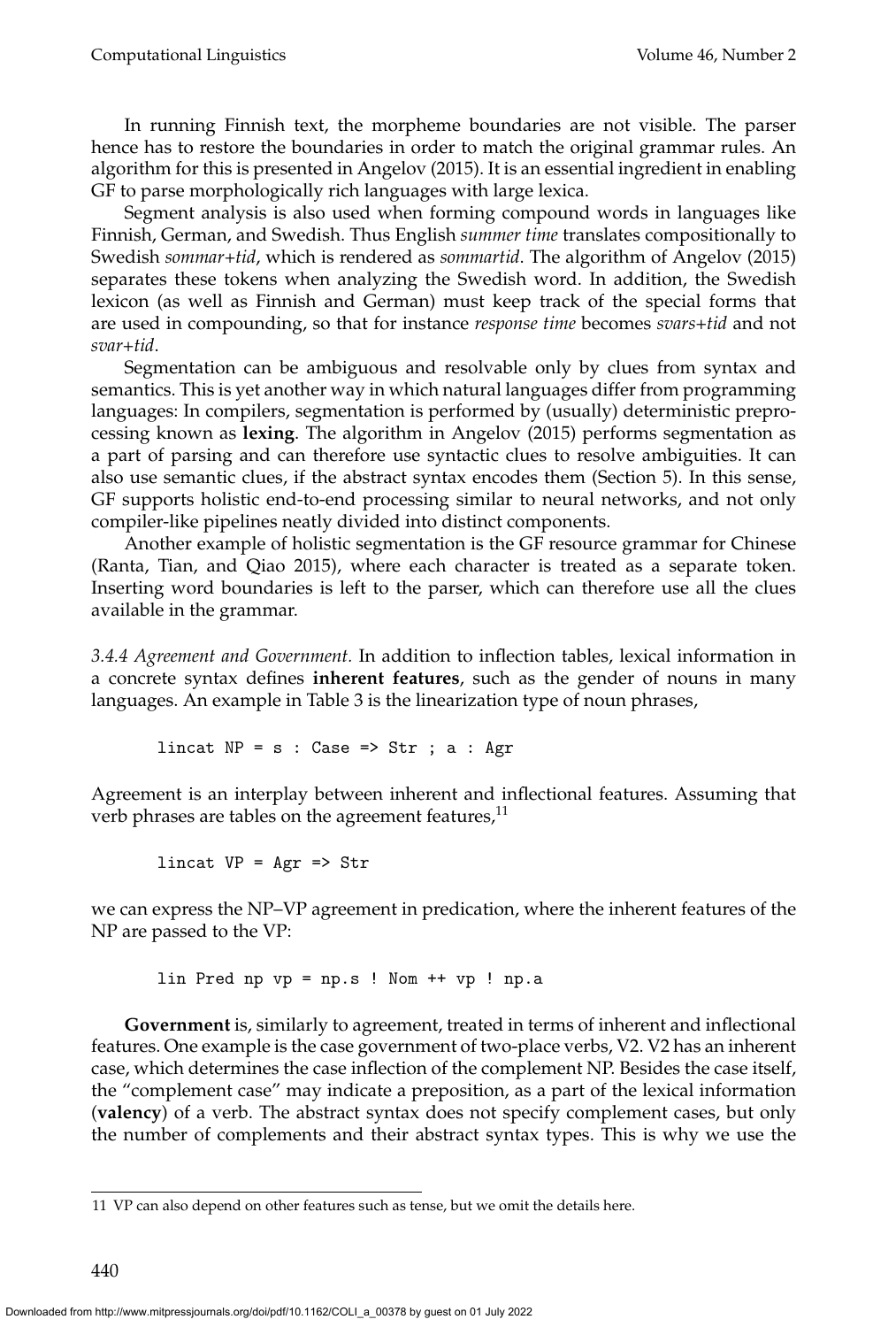In running Finnish text, the morpheme boundaries are not visible. The parser hence has to restore the boundaries in order to match the original grammar rules. An algorithm for this is presented in Angelov (2015). It is an essential ingredient in enabling GF to parse morphologically rich languages with large lexica.

Segment analysis is also used when forming compound words in languages like Finnish, German, and Swedish. Thus English *summer time* translates compositionally to Swedish *sommar+tid*, which is rendered as *sommartid*. The algorithm of Angelov (2015) separates these tokens when analyzing the Swedish word. In addition, the Swedish lexicon (as well as Finnish and German) must keep track of the special forms that are used in compounding, so that for instance *response time* becomes *svars+tid* and not *svar+tid*.

Segmentation can be ambiguous and resolvable only by clues from syntax and semantics. This is yet another way in which natural languages differ from programming languages: In compilers, segmentation is performed by (usually) deterministic preprocessing known as **lexing**. The algorithm in Angelov (2015) performs segmentation as a part of parsing and can therefore use syntactic clues to resolve ambiguities. It can also use semantic clues, if the abstract syntax encodes them (Section 5). In this sense, GF supports holistic end-to-end processing similar to neural networks, and not only compiler-like pipelines neatly divided into distinct components.

Another example of holistic segmentation is the GF resource grammar for Chinese (Ranta, Tian, and Qiao 2015), where each character is treated as a separate token. Inserting word boundaries is left to the parser, which can therefore use all the clues available in the grammar.

*3.4.4 Agreement and Government.* In addition to inflection tables, lexical information in a concrete syntax defines **inherent features**, such as the gender of nouns in many languages. An example in Table 3 is the linearization type of noun phrases,

```
lincat NP = s : Case => Str ; a : Agr
```

Agreement is an interplay between inherent and inflectional features. Assuming that verb phrases are tables on the agreement features,[11]

```
lincat VP = Agr => Str
```

we can express the NP–VP agreement in predication, where the inherent features of the NP are passed to the VP:

```
lin Pred np vp = np.s ! Nom ++ vp ! np.a
```

**Government** is, similarly to agreement, treated in terms of inherent and inflectional features. One example is the case government of two-place verbs, V2. V2 has an inherent case, which determines the case inflection of the complement NP. Besides the case itself, the "complement case" may indicate a preposition, as a part of the lexical information (**valency**) of a verb. The abstract syntax does not specify complement cases, but only the number of complements and their abstract syntax types. This is why we use the

[11] VP can also depend on other features such as tense, but we omit the details here.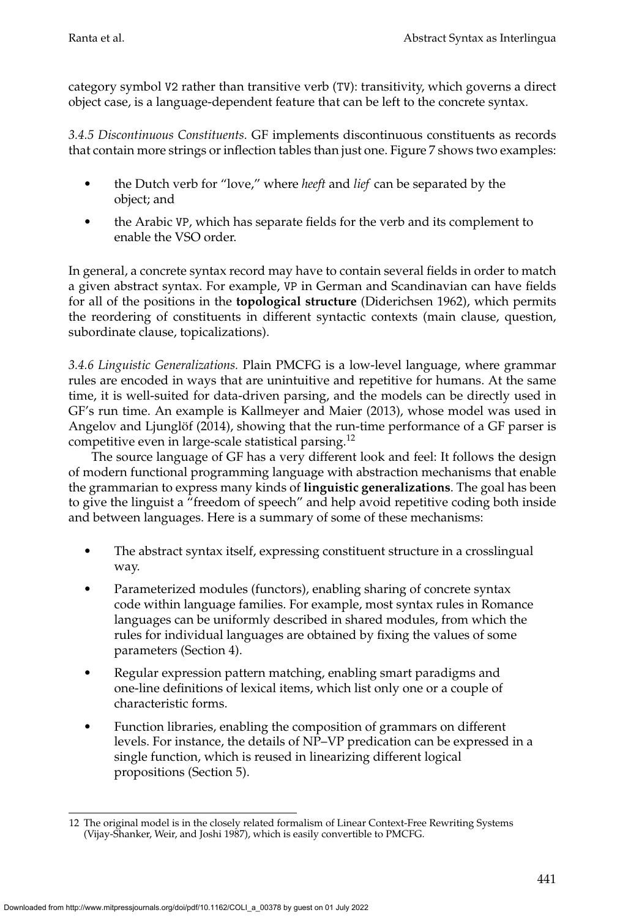category symbol V2 rather than transitive verb (TV): transitivity, which governs a direct object case, is a language-dependent feature that can be left to the concrete syntax.

*3.4.5 Discontinuous Constituents.* GF implements discontinuous constituents as records that contain more strings or inflection tables than just one. Figure 7 shows two examples:

- the Dutch verb for "love," where *heeft* and *lief* can be separated by the object; and
- the Arabic VP, which has separate fields for the verb and its complement to enable the VSO order.

In general, a concrete syntax record may have to contain several fields in order to match a given abstract syntax. For example, VP in German and Scandinavian can have fields for all of the positions in the **topological structure** (Diderichsen 1962), which permits the reordering of constituents in different syntactic contexts (main clause, question, subordinate clause, topicalizations).

*3.4.6 Linguistic Generalizations.* Plain PMCFG is a low-level language, where grammar rules are encoded in ways that are unintuitive and repetitive for humans. At the same time, it is well-suited for data-driven parsing, and the models can be directly used in GF's run time. An example is Kallmeyer and Maier (2013), whose model was used in Angelov and Ljunglöf (2014), showing that the run-time performance of a GF parser is competitive even in large-scale statistical parsing.[12]

The source language of GF has a very different look and feel: It follows the design of modern functional programming language with abstraction mechanisms that enable the grammarian to express many kinds of **linguistic generalizations**. The goal has been to give the linguist a "freedom of speech" and help avoid repetitive coding both inside and between languages. Here is a summary of some of these mechanisms:

- The abstract syntax itself, expressing constituent structure in a crosslingual way.
- Parameterized modules (functors), enabling sharing of concrete syntax code within language families. For example, most syntax rules in Romance languages can be uniformly described in shared modules, from which the rules for individual languages are obtained by fixing the values of some parameters (Section 4).
- Regular expression pattern matching, enabling smart paradigms and one-line definitions of lexical items, which list only one or a couple of characteristic forms.
- Function libraries, enabling the composition of grammars on different levels. For instance, the details of NP–VP predication can be expressed in a single function, which is reused in linearizing different logical propositions (Section 5).

---

12 The original model is in the closely related formalism of Linear Context-Free Rewriting Systems (Vijay-Shanker, Weir, and Joshi 1987), which is easily convertible to PMCFG.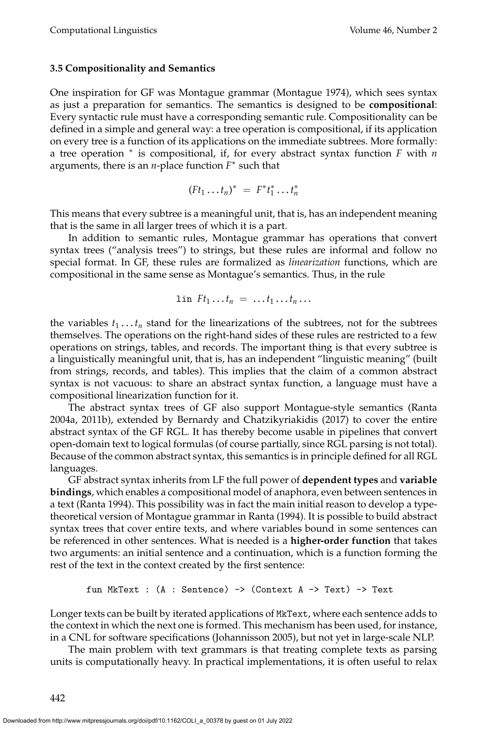### 3.5 Compositionality and Semantics

One inspiration for GF was Montague grammar (Montague 1974), which sees syntax as just a preparation for semantics. The semantics is designed to be **compositional**: Every syntactic rule must have a corresponding semantic rule. Compositionality can be defined in a simple and general way: a tree operation is compositional, if its application on every tree is a function of its applications on the immediate subtrees. More formally: a tree operation $^*$ is compositional, if, for every abstract syntax function $F$ with $n$ arguments, there is an $n$-place function $F^*$ such that

$$(Ft_1 \ldots t_n)^* = F^* t_1^* \ldots t_n^*$$

This means that every subtree is a meaningful unit, that is, has an independent meaning that is the same in all larger trees of which it is a part.

In addition to semantic rules, Montague grammar has operations that convert syntax trees ("analysis trees") to strings, but these rules are informal and follow no special format. In GF, these rules are formalized as *linearization* functions, which are compositional in the same sense as Montague's semantics. Thus, in the rule

$$\texttt{lin}\ Ft_1 \ldots t_n = \ldots t_1 \ldots t_n \ldots$$

the variables $t_1 \ldots t_n$ stand for the linearizations of the subtrees, not for the subtrees themselves. The operations on the right-hand sides of these rules are restricted to a few operations on strings, tables, and records. The important thing is that every subtree is a linguistically meaningful unit, that is, has an independent "linguistic meaning" (built from strings, records, and tables). This implies that the claim of a common abstract syntax is not vacuous: to share an abstract syntax function, a language must have a compositional linearization function for it.

The abstract syntax trees of GF also support Montague-style semantics (Ranta 2004a, 2011b), extended by Bernardy and Chatzikyriakidis (2017) to cover the entire abstract syntax of the GF RGL. It has thereby become usable in pipelines that convert open-domain text to logical formulas (of course partially, since RGL parsing is not total). Because of the common abstract syntax, this semantics is in principle defined for all RGL languages.

GF abstract syntax inherits from LF the full power of **dependent types** and **variable bindings**, which enables a compositional model of anaphora, even between sentences in a text (Ranta 1994). This possibility was in fact the main initial reason to develop a type-theoretical version of Montague grammar in Ranta (1994). It is possible to build abstract syntax trees that cover entire texts, and where variables bound in some sentences can be referenced in other sentences. What is needed is a **higher-order function** that takes two arguments: an initial sentence and a continuation, which is a function forming the rest of the text in the context created by the first sentence:

```
fun MkText : (A : Sentence) -> (Context A -> Text) -> Text
```

Longer texts can be built by iterated applications of `MkText`, where each sentence adds to the context in which the next one is formed. This mechanism has been used, for instance, in a CNL for software specifications (Johannisson 2005), but not yet in large-scale NLP.

The main problem with text grammars is that treating complete texts as parsing units is computationally heavy. In practical implementations, it is often useful to relax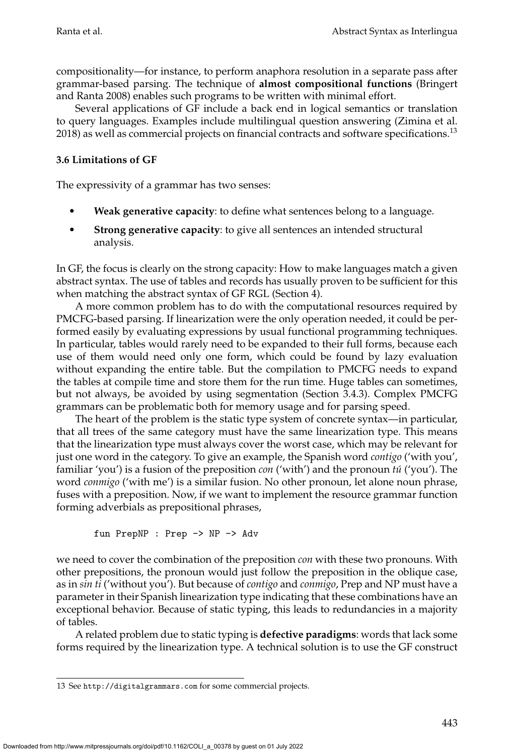compositionality—for instance, to perform anaphora resolution in a separate pass after grammar-based parsing. The technique of **almost compositional functions** (Bringert and Ranta 2008) enables such programs to be written with minimal effort.

Several applications of GF include a back end in logical semantics or translation to query languages. Examples include multilingual question answering (Zimina et al. 2018) as well as commercial projects on financial contracts and software specifications.[13]

### 3.6 Limitations of GF

The expressivity of a grammar has two senses:

- **Weak generative capacity**: to define what sentences belong to a language.
- **Strong generative capacity**: to give all sentences an intended structural analysis.

In GF, the focus is clearly on the strong capacity: How to make languages match a given abstract syntax. The use of tables and records has usually proven to be sufficient for this when matching the abstract syntax of GF RGL (Section 4).

A more common problem has to do with the computational resources required by PMCFG-based parsing. If linearization were the only operation needed, it could be performed easily by evaluating expressions by usual functional programming techniques. In particular, tables would rarely need to be expanded to their full forms, because each use of them would need only one form, which could be found by lazy evaluation without expanding the entire table. But the compilation to PMCFG needs to expand the tables at compile time and store them for the run time. Huge tables can sometimes, but not always, be avoided by using segmentation (Section 3.4.3). Complex PMCFG grammars can be problematic both for memory usage and for parsing speed.

The heart of the problem is the static type system of concrete syntax—in particular, that all trees of the same category must have the same linearization type. This means that the linearization type must always cover the worst case, which may be relevant for just one word in the category. To give an example, the Spanish word *contigo* ('with you', familiar 'you') is a fusion of the preposition *con* ('with') and the pronoun *tú* ('you'). The word *conmigo* ('with me') is a similar fusion. No other pronoun, let alone noun phrase, fuses with a preposition. Now, if we want to implement the resource grammar function forming adverbials as prepositional phrases,

```
fun PrepNP : Prep -> NP -> Adv
```

we need to cover the combination of the preposition *con* with these two pronouns. With other prepositions, the pronoun would just follow the preposition in the oblique case, as in *sin ti* ('without you'). But because of *contigo* and *conmigo*, Prep and NP must have a parameter in their Spanish linearization type indicating that these combinations have an exceptional behavior. Because of static typing, this leads to redundancies in a majority of tables.

A related problem due to static typing is **defective paradigms**: words that lack some forms required by the linearization type. A technical solution is to use the GF construct

---

[13] See http://digitalgrammars.com for some commercial projects.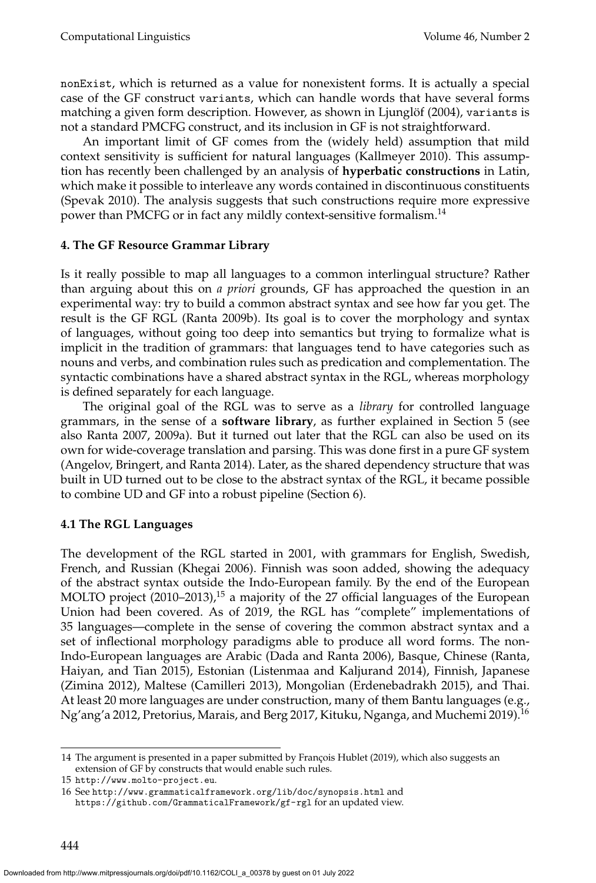nonExist, which is returned as a value for nonexistent forms. It is actually a special case of the GF construct variants, which can handle words that have several forms matching a given form description. However, as shown in Ljunglöf (2004), variants is not a standard PMCFG construct, and its inclusion in GF is not straightforward.

An important limit of GF comes from the (widely held) assumption that mild context sensitivity is sufficient for natural languages (Kallmeyer 2010). This assumption has recently been challenged by an analysis of **hyperbatic constructions** in Latin, which make it possible to interleave any words contained in discontinuous constituents (Spevak 2010). The analysis suggests that such constructions require more expressive power than PMCFG or in fact any mildly context-sensitive formalism.[14]

## 4. The GF Resource Grammar Library

Is it really possible to map all languages to a common interlingual structure? Rather than arguing about this on *a priori* grounds, GF has approached the question in an experimental way: try to build a common abstract syntax and see how far you get. The result is the GF RGL (Ranta 2009b). Its goal is to cover the morphology and syntax of languages, without going too deep into semantics but trying to formalize what is implicit in the tradition of grammars: that languages tend to have categories such as nouns and verbs, and combination rules such as predication and complementation. The syntactic combinations have a shared abstract syntax in the RGL, whereas morphology is defined separately for each language.

The original goal of the RGL was to serve as a *library* for controlled language grammars, in the sense of a **software library**, as further explained in Section 5 (see also Ranta 2007, 2009a). But it turned out later that the RGL can also be used on its own for wide-coverage translation and parsing. This was done first in a pure GF system (Angelov, Bringert, and Ranta 2014). Later, as the shared dependency structure that was built in UD turned out to be close to the abstract syntax of the RGL, it became possible to combine UD and GF into a robust pipeline (Section 6).

### 4.1 The RGL Languages

The development of the RGL started in 2001, with grammars for English, Swedish, French, and Russian (Khegai 2006). Finnish was soon added, showing the adequacy of the abstract syntax outside the Indo-European family. By the end of the European MOLTO project (2010–2013),[15] a majority of the 27 official languages of the European Union had been covered. As of 2019, the RGL has "complete" implementations of 35 languages—complete in the sense of covering the common abstract syntax and a set of inflectional morphology paradigms able to produce all word forms. The non-Indo-European languages are Arabic (Dada and Ranta 2006), Basque, Chinese (Ranta, Haiyan, and Tian 2015), Estonian (Listenmaa and Kaljurand 2014), Finnish, Japanese (Zimina 2012), Maltese (Camilleri 2013), Mongolian (Erdenebadrakh 2015), and Thai. At least 20 more languages are under construction, many of them Bantu languages (e.g., Ng'ang'a 2012, Pretorius, Marais, and Berg 2017, Kituku, Nganga, and Muchemi 2019).[16]

---

14 The argument is presented in a paper submitted by François Hublet (2019), which also suggests an extension of GF by constructs that would enable such rules.

15 http://www.molto-project.eu.

16 See http://www.grammaticalframework.org/lib/doc/synopsis.html and https://github.com/GrammaticalFramework/gf-rgl for an updated view.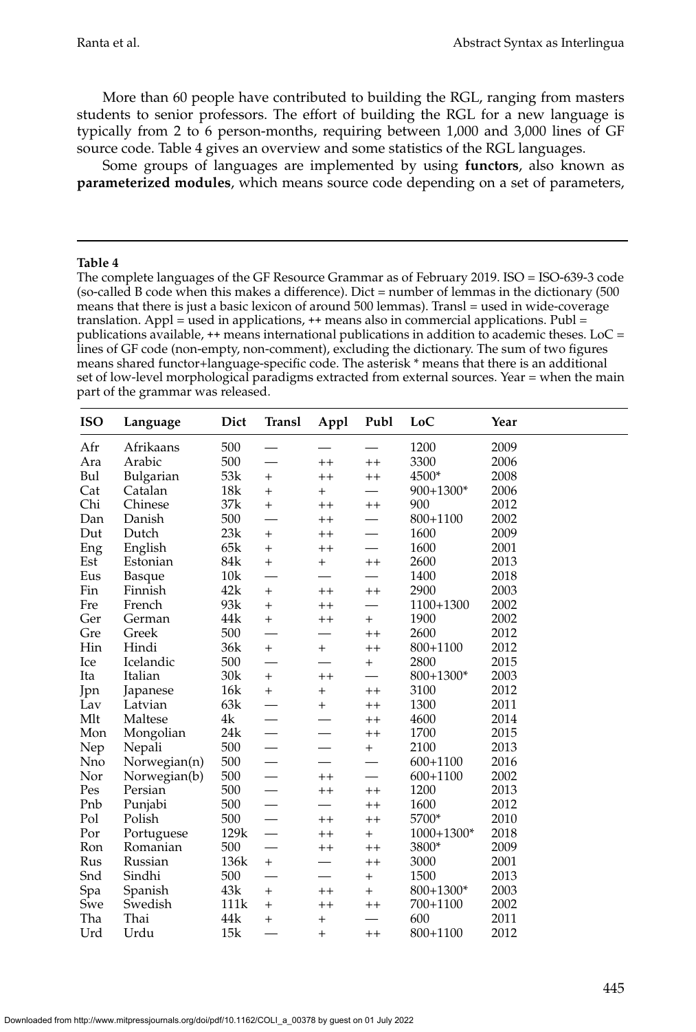More than 60 people have contributed to building the RGL, ranging from masters students to senior professors. The effort of building the RGL for a new language is typically from 2 to 6 person-months, requiring between 1,000 and 3,000 lines of GF source code. Table 4 gives an overview and some statistics of the RGL languages.

Some groups of languages are implemented by using **functors**, also known as **parameterized modules**, which means source code depending on a set of parameters,

**Table 4**

The complete languages of the GF Resource Grammar as of February 2019. ISO = ISO-639-3 code (so-called B code when this makes a difference). Dict = number of lemmas in the dictionary (500 means that there is just a basic lexicon of around 500 lemmas). Transl = used in wide-coverage translation. Appl = used in applications, ++ means also in commercial applications. Publ = publications available, ++ means international publications in addition to academic theses. LoC = lines of GF code (non-empty, non-comment), excluding the dictionary. The sum of two figures means shared functor+language-specific code. The asterisk * means that there is an additional set of low-level morphological paradigms extracted from external sources. Year = when the main part of the grammar was released.

| ISO | Language | Dict | Transl | Appl | Publ | LoC | Year |
|---|---|---|---|---|---|---|---|
| Afr | Afrikaans | 500 | — | — | — | 1200 | 2009 |
| Ara | Arabic | 500 | — | ++ | ++ | 3300 | 2006 |
| Bul | Bulgarian | 53k | + | ++ | ++ | 4500* | 2008 |
| Cat | Catalan | 18k | + | + | — | 900+1300* | 2006 |
| Chi | Chinese | 37k | + | ++ | ++ | 900 | 2012 |
| Dan | Danish | 500 | — | ++ | — | 800+1100 | 2002 |
| Dut | Dutch | 23k | + | ++ | — | 1600 | 2009 |
| Eng | English | 65k | + | ++ | — | 1600 | 2001 |
| Est | Estonian | 84k | + | + | ++ | 2600 | 2013 |
| Eus | Basque | 10k | — | — | — | 1400 | 2018 |
| Fin | Finnish | 42k | + | ++ | ++ | 2900 | 2003 |
| Fre | French | 93k | + | ++ | — | 1100+1300 | 2002 |
| Ger | German | 44k | + | ++ | + | 1900 | 2002 |
| Gre | Greek | 500 | — | — | ++ | 2600 | 2012 |
| Hin | Hindi | 36k | + | + | ++ | 800+1100 | 2012 |
| Ice | Icelandic | 500 | — | — | + | 2800 | 2015 |
| Ita | Italian | 30k | + | ++ | — | 800+1300* | 2003 |
| Jpn | Japanese | 16k | + | + | ++ | 3100 | 2012 |
| Lav | Latvian | 63k | — | + | ++ | 1300 | 2011 |
| Mlt | Maltese | 4k | — | — | ++ | 4600 | 2014 |
| Mon | Mongolian | 24k | — | — | ++ | 1700 | 2015 |
| Nep | Nepali | 500 | — | — | + | 2100 | 2013 |
| Nno | Norwegian(n) | 500 | — | — | — | 600+1100 | 2016 |
| Nor | Norwegian(b) | 500 | — | ++ | — | 600+1100 | 2002 |
| Pes | Persian | 500 | — | ++ | ++ | 1200 | 2013 |
| Pnb | Punjabi | 500 | — | — | ++ | 1600 | 2012 |
| Pol | Polish | 500 | — | ++ | ++ | 5700* | 2010 |
| Por | Portuguese | 129k | — | ++ | + | 1000+1300* | 2018 |
| Ron | Romanian | 500 | — | ++ | ++ | 3800* | 2009 |
| Rus | Russian | 136k | + | — | ++ | 3000 | 2001 |
| Snd | Sindhi | 500 | — | — | + | 1500 | 2013 |
| Spa | Spanish | 43k | + | ++ | + | 800+1300* | 2003 |
| Swe | Swedish | 111k | + | ++ | ++ | 700+1100 | 2002 |
| Tha | Thai | 44k | + | + | — | 600 | 2011 |
| Urd | Urdu | 15k | — | + | ++ | 800+1100 | 2012 |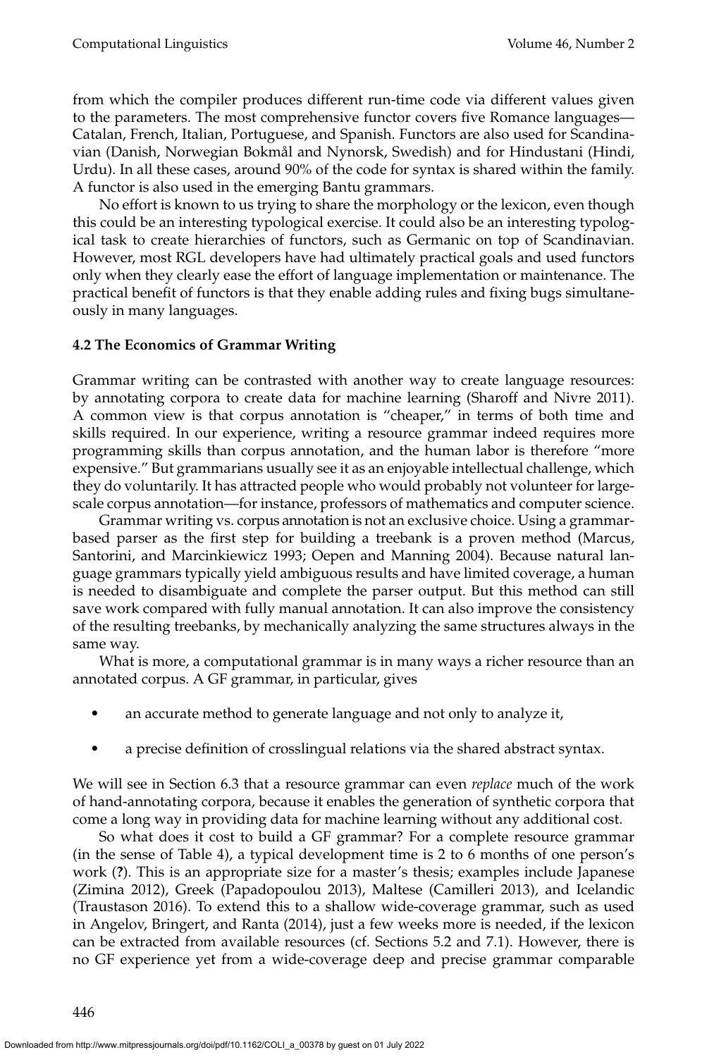from which the compiler produces different run-time code via different values given to the parameters. The most comprehensive functor covers five Romance languages—Catalan, French, Italian, Portuguese, and Spanish. Functors are also used for Scandinavian (Danish, Norwegian Bokmål and Nynorsk, Swedish) and for Hindustani (Hindi, Urdu). In all these cases, around 90% of the code for syntax is shared within the family. A functor is also used in the emerging Bantu grammars.

No effort is known to us trying to share the morphology or the lexicon, even though this could be an interesting typological exercise. It could also be an interesting typological task to create hierarchies of functors, such as Germanic on top of Scandinavian. However, most RGL developers have had ultimately practical goals and used functors only when they clearly ease the effort of language implementation or maintenance. The practical benefit of functors is that they enable adding rules and fixing bugs simultaneously in many languages.

### 4.2 The Economics of Grammar Writing

Grammar writing can be contrasted with another way to create language resources: by annotating corpora to create data for machine learning (Sharoff and Nivre 2011). A common view is that corpus annotation is "cheaper," in terms of both time and skills required. In our experience, writing a resource grammar indeed requires more programming skills than corpus annotation, and the human labor is therefore "more expensive." But grammarians usually see it as an enjoyable intellectual challenge, which they do voluntarily. It has attracted people who would probably not volunteer for large-scale corpus annotation—for instance, professors of mathematics and computer science.

Grammar writing vs. corpus annotation is not an exclusive choice. Using a grammar-based parser as the first step for building a treebank is a proven method (Marcus, Santorini, and Marcinkiewicz 1993; Oepen and Manning 2004). Because natural language grammars typically yield ambiguous results and have limited coverage, a human is needed to disambiguate and complete the parser output. But this method can still save work compared with fully manual annotation. It can also improve the consistency of the resulting treebanks, by mechanically analyzing the same structures always in the same way.

What is more, a computational grammar is in many ways a richer resource than an annotated corpus. A GF grammar, in particular, gives

- an accurate method to generate language and not only to analyze it,
- a precise definition of crosslingual relations via the shared abstract syntax.

We will see in Section 6.3 that a resource grammar can even *replace* much of the work of hand-annotating corpora, because it enables the generation of synthetic corpora that come a long way in providing data for machine learning without any additional cost.

So what does it cost to build a GF grammar? For a complete resource grammar (in the sense of Table 4), a typical development time is 2 to 6 months of one person's work (**?**). This is an appropriate size for a master's thesis; examples include Japanese (Zimina 2012), Greek (Papadopoulou 2013), Maltese (Camilleri 2013), and Icelandic (Traustason 2016). To extend this to a shallow wide-coverage grammar, such as used in Angelov, Bringert, and Ranta (2014), just a few weeks more is needed, if the lexicon can be extracted from available resources (cf. Sections 5.2 and 7.1). However, there is no GF experience yet from a wide-coverage deep and precise grammar comparable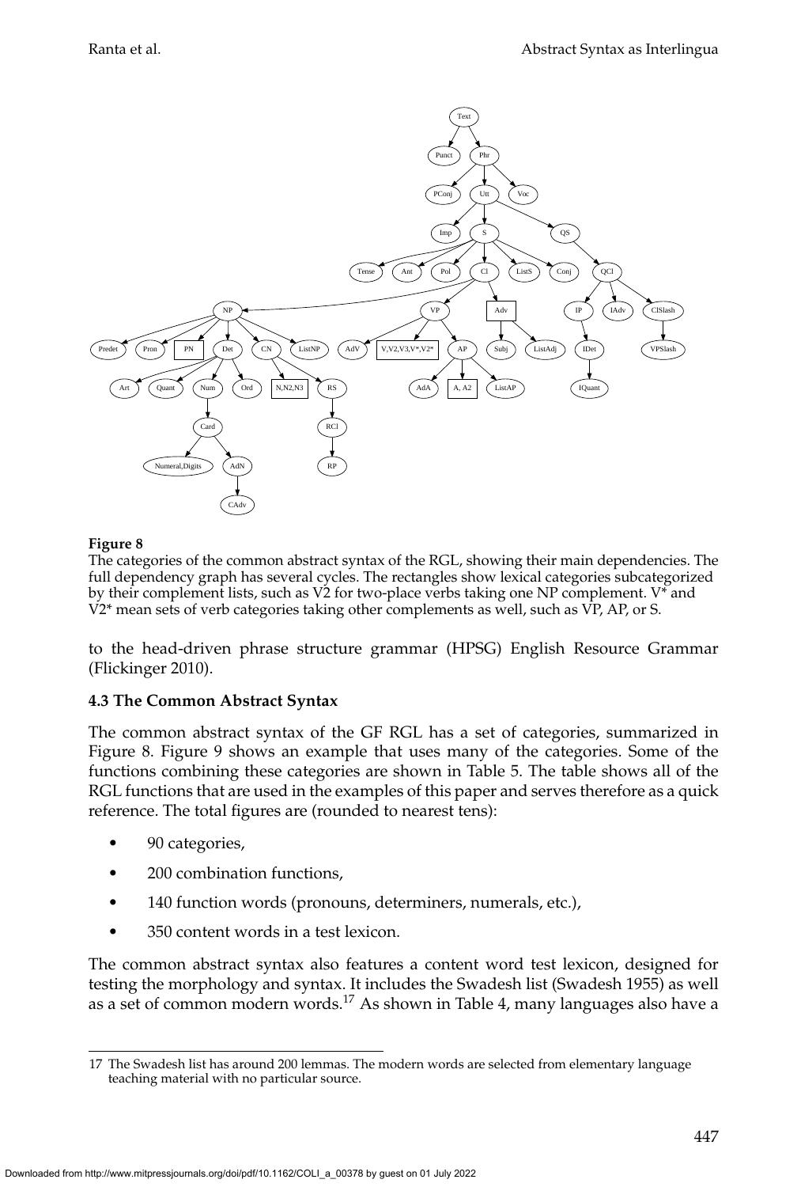**Figure 8**
The categories of the common abstract syntax of the RGL, showing their main dependencies. The full dependency graph has several cycles. The rectangles show lexical categories subcategorized by their complement lists, such as V2 for two-place verbs taking one NP complement. V* and V2* mean sets of verb categories taking other complements as well, such as VP, AP, or S.

to the head-driven phrase structure grammar (HPSG) English Resource Grammar (Flickinger 2010).

### 4.3 The Common Abstract Syntax

The common abstract syntax of the GF RGL has a set of categories, summarized in Figure 8. Figure 9 shows an example that uses many of the categories. Some of the functions combining these categories are shown in Table 5. The table shows all of the RGL functions that are used in the examples of this paper and serves therefore as a quick reference. The total figures are (rounded to nearest tens):

- 90 categories,
- 200 combination functions,
- 140 function words (pronouns, determiners, numerals, etc.),
- 350 content words in a test lexicon.

The common abstract syntax also features a content word test lexicon, designed for testing the morphology and syntax. It includes the Swadesh list (Swadesh 1955) as well as a set of common modern words.[17] As shown in Table 4, many languages also have a

---

17 The Swadesh list has around 200 lemmas. The modern words are selected from elementary language teaching material with no particular source.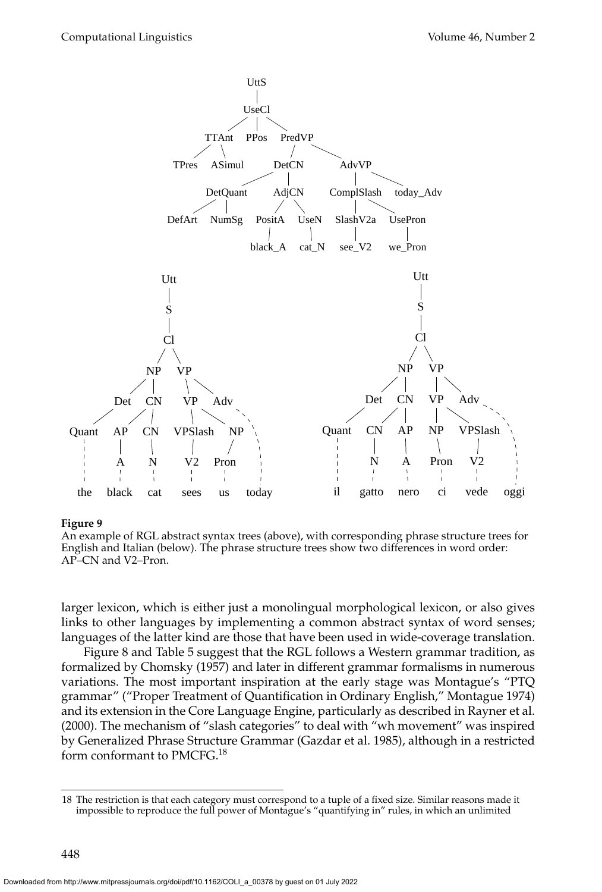**Figure 9**
An example of RGL abstract syntax trees (above), with corresponding phrase structure trees for English and Italian (below). The phrase structure trees show two differences in word order: AP–CN and V2–Pron.

larger lexicon, which is either just a monolingual morphological lexicon, or also gives links to other languages by implementing a common abstract syntax of word senses; languages of the latter kind are those that have been used in wide-coverage translation.

Figure 8 and Table 5 suggest that the RGL follows a Western grammar tradition, as formalized by Chomsky (1957) and later in different grammar formalisms in numerous variations. The most important inspiration at the early stage was Montague's "PTQ grammar" ("Proper Treatment of Quantification in Ordinary English," Montague 1974) and its extension in the Core Language Engine, particularly as described in Rayner et al. (2000). The mechanism of "slash categories" to deal with "wh movement" was inspired by Generalized Phrase Structure Grammar (Gazdar et al. 1985), although in a restricted form conformant to PMCFG.[18]

---

18 The restriction is that each category must correspond to a tuple of a fixed size. Similar reasons made it impossible to reproduce the full power of Montague's "quantifying in" rules, in which an unlimited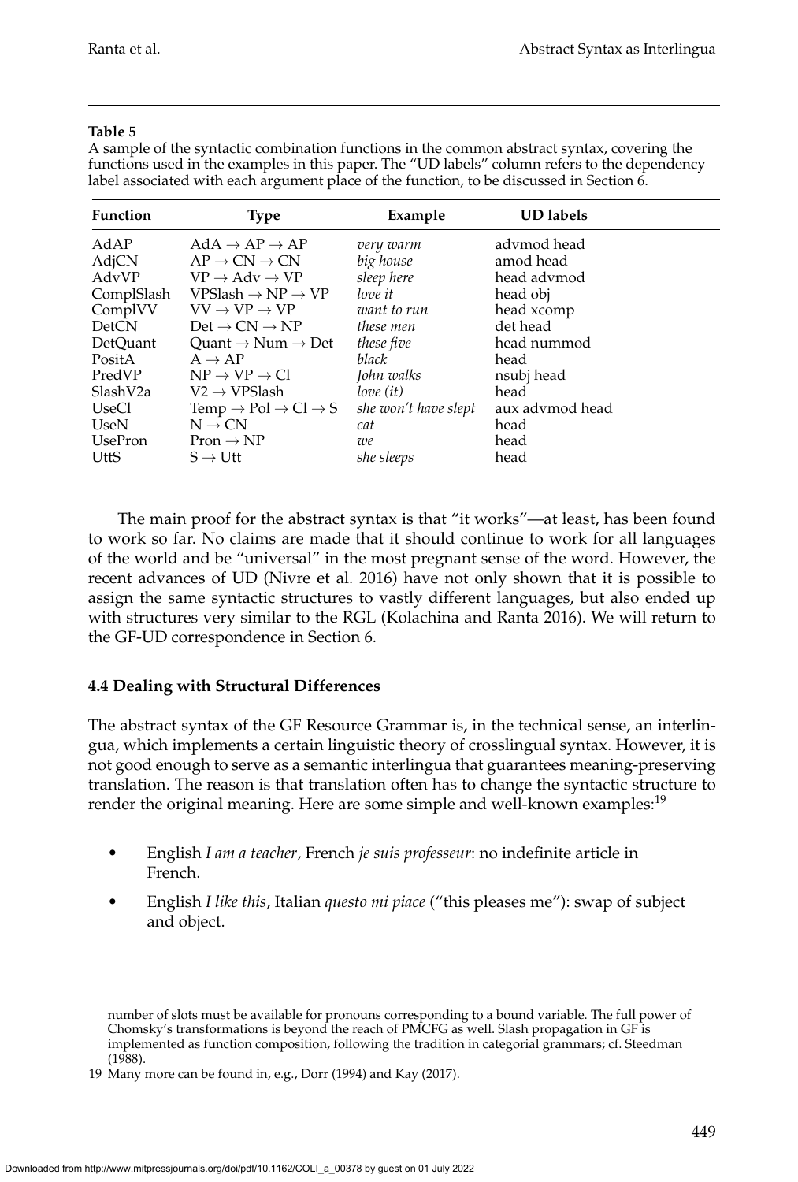**Table 5**

A sample of the syntactic combination functions in the common abstract syntax, covering the functions used in the examples in this paper. The "UD labels" column refers to the dependency label associated with each argument place of the function, to be discussed in Section 6.

| Function | Type | Example | UD labels |
|---|---|---|---|
| AdAP | AdA → AP → AP | *very warm* | advmod head |
| AdjCN | AP → CN → CN | *big house* | amod head |
| AdvVP | VP → Adv → VP | *sleep here* | head advmod |
| ComplSlash | VPSlash → NP → VP | *love it* | head obj |
| ComplVV | VV → VP → VP | *want to run* | head xcomp |
| DetCN | Det → CN → NP | *these men* | det head |
| DetQuant | Quant → Num → Det | *these five* | head nummod |
| PositA | A → AP | *black* | head |
| PredVP | NP → VP → Cl | *John walks* | nsubj head |
| SlashV2a | V2 → VPSlash | *love (it)* | head |
| UseCl | Temp → Pol → Cl → S | *she won't have slept* | aux advmod head |
| UseN | N → CN | *cat* | head |
| UsePron | Pron → NP | *we* | head |
| UttS | S → Utt | *she sleeps* | head |

The main proof for the abstract syntax is that "it works"—at least, has been found to work so far. No claims are made that it should continue to work for all languages of the world and be "universal" in the most pregnant sense of the word. However, the recent advances of UD (Nivre et al. 2016) have not only shown that it is possible to assign the same syntactic structures to vastly different languages, but also ended up with structures very similar to the RGL (Kolachina and Ranta 2016). We will return to the GF-UD correspondence in Section 6.

### 4.4 Dealing with Structural Differences

The abstract syntax of the GF Resource Grammar is, in the technical sense, an interlingua, which implements a certain linguistic theory of crosslingual syntax. However, it is not good enough to serve as a semantic interlingua that guarantees meaning-preserving translation. The reason is that translation often has to change the syntactic structure to render the original meaning. Here are some simple and well-known examples:[19]

- English *I am a teacher*, French *je suis professeur*: no indefinite article in French.
- English *I like this*, Italian *questo mi piace* ("this pleases me"): swap of subject and object.

number of slots must be available for pronouns corresponding to a bound variable. The full power of Chomsky's transformations is beyond the reach of PMCFG as well. Slash propagation in GF is implemented as function composition, following the tradition in categorial grammars; cf. Steedman (1988).

19 Many more can be found in, e.g., Dorr (1994) and Kay (2017).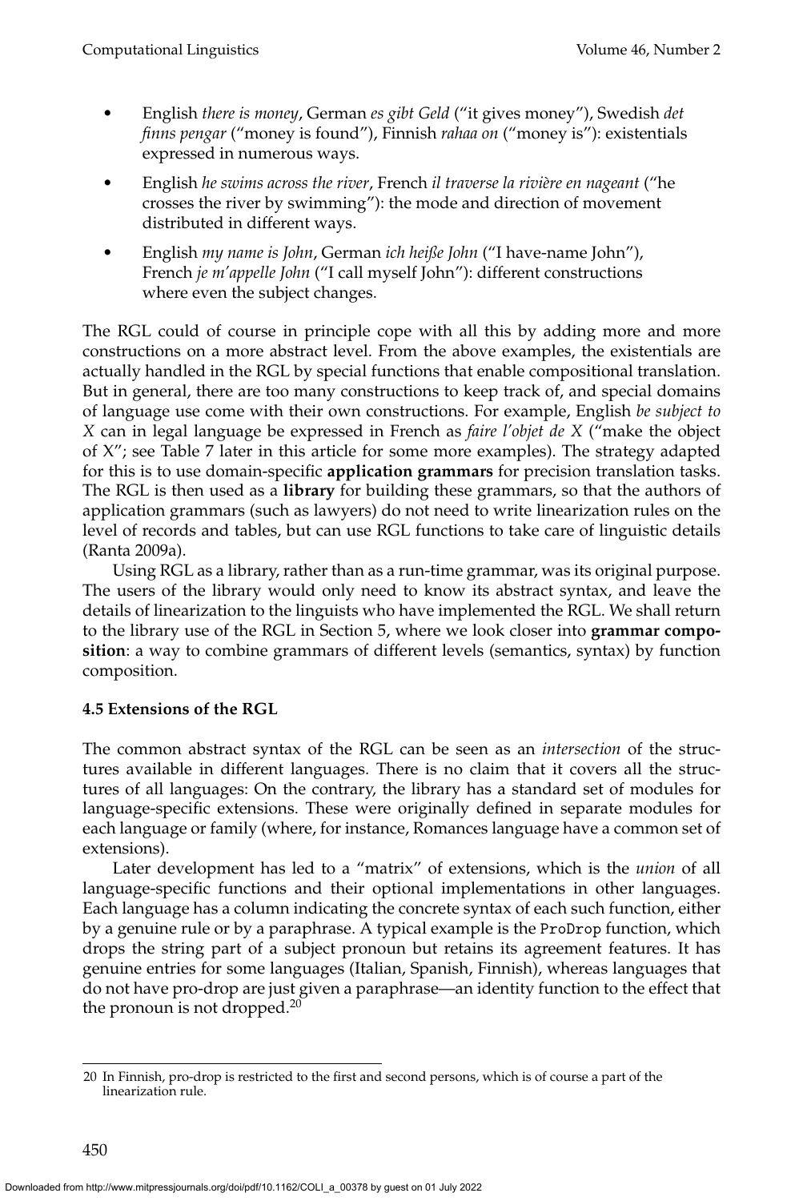- English *there is money*, German *es gibt Geld* ("it gives money"), Swedish *det finns pengar* ("money is found"), Finnish *rahaa on* ("money is"): existentials expressed in numerous ways.
- English *he swims across the river*, French *il traverse la rivière en nageant* ("he crosses the river by swimming"): the mode and direction of movement distributed in different ways.
- English *my name is John*, German *ich heiße John* ("I have-name John"), French *je m'appelle John* ("I call myself John"): different constructions where even the subject changes.

The RGL could of course in principle cope with all this by adding more and more constructions on a more abstract level. From the above examples, the existentials are actually handled in the RGL by special functions that enable compositional translation. But in general, there are too many constructions to keep track of, and special domains of language use come with their own constructions. For example, English *be subject to X* can in legal language be expressed in French as *faire l'objet de X* ("make the object of X"; see Table 7 later in this article for some more examples). The strategy adapted for this is to use domain-specific **application grammars** for precision translation tasks. The RGL is then used as a **library** for building these grammars, so that the authors of application grammars (such as lawyers) do not need to write linearization rules on the level of records and tables, but can use RGL functions to take care of linguistic details (Ranta 2009a).

Using RGL as a library, rather than as a run-time grammar, was its original purpose. The users of the library would only need to know its abstract syntax, and leave the details of linearization to the linguists who have implemented the RGL. We shall return to the library use of the RGL in Section 5, where we look closer into **grammar composition**: a way to combine grammars of different levels (semantics, syntax) by function composition.

### 4.5 Extensions of the RGL

The common abstract syntax of the RGL can be seen as an *intersection* of the structures available in different languages. There is no claim that it covers all the structures of all languages: On the contrary, the library has a standard set of modules for language-specific extensions. These were originally defined in separate modules for each language or family (where, for instance, Romances language have a common set of extensions).

Later development has led to a "matrix" of extensions, which is the *union* of all language-specific functions and their optional implementations in other languages. Each language has a column indicating the concrete syntax of each such function, either by a genuine rule or by a paraphrase. A typical example is the `ProDrop` function, which drops the string part of a subject pronoun but retains its agreement features. It has genuine entries for some languages (Italian, Spanish, Finnish), whereas languages that do not have pro-drop are just given a paraphrase—an identity function to the effect that the pronoun is not dropped.[20]

[20] In Finnish, pro-drop is restricted to the first and second persons, which is of course a part of the linearization rule.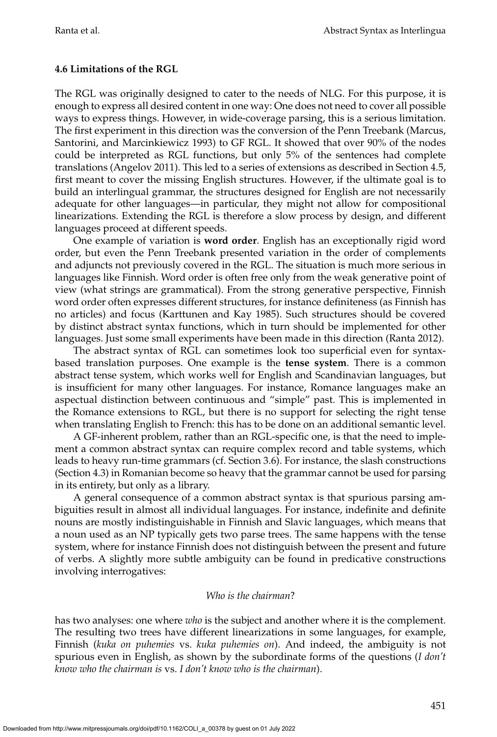### 4.6 Limitations of the RGL

The RGL was originally designed to cater to the needs of NLG. For this purpose, it is enough to express all desired content in one way: One does not need to cover all possible ways to express things. However, in wide-coverage parsing, this is a serious limitation. The first experiment in this direction was the conversion of the Penn Treebank (Marcus, Santorini, and Marcinkiewicz 1993) to GF RGL. It showed that over 90% of the nodes could be interpreted as RGL functions, but only 5% of the sentences had complete translations (Angelov 2011). This led to a series of extensions as described in Section 4.5, first meant to cover the missing English structures. However, if the ultimate goal is to build an interlingual grammar, the structures designed for English are not necessarily adequate for other languages—in particular, they might not allow for compositional linearizations. Extending the RGL is therefore a slow process by design, and different languages proceed at different speeds.

One example of variation is **word order**. English has an exceptionally rigid word order, but even the Penn Treebank presented variation in the order of complements and adjuncts not previously covered in the RGL. The situation is much more serious in languages like Finnish. Word order is often free only from the weak generative point of view (what strings are grammatical). From the strong generative perspective, Finnish word order often expresses different structures, for instance definiteness (as Finnish has no articles) and focus (Karttunen and Kay 1985). Such structures should be covered by distinct abstract syntax functions, which in turn should be implemented for other languages. Just some small experiments have been made in this direction (Ranta 2012).

The abstract syntax of RGL can sometimes look too superficial even for syntax-based translation purposes. One example is the **tense system**. There is a common abstract tense system, which works well for English and Scandinavian languages, but is insufficient for many other languages. For instance, Romance languages make an aspectual distinction between continuous and "simple" past. This is implemented in the Romance extensions to RGL, but there is no support for selecting the right tense when translating English to French: this has to be done on an additional semantic level.

A GF-inherent problem, rather than an RGL-specific one, is that the need to implement a common abstract syntax can require complex record and table systems, which leads to heavy run-time grammars (cf. Section 3.6). For instance, the slash constructions (Section 4.3) in Romanian become so heavy that the grammar cannot be used for parsing in its entirety, but only as a library.

A general consequence of a common abstract syntax is that spurious parsing ambiguities result in almost all individual languages. For instance, indefinite and definite nouns are mostly indistinguishable in Finnish and Slavic languages, which means that a noun used as an NP typically gets two parse trees. The same happens with the tense system, where for instance Finnish does not distinguish between the present and future of verbs. A slightly more subtle ambiguity can be found in predicative constructions involving interrogatives:

*Who is the chairman*?

has two analyses: one where *who* is the subject and another where it is the complement. The resulting two trees have different linearizations in some languages, for example, Finnish (*kuka on puhemies* vs. *kuka puhemies on*). And indeed, the ambiguity is not spurious even in English, as shown by the subordinate forms of the questions (*I don't know who the chairman is* vs. *I don't know who is the chairman*).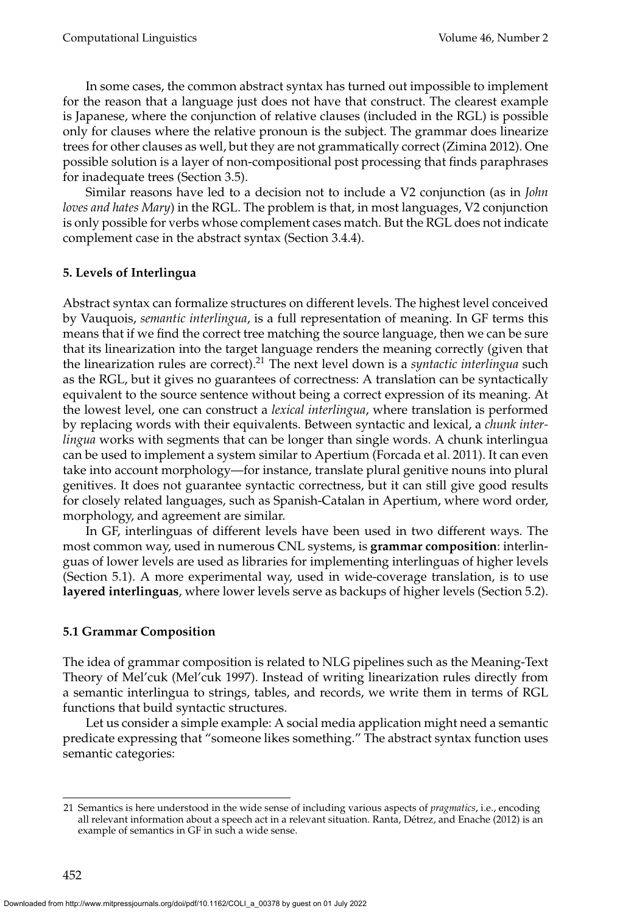In some cases, the common abstract syntax has turned out impossible to implement for the reason that a language just does not have that construct. The clearest example is Japanese, where the conjunction of relative clauses (included in the RGL) is possible only for clauses where the relative pronoun is the subject. The grammar does linearize trees for other clauses as well, but they are not grammatically correct (Zimina 2012). One possible solution is a layer of non-compositional post processing that finds paraphrases for inadequate trees (Section 3.5).

Similar reasons have led to a decision not to include a V2 conjunction (as in *John loves and hates Mary*) in the RGL. The problem is that, in most languages, V2 conjunction is only possible for verbs whose complement cases match. But the RGL does not indicate complement case in the abstract syntax (Section 3.4.4).

## 5. Levels of Interlingua

Abstract syntax can formalize structures on different levels. The highest level conceived by Vauquois, *semantic interlingua*, is a full representation of meaning. In GF terms this means that if we find the correct tree matching the source language, then we can be sure that its linearization into the target language renders the meaning correctly (given that the linearization rules are correct).[21] The next level down is a *syntactic interlingua* such as the RGL, but it gives no guarantees of correctness: A translation can be syntactically equivalent to the source sentence without being a correct expression of its meaning. At the lowest level, one can construct a *lexical interlingua*, where translation is performed by replacing words with their equivalents. Between syntactic and lexical, a *chunk interlingua* works with segments that can be longer than single words. A chunk interlingua can be used to implement a system similar to Apertium (Forcada et al. 2011). It can even take into account morphology—for instance, translate plural genitive nouns into plural genitives. It does not guarantee syntactic correctness, but it can still give good results for closely related languages, such as Spanish-Catalan in Apertium, where word order, morphology, and agreement are similar.

In GF, interlinguas of different levels have been used in two different ways. The most common way, used in numerous CNL systems, is **grammar composition**: interlinguas of lower levels are used as libraries for implementing interlinguas of higher levels (Section 5.1). A more experimental way, used in wide-coverage translation, is to use **layered interlinguas**, where lower levels serve as backups of higher levels (Section 5.2).

### 5.1 Grammar Composition

The idea of grammar composition is related to NLG pipelines such as the Meaning-Text Theory of Mel'cuk (Mel'cuk 1997). Instead of writing linearization rules directly from a semantic interlingua to strings, tables, and records, we write them in terms of RGL functions that build syntactic structures.

Let us consider a simple example: A social media application might need a semantic predicate expressing that "someone likes something." The abstract syntax function uses semantic categories:

21 Semantics is here understood in the wide sense of including various aspects of *pragmatics*, i.e., encoding all relevant information about a speech act in a relevant situation. Ranta, Détrez, and Enache (2012) is an example of semantics in GF in such a wide sense.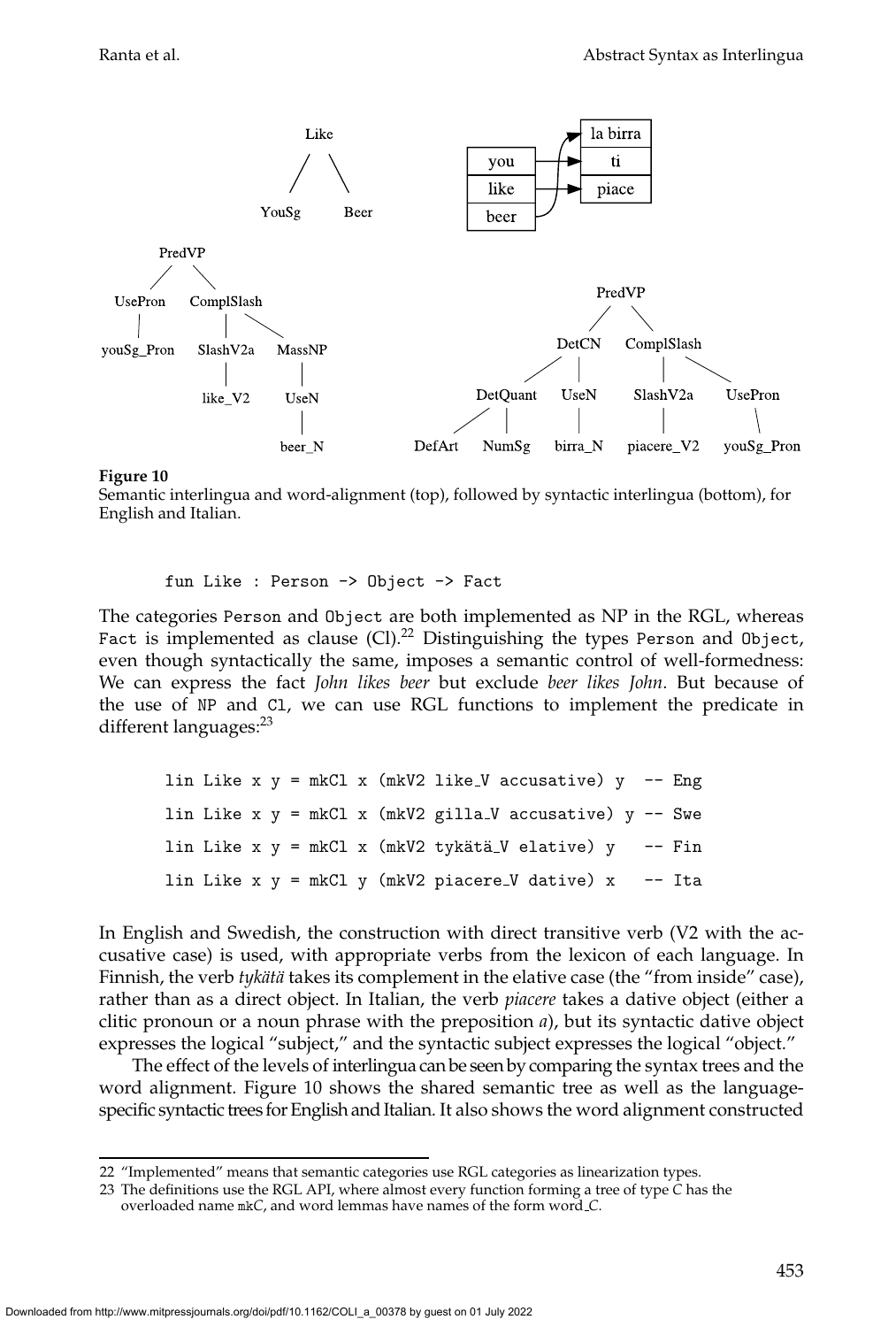**Figure 10**
Semantic interlingua and word-alignment (top), followed by syntactic interlingua (bottom), for English and Italian.

```
fun Like : Person -> Object -> Fact
```

The categories Person and Object are both implemented as NP in the RGL, whereas Fact is implemented as clause (Cl).[22] Distinguishing the types Person and Object, even though syntactically the same, imposes a semantic control of well-formedness: We can express the fact *John likes beer* but exclude *beer likes John*. But because of the use of NP and Cl, we can use RGL functions to implement the predicate in different languages:[23]

```
lin Like x y = mkCl x (mkV2 like_V accusative) y  -- Eng
lin Like x y = mkCl x (mkV2 gilla_V accusative) y -- Swe
lin Like x y = mkCl x (mkV2 tykätä_V elative) y   -- Fin
lin Like x y = mkCl y (mkV2 piacere_V dative) x   -- Ita
```

In English and Swedish, the construction with direct transitive verb (V2 with the accusative case) is used, with appropriate verbs from the lexicon of each language. In Finnish, the verb *tykätä* takes its complement in the elative case (the "from inside" case), rather than as a direct object. In Italian, the verb *piacere* takes a dative object (either a clitic pronoun or a noun phrase with the preposition *a*), but its syntactic dative object expresses the logical "subject," and the syntactic subject expresses the logical "object."

The effect of the levels of interlingua can be seen by comparing the syntax trees and the word alignment. Figure 10 shows the shared semantic tree as well as the language-specific syntactic trees for English and Italian. It also shows the word alignment constructed

22 "Implemented" means that semantic categories use RGL categories as linearization types.

23 The definitions use the RGL API, where almost every function forming a tree of type *C* has the overloaded name mk*C*, and word lemmas have names of the form word_*C*.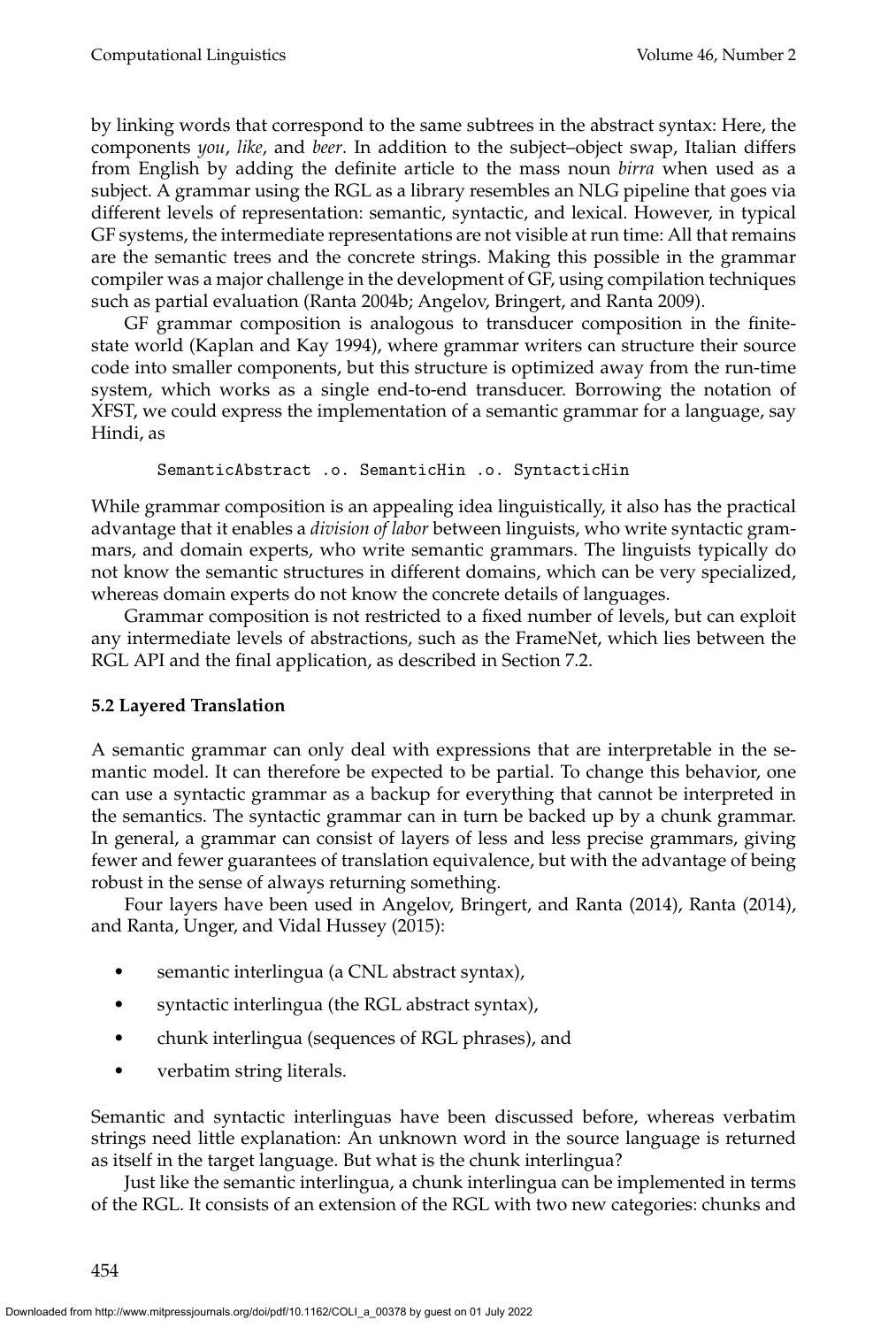by linking words that correspond to the same subtrees in the abstract syntax: Here, the components *you*, *like*, and *beer*. In addition to the subject–object swap, Italian differs from English by adding the definite article to the mass noun *birra* when used as a subject. A grammar using the RGL as a library resembles an NLG pipeline that goes via different levels of representation: semantic, syntactic, and lexical. However, in typical GF systems, the intermediate representations are not visible at run time: All that remains are the semantic trees and the concrete strings. Making this possible in the grammar compiler was a major challenge in the development of GF, using compilation techniques such as partial evaluation (Ranta 2004b; Angelov, Bringert, and Ranta 2009).

GF grammar composition is analogous to transducer composition in the finite-state world (Kaplan and Kay 1994), where grammar writers can structure their source code into smaller components, but this structure is optimized away from the run-time system, which works as a single end-to-end transducer. Borrowing the notation of XFST, we could express the implementation of a semantic grammar for a language, say Hindi, as

```
SemanticAbstract .o. SemanticHin .o. SyntacticHin
```

While grammar composition is an appealing idea linguistically, it also has the practical advantage that it enables a *division of labor* between linguists, who write syntactic grammars, and domain experts, who write semantic grammars. The linguists typically do not know the semantic structures in different domains, which can be very specialized, whereas domain experts do not know the concrete details of languages.

Grammar composition is not restricted to a fixed number of levels, but can exploit any intermediate levels of abstractions, such as the FrameNet, which lies between the RGL API and the final application, as described in Section 7.2.

### 5.2 Layered Translation

A semantic grammar can only deal with expressions that are interpretable in the semantic model. It can therefore be expected to be partial. To change this behavior, one can use a syntactic grammar as a backup for everything that cannot be interpreted in the semantics. The syntactic grammar can in turn be backed up by a chunk grammar. In general, a grammar can consist of layers of less and less precise grammars, giving fewer and fewer guarantees of translation equivalence, but with the advantage of being robust in the sense of always returning something.

Four layers have been used in Angelov, Bringert, and Ranta (2014), Ranta (2014), and Ranta, Unger, and Vidal Hussey (2015):

- semantic interlingua (a CNL abstract syntax),
- syntactic interlingua (the RGL abstract syntax),
- chunk interlingua (sequences of RGL phrases), and
- verbatim string literals.

Semantic and syntactic interlinguas have been discussed before, whereas verbatim strings need little explanation: An unknown word in the source language is returned as itself in the target language. But what is the chunk interlingua?

Just like the semantic interlingua, a chunk interlingua can be implemented in terms of the RGL. It consists of an extension of the RGL with two new categories: chunks and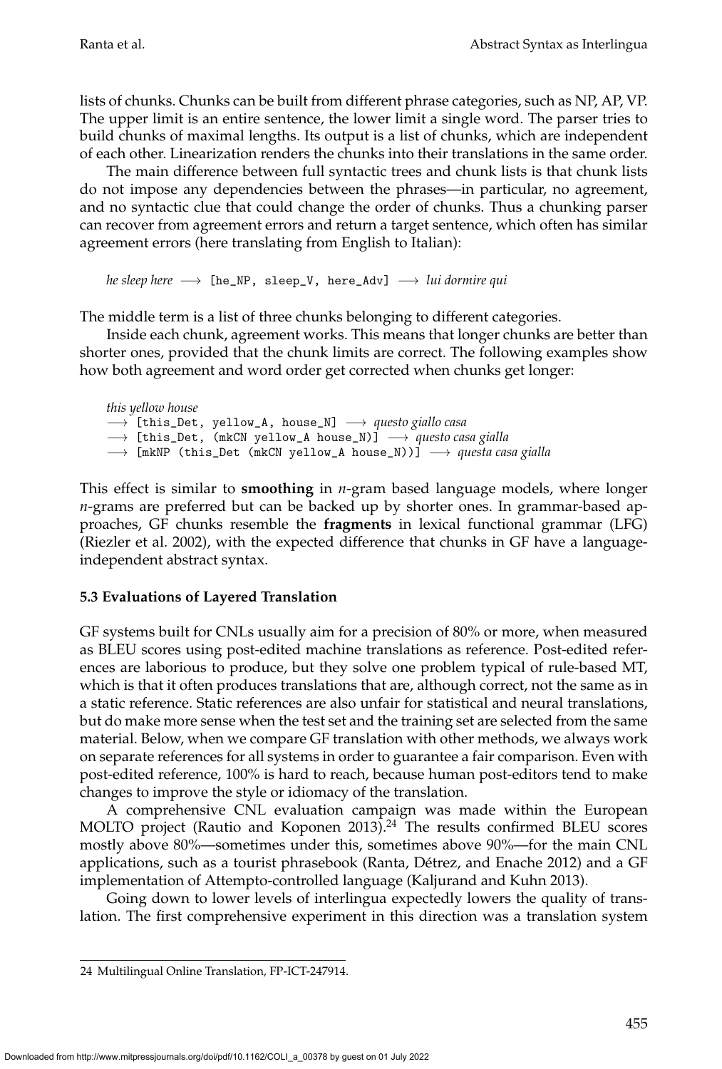lists of chunks. Chunks can be built from different phrase categories, such as NP, AP, VP. The upper limit is an entire sentence, the lower limit a single word. The parser tries to build chunks of maximal lengths. Its output is a list of chunks, which are independent of each other. Linearization renders the chunks into their translations in the same order.

The main difference between full syntactic trees and chunk lists is that chunk lists do not impose any dependencies between the phrases—in particular, no agreement, and no syntactic clue that could change the order of chunks. Thus a chunking parser can recover from agreement errors and return a target sentence, which often has similar agreement errors (here translating from English to Italian):

*he sleep here* ⟶ `[he_NP, sleep_V, here_Adv]` ⟶ *lui dormire qui*

The middle term is a list of three chunks belonging to different categories.

Inside each chunk, agreement works. This means that longer chunks are better than shorter ones, provided that the chunk limits are correct. The following examples show how both agreement and word order get corrected when chunks get longer:

*this yellow house*
⟶ `[this_Det, yellow_A, house_N]` ⟶ *questo giallo casa*
⟶ `[this_Det, (mkCN yellow_A house_N)]` ⟶ *questo casa gialla*
⟶ `[mkNP (this_Det (mkCN yellow_A house_N))]` ⟶ *questa casa gialla*

This effect is similar to **smoothing** in *n*-gram based language models, where longer *n*-grams are preferred but can be backed up by shorter ones. In grammar-based approaches, GF chunks resemble the **fragments** in lexical functional grammar (LFG) (Riezler et al. 2002), with the expected difference that chunks in GF have a language-independent abstract syntax.

### 5.3 Evaluations of Layered Translation

GF systems built for CNLs usually aim for a precision of 80% or more, when measured as BLEU scores using post-edited machine translations as reference. Post-edited references are laborious to produce, but they solve one problem typical of rule-based MT, which is that it often produces translations that are, although correct, not the same as in a static reference. Static references are also unfair for statistical and neural translations, but do make more sense when the test set and the training set are selected from the same material. Below, when we compare GF translation with other methods, we always work on separate references for all systems in order to guarantee a fair comparison. Even with post-edited reference, 100% is hard to reach, because human post-editors tend to make changes to improve the style or idiomacy of the translation.

A comprehensive CNL evaluation campaign was made within the European MOLTO project (Rautio and Koponen 2013).[24] The results confirmed BLEU scores mostly above 80%—sometimes under this, sometimes above 90%—for the main CNL applications, such as a tourist phrasebook (Ranta, Détrez, and Enache 2012) and a GF implementation of Attempto-controlled language (Kaljurand and Kuhn 2013).

Going down to lower levels of interlingua expectedly lowers the quality of translation. The first comprehensive experiment in this direction was a translation system

24 Multilingual Online Translation, FP-ICT-247914.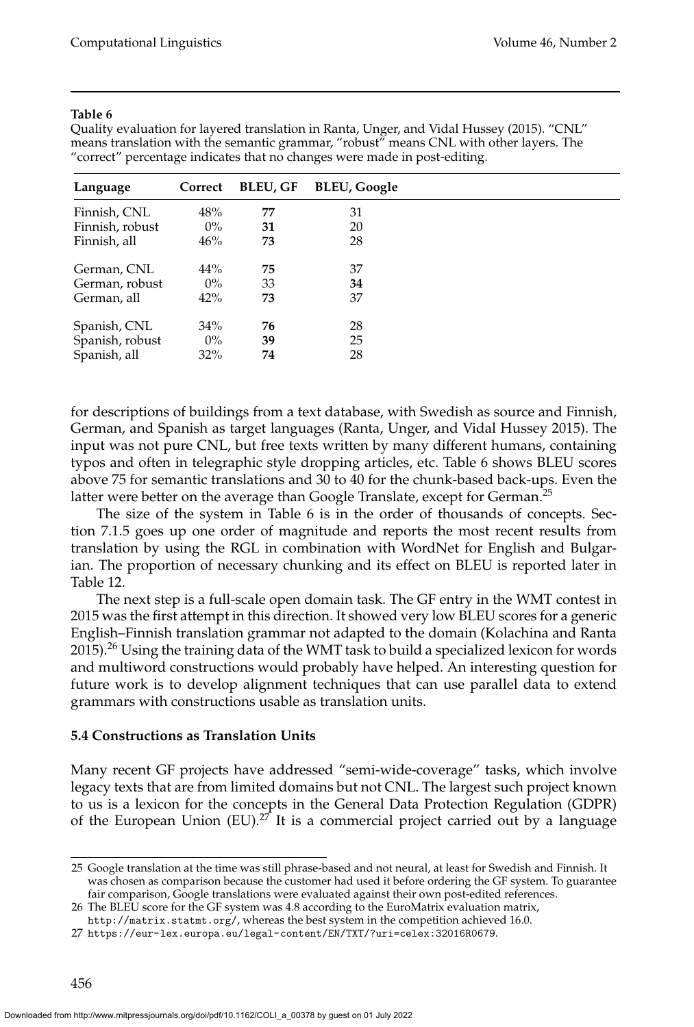**Table 6**

Quality evaluation for layered translation in Ranta, Unger, and Vidal Hussey (2015). “CNL” means translation with the semantic grammar, “robust” means CNL with other layers. The “correct” percentage indicates that no changes were made in post-editing.

| Language | Correct | BLEU, GF | BLEU, Google |
|---|---|---|---|
| Finnish, CNL | 48% | **77** | 31 |
| Finnish, robust | 0% | **31** | 20 |
| Finnish, all | 46% | **73** | 28 |
| German, CNL | 44% | **75** | 37 |
| German, robust | 0% | 33 | **34** |
| German, all | 42% | **73** | 37 |
| Spanish, CNL | 34% | **76** | 28 |
| Spanish, robust | 0% | **39** | 25 |
| Spanish, all | 32% | **74** | 28 |

for descriptions of buildings from a text database, with Swedish as source and Finnish, German, and Spanish as target languages (Ranta, Unger, and Vidal Hussey 2015). The input was not pure CNL, but free texts written by many different humans, containing typos and often in telegraphic style dropping articles, etc. Table 6 shows BLEU scores above 75 for semantic translations and 30 to 40 for the chunk-based back-ups. Even the latter were better on the average than Google Translate, except for German.[25]

The size of the system in Table 6 is in the order of thousands of concepts. Section 7.1.5 goes up one order of magnitude and reports the most recent results from translation by using the RGL in combination with WordNet for English and Bulgarian. The proportion of necessary chunking and its effect on BLEU is reported later in Table 12.

The next step is a full-scale open domain task. The GF entry in the WMT contest in 2015 was the first attempt in this direction. It showed very low BLEU scores for a generic English–Finnish translation grammar not adapted to the domain (Kolachina and Ranta 2015).[26] Using the training data of the WMT task to build a specialized lexicon for words and multiword constructions would probably have helped. An interesting question for future work is to develop alignment techniques that can use parallel data to extend grammars with constructions usable as translation units.

### 5.4 Constructions as Translation Units

Many recent GF projects have addressed “semi-wide-coverage” tasks, which involve legacy texts that are from limited domains but not CNL. The largest such project known to us is a lexicon for the concepts in the General Data Protection Regulation (GDPR) of the European Union (EU).[27] It is a commercial project carried out by a language

---

25 Google translation at the time was still phrase-based and not neural, at least for Swedish and Finnish. It was chosen as comparison because the customer had used it before ordering the GF system. To guarantee fair comparison, Google translations were evaluated against their own post-edited references.

26 The BLEU score for the GF system was 4.8 according to the EuroMatrix evaluation matrix, http://matrix.statmt.org/, whereas the best system in the competition achieved 16.0.

27 https://eur-lex.europa.eu/legal-content/EN/TXT/?uri=celex:32016R0679.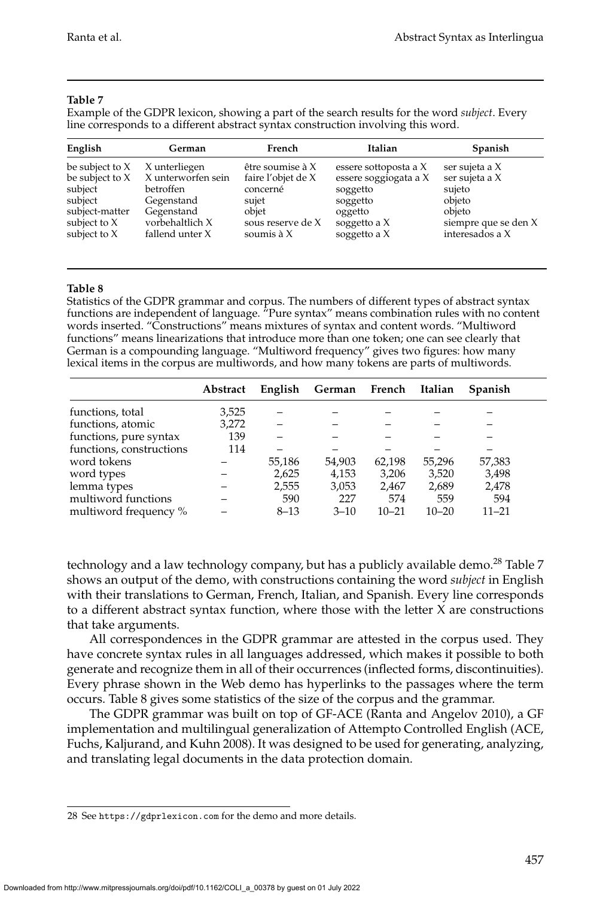**Table 7**
Example of the GDPR lexicon, showing a part of the search results for the word *subject*. Every line corresponds to a different abstract syntax construction involving this word.

| English | German | French | Italian | Spanish |
|---|---|---|---|---|
| be subject to X | X unterliegen | être soumise à X | essere sottoposta a X | ser sujeta a X |
| be subject to X | X unterworfen sein | faire l'objet de X | essere soggiogata a X | ser sujeta a X |
| subject | betroffen | concerné | soggetto | sujeto |
| subject | Gegenstand | sujet | soggetto | objeto |
| subject-matter | Gegenstand | objet | oggetto | objeto |
| subject to X | vorbehaltlich X | sous reserve de X | soggetto a X | siempre que se den X |
| subject to X | fallend unter X | soumis à X | soggetto a X | interesados a X |

**Table 8**
Statistics of the GDPR grammar and corpus. The numbers of different types of abstract syntax functions are independent of language. "Pure syntax" means combination rules with no content words inserted. "Constructions" means mixtures of syntax and content words. "Multiword functions" means linearizations that introduce more than one token; one can see clearly that German is a compounding language. "Multiword frequency" gives two figures: how many lexical items in the corpus are multiwords, and how many tokens are parts of multiwords.

| | Abstract | English | German | French | Italian | Spanish |
|---|---|---|---|---|---|---|
| functions, total | 3,525 | – | – | – | – | – |
| functions, atomic | 3,272 | – | – | – | – | – |
| functions, pure syntax | 139 | – | – | – | – | – |
| functions, constructions | 114 | – | – | – | – | – |
| word tokens | – | 55,186 | 54,903 | 62,198 | 55,296 | 57,383 |
| word types | – | 2,625 | 4,153 | 3,206 | 3,520 | 3,498 |
| lemma types | – | 2,555 | 3,053 | 2,467 | 2,689 | 2,478 |
| multiword functions | – | 590 | 227 | 574 | 559 | 594 |
| multiword frequency % | – | 8–13 | 3–10 | 10–21 | 10–20 | 11–21 |

technology and a law technology company, but has a publicly available demo.[28] Table 7 shows an output of the demo, with constructions containing the word *subject* in English with their translations to German, French, Italian, and Spanish. Every line corresponds to a different abstract syntax function, where those with the letter X are constructions that take arguments.

All correspondences in the GDPR grammar are attested in the corpus used. They have concrete syntax rules in all languages addressed, which makes it possible to both generate and recognize them in all of their occurrences (inflected forms, discontinuities). Every phrase shown in the Web demo has hyperlinks to the passages where the term occurs. Table 8 gives some statistics of the size of the corpus and the grammar.

The GDPR grammar was built on top of GF-ACE (Ranta and Angelov 2010), a GF implementation and multilingual generalization of Attempto Controlled English (ACE, Fuchs, Kaljurand, and Kuhn 2008). It was designed to be used for generating, analyzing, and translating legal documents in the data protection domain.

28 See `https://gdprlexicon.com` for the demo and more details.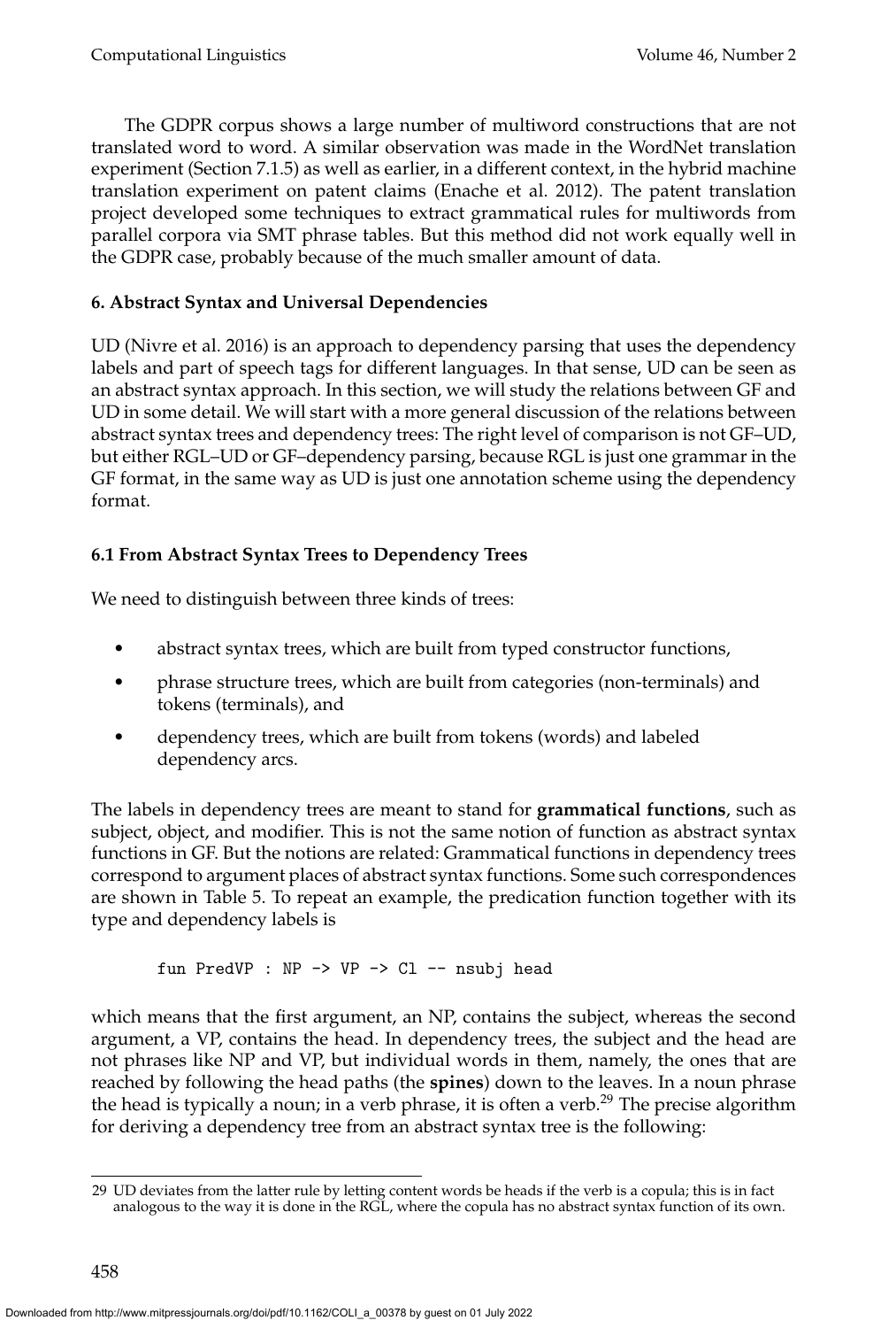The GDPR corpus shows a large number of multiword constructions that are not translated word to word. A similar observation was made in the WordNet translation experiment (Section 7.1.5) as well as earlier, in a different context, in the hybrid machine translation experiment on patent claims (Enache et al. 2012). The patent translation project developed some techniques to extract grammatical rules for multiwords from parallel corpora via SMT phrase tables. But this method did not work equally well in the GDPR case, probably because of the much smaller amount of data.

## 6. Abstract Syntax and Universal Dependencies

UD (Nivre et al. 2016) is an approach to dependency parsing that uses the dependency labels and part of speech tags for different languages. In that sense, UD can be seen as an abstract syntax approach. In this section, we will study the relations between GF and UD in some detail. We will start with a more general discussion of the relations between abstract syntax trees and dependency trees: The right level of comparison is not GF–UD, but either RGL–UD or GF–dependency parsing, because RGL is just one grammar in the GF format, in the same way as UD is just one annotation scheme using the dependency format.

### 6.1 From Abstract Syntax Trees to Dependency Trees

We need to distinguish between three kinds of trees:

- abstract syntax trees, which are built from typed constructor functions,
- phrase structure trees, which are built from categories (non-terminals) and tokens (terminals), and
- dependency trees, which are built from tokens (words) and labeled dependency arcs.

The labels in dependency trees are meant to stand for **grammatical functions**, such as subject, object, and modifier. This is not the same notion of function as abstract syntax functions in GF. But the notions are related: Grammatical functions in dependency trees correspond to argument places of abstract syntax functions. Some such correspondences are shown in Table 5. To repeat an example, the predication function together with its type and dependency labels is

```
fun PredVP : NP -> VP -> Cl -- nsubj head
```

which means that the first argument, an NP, contains the subject, whereas the second argument, a VP, contains the head. In dependency trees, the subject and the head are not phrases like NP and VP, but individual words in them, namely, the ones that are reached by following the head paths (the **spines**) down to the leaves. In a noun phrase the head is typically a noun; in a verb phrase, it is often a verb.[29] The precise algorithm for deriving a dependency tree from an abstract syntax tree is the following:

[29] UD deviates from the latter rule by letting content words be heads if the verb is a copula; this is in fact analogous to the way it is done in the RGL, where the copula has no abstract syntax function of its own.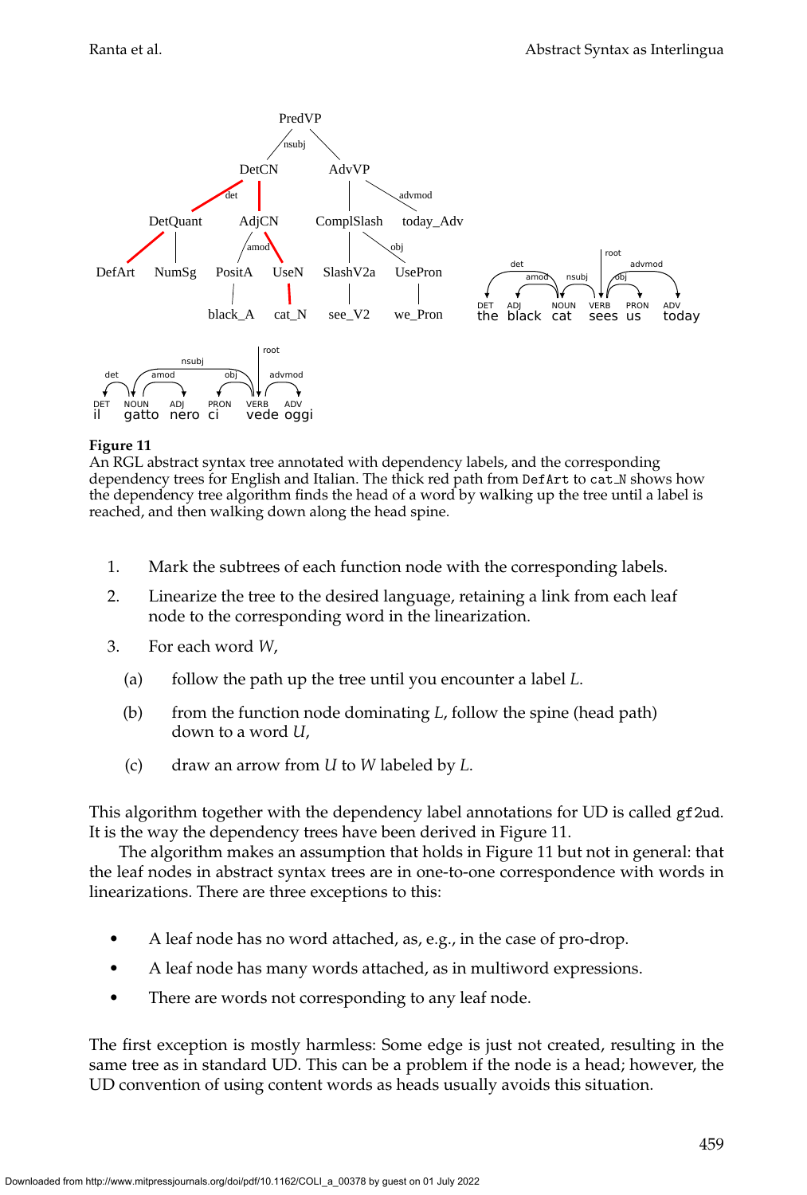**Figure 11**
An RGL abstract syntax tree annotated with dependency labels, and the corresponding dependency trees for English and Italian. The thick red path from `DefArt` to `cat_N` shows how the dependency tree algorithm finds the head of a word by walking up the tree until a label is reached, and then walking down along the head spine.

1. Mark the subtrees of each function node with the corresponding labels.
2. Linearize the tree to the desired language, retaining a link from each leaf node to the corresponding word in the linearization.
3. For each word $W$,
   (a) follow the path up the tree until you encounter a label $L$.
   (b) from the function node dominating $L$, follow the spine (head path) down to a word $U$,
   (c) draw an arrow from $U$ to $W$ labeled by $L$.

This algorithm together with the dependency label annotations for UD is called `gf2ud`. It is the way the dependency trees have been derived in Figure 11.

The algorithm makes an assumption that holds in Figure 11 but not in general: that the leaf nodes in abstract syntax trees are in one-to-one correspondence with words in linearizations. There are three exceptions to this:

- A leaf node has no word attached, as, e.g., in the case of pro-drop.
- A leaf node has many words attached, as in multiword expressions.
- There are words not corresponding to any leaf node.

The first exception is mostly harmless: Some edge is just not created, resulting in the same tree as in standard UD. This can be a problem if the node is a head; however, the UD convention of using content words as heads usually avoids this situation.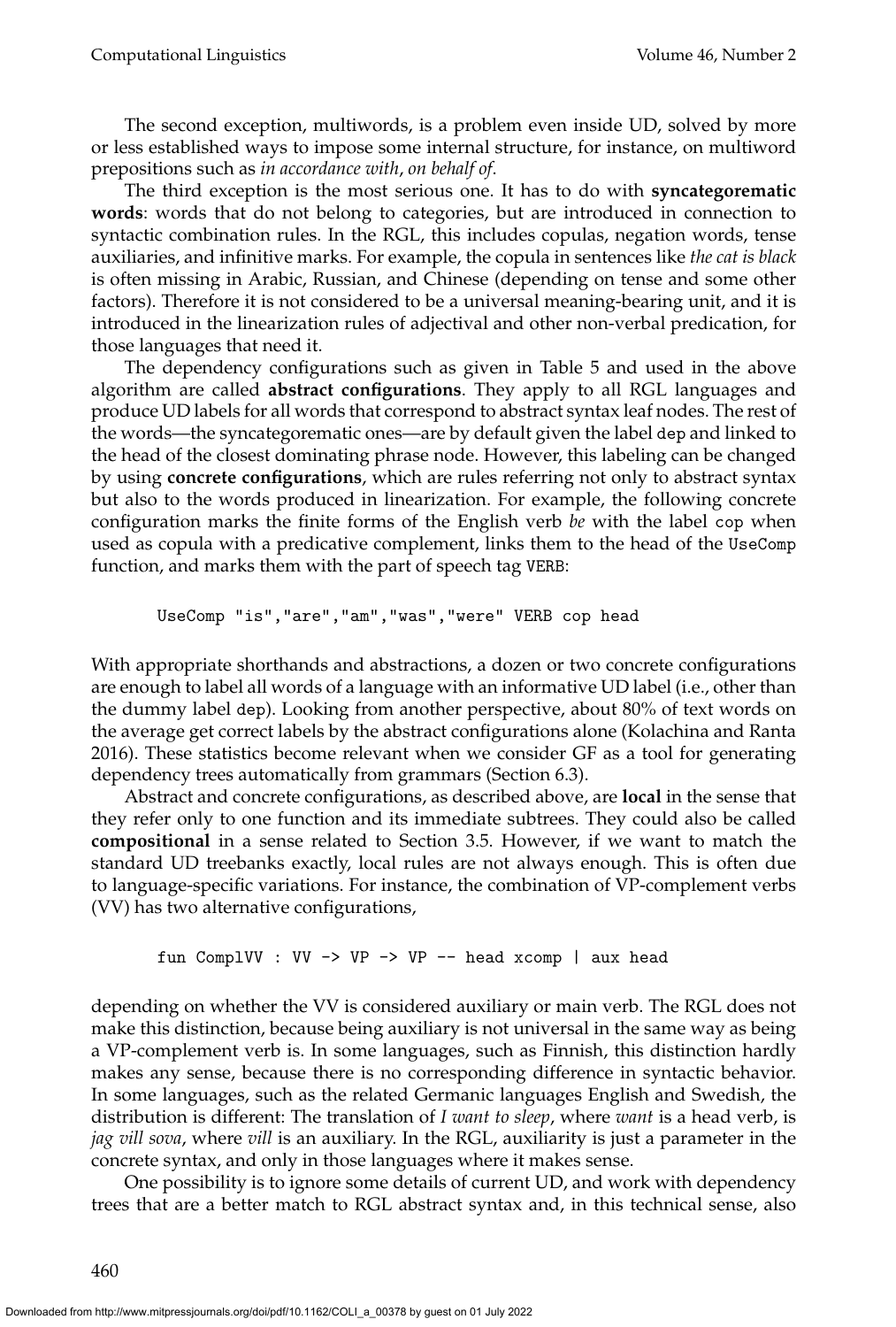The second exception, multiwords, is a problem even inside UD, solved by more or less established ways to impose some internal structure, for instance, on multiword prepositions such as *in accordance with*, *on behalf of*.

The third exception is the most serious one. It has to do with **syncategorematic words**: words that do not belong to categories, but are introduced in connection to syntactic combination rules. In the RGL, this includes copulas, negation words, tense auxiliaries, and infinitive marks. For example, the copula in sentences like *the cat is black* is often missing in Arabic, Russian, and Chinese (depending on tense and some other factors). Therefore it is not considered to be a universal meaning-bearing unit, and it is introduced in the linearization rules of adjectival and other non-verbal predication, for those languages that need it.

The dependency configurations such as given in Table 5 and used in the above algorithm are called **abstract configurations**. They apply to all RGL languages and produce UD labels for all words that correspond to abstract syntax leaf nodes. The rest of the words—the syncategorematic ones—are by default given the label `dep` and linked to the head of the closest dominating phrase node. However, this labeling can be changed by using **concrete configurations**, which are rules referring not only to abstract syntax but also to the words produced in linearization. For example, the following concrete configuration marks the finite forms of the English verb *be* with the label `cop` when used as copula with a predicative complement, links them to the head of the `UseComp` function, and marks them with the part of speech tag `VERB`:

```
UseComp "is","are","am","was","were" VERB cop head
```

With appropriate shorthands and abstractions, a dozen or two concrete configurations are enough to label all words of a language with an informative UD label (i.e., other than the dummy label `dep`). Looking from another perspective, about 80% of text words on the average get correct labels by the abstract configurations alone (Kolachina and Ranta 2016). These statistics become relevant when we consider GF as a tool for generating dependency trees automatically from grammars (Section 6.3).

Abstract and concrete configurations, as described above, are **local** in the sense that they refer only to one function and its immediate subtrees. They could also be called **compositional** in a sense related to Section 3.5. However, if we want to match the standard UD treebanks exactly, local rules are not always enough. This is often due to language-specific variations. For instance, the combination of VP-complement verbs (VV) has two alternative configurations,

```
fun ComplVV : VV -> VP -> VP -- head xcomp | aux head
```

depending on whether the VV is considered auxiliary or main verb. The RGL does not make this distinction, because being auxiliary is not universal in the same way as being a VP-complement verb is. In some languages, such as Finnish, this distinction hardly makes any sense, because there is no corresponding difference in syntactic behavior. In some languages, such as the related Germanic languages English and Swedish, the distribution is different: The translation of *I want to sleep*, where *want* is a head verb, is *jag vill sova*, where *vill* is an auxiliary. In the RGL, auxiliarity is just a parameter in the concrete syntax, and only in those languages where it makes sense.

One possibility is to ignore some details of current UD, and work with dependency trees that are a better match to RGL abstract syntax and, in this technical sense, also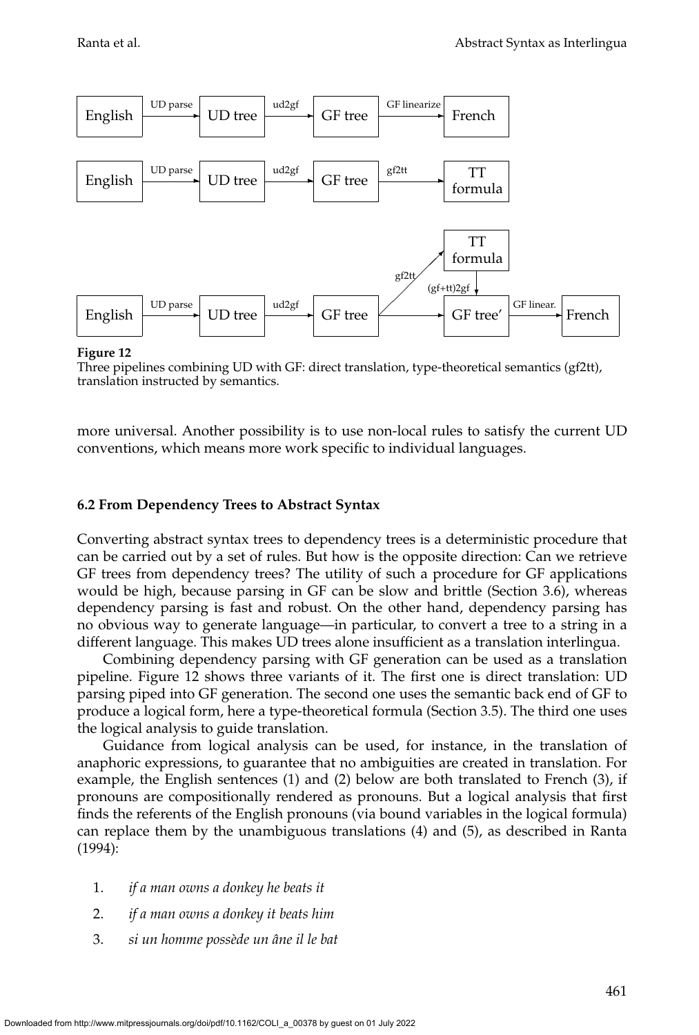**Figure 12**
Three pipelines combining UD with GF: direct translation, type-theoretical semantics (gf2tt), translation instructed by semantics.

more universal. Another possibility is to use non-local rules to satisfy the current UD conventions, which means more work specific to individual languages.

### 6.2 From Dependency Trees to Abstract Syntax

Converting abstract syntax trees to dependency trees is a deterministic procedure that can be carried out by a set of rules. But how is the opposite direction: Can we retrieve GF trees from dependency trees? The utility of such a procedure for GF applications would be high, because parsing in GF can be slow and brittle (Section 3.6), whereas dependency parsing is fast and robust. On the other hand, dependency parsing has no obvious way to generate language—in particular, to convert a tree to a string in a different language. This makes UD trees alone insufficient as a translation interlingua.

Combining dependency parsing with GF generation can be used as a translation pipeline. Figure 12 shows three variants of it. The first one is direct translation: UD parsing piped into GF generation. The second one uses the semantic back end of GF to produce a logical form, here a type-theoretical formula (Section 3.5). The third one uses the logical analysis to guide translation.

Guidance from logical analysis can be used, for instance, in the translation of anaphoric expressions, to guarantee that no ambiguities are created in translation. For example, the English sentences (1) and (2) below are both translated to French (3), if pronouns are compositionally rendered as pronouns. But a logical analysis that first finds the referents of the English pronouns (via bound variables in the logical formula) can replace them by the unambiguous translations (4) and (5), as described in Ranta (1994):

1. *if a man owns a donkey he beats it*
2. *if a man owns a donkey it beats him*
3. *si un homme possède un âne il le bat*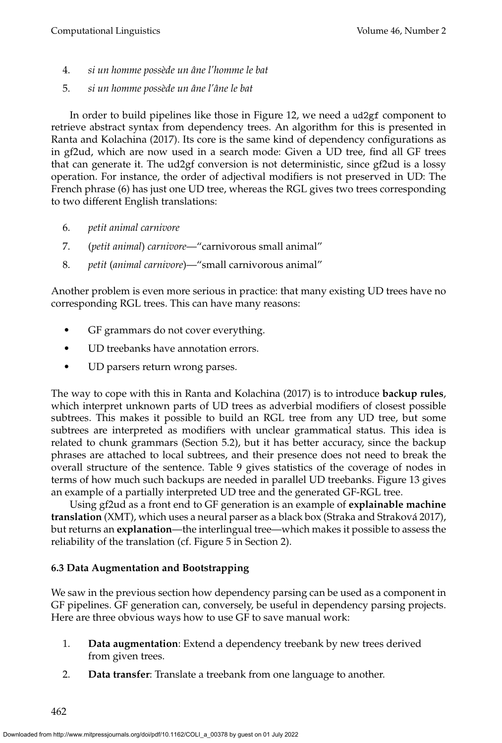4. *si un homme possède un âne l'homme le bat*
5. *si un homme possède un âne l'âne le bat*

In order to build pipelines like those in Figure 12, we need a `ud2gf` component to retrieve abstract syntax from dependency trees. An algorithm for this is presented in Ranta and Kolachina (2017). Its core is the same kind of dependency configurations as in gf2ud, which are now used in a search mode: Given a UD tree, find all GF trees that can generate it. The ud2gf conversion is not deterministic, since gf2ud is a lossy operation. For instance, the order of adjectival modifiers is not preserved in UD: The French phrase (6) has just one UD tree, whereas the RGL gives two trees corresponding to two different English translations:

6. *petit animal carnivore*
7. (*petit animal*) *carnivore*—"carnivorous small animal"
8. *petit* (*animal carnivore*)—"small carnivorous animal"

Another problem is even more serious in practice: that many existing UD trees have no corresponding RGL trees. This can have many reasons:

- GF grammars do not cover everything.
- UD treebanks have annotation errors.
- UD parsers return wrong parses.

The way to cope with this in Ranta and Kolachina (2017) is to introduce **backup rules**, which interpret unknown parts of UD trees as adverbial modifiers of closest possible subtrees. This makes it possible to build an RGL tree from any UD tree, but some subtrees are interpreted as modifiers with unclear grammatical status. This idea is related to chunk grammars (Section 5.2), but it has better accuracy, since the backup phrases are attached to local subtrees, and their presence does not need to break the overall structure of the sentence. Table 9 gives statistics of the coverage of nodes in terms of how much such backups are needed in parallel UD treebanks. Figure 13 gives an example of a partially interpreted UD tree and the generated GF-RGL tree.

Using gf2ud as a front end to GF generation is an example of **explainable machine translation** (XMT), which uses a neural parser as a black box (Straka and Straková 2017), but returns an **explanation**—the interlingual tree—which makes it possible to assess the reliability of the translation (cf. Figure 5 in Section 2).

### 6.3 Data Augmentation and Bootstrapping

We saw in the previous section how dependency parsing can be used as a component in GF pipelines. GF generation can, conversely, be useful in dependency parsing projects. Here are three obvious ways how to use GF to save manual work:

1. **Data augmentation**: Extend a dependency treebank by new trees derived from given trees.
2. **Data transfer**: Translate a treebank from one language to another.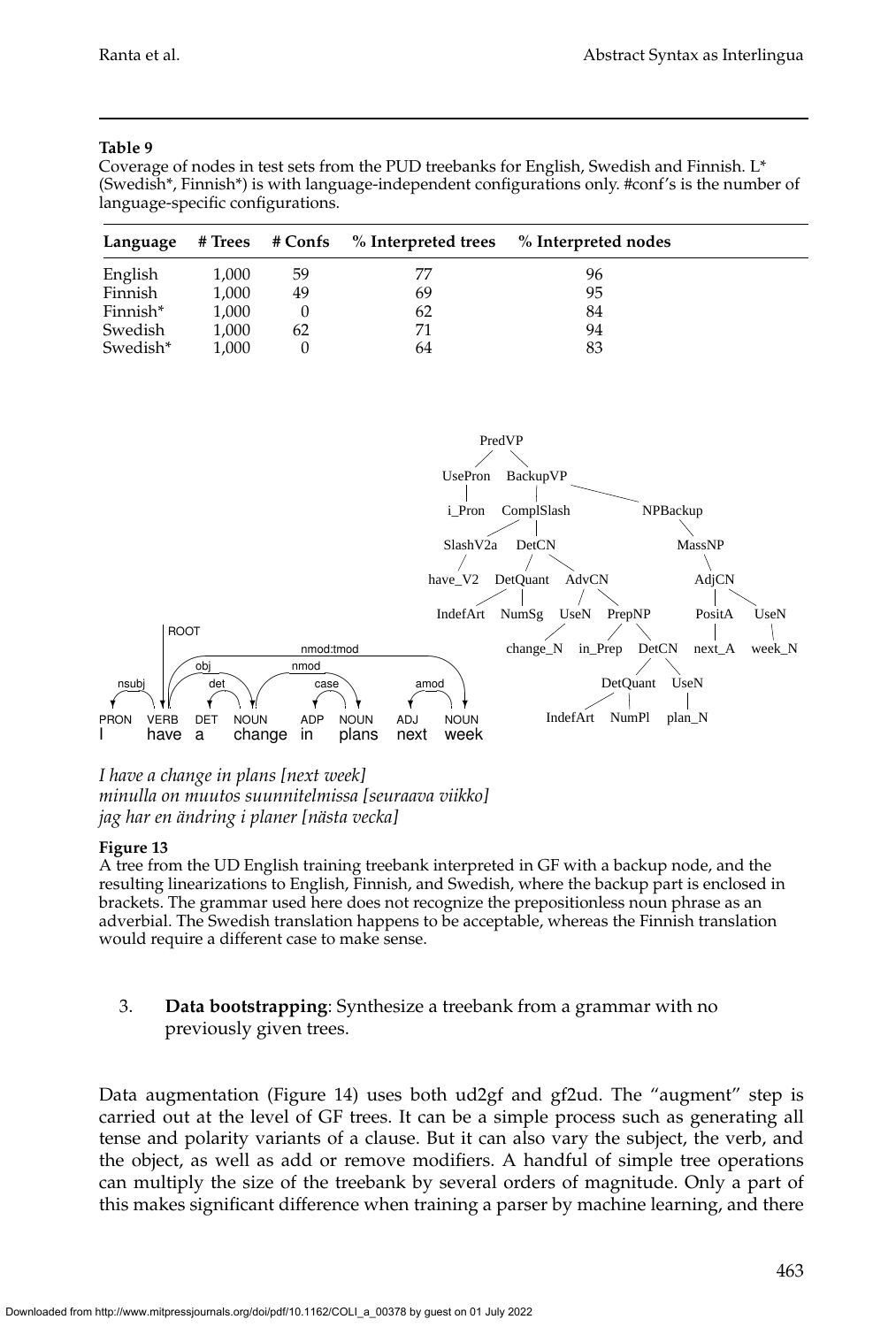**Table 9**
Coverage of nodes in test sets from the PUD treebanks for English, Swedish and Finnish. L* (Swedish*, Finnish*) is with language-independent configurations only. #conf's is the number of language-specific configurations.

| Language | # Trees | # Confs | % Interpreted trees | % Interpreted nodes |
|---|---|---|---|---|
| English | 1,000 | 59 | 77 | 96 |
| Finnish | 1,000 | 49 | 69 | 95 |
| Finnish* | 1,000 | 0 | 62 | 84 |
| Swedish | 1,000 | 62 | 71 | 94 |
| Swedish* | 1,000 | 0 | 64 | 83 |

*I have a change in plans [next week]*
*minulla on muutos suunnitelmissa [seuraava viikko]*
*jag har en ändring i planer [nästa vecka]*

**Figure 13**
A tree from the UD English training treebank interpreted in GF with a backup node, and the resulting linearizations to English, Finnish, and Swedish, where the backup part is enclosed in brackets. The grammar used here does not recognize the prepositionless noun phrase as an adverbial. The Swedish translation happens to be acceptable, whereas the Finnish translation would require a different case to make sense.

3. **Data bootstrapping**: Synthesize a treebank from a grammar with no previously given trees.

Data augmentation (Figure 14) uses both ud2gf and gf2ud. The "augment" step is carried out at the level of GF trees. It can be a simple process such as generating all tense and polarity variants of a clause. But it can also vary the subject, the verb, and the object, as well as add or remove modifiers. A handful of simple tree operations can multiply the size of the treebank by several orders of magnitude. Only a part of this makes significant difference when training a parser by machine learning, and there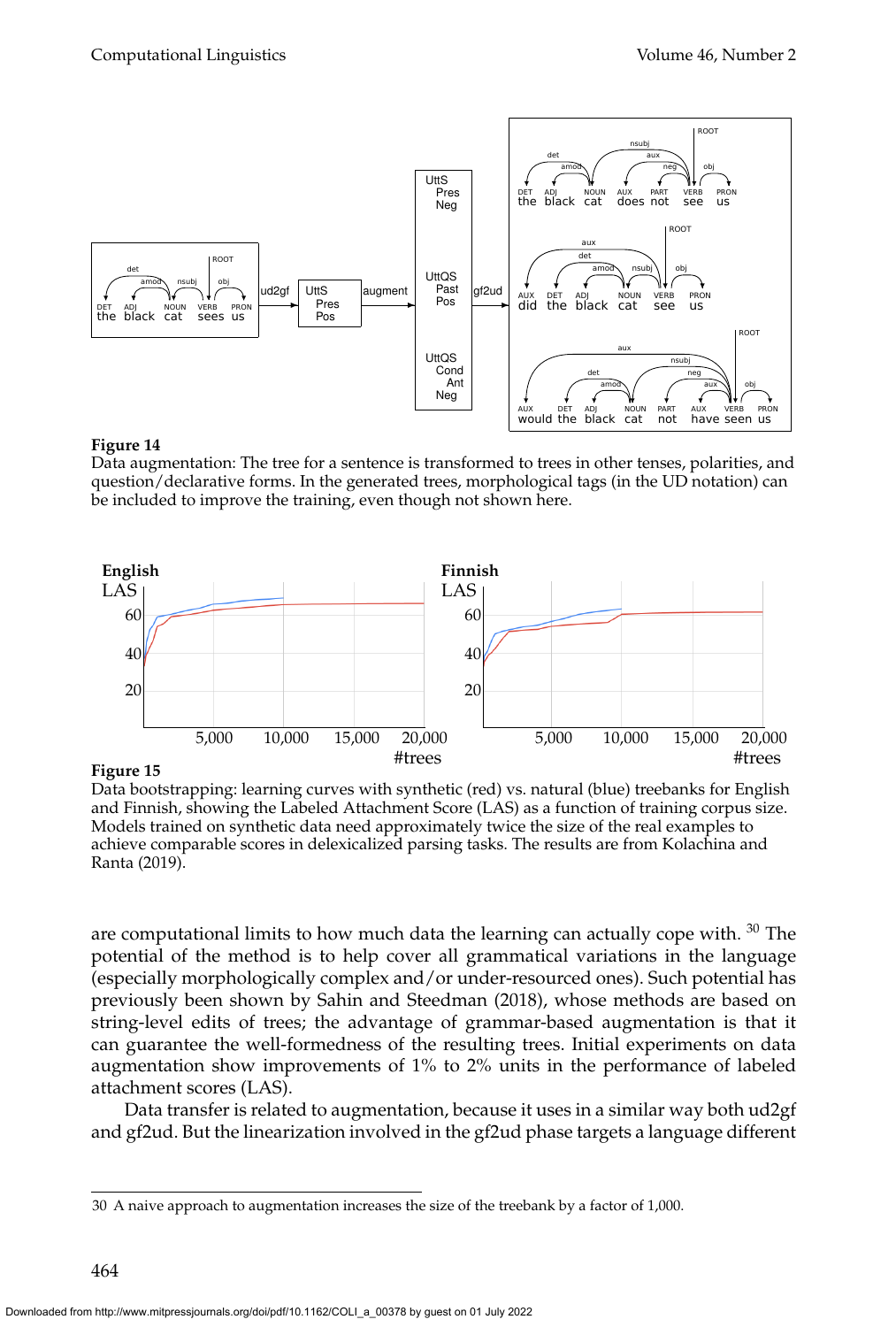**Figure 14**
Data augmentation: The tree for a sentence is transformed to trees in other tenses, polarities, and question/declarative forms. In the generated trees, morphological tags (in the UD notation) can be included to improve the training, even though not shown here.

**Figure 15**
Data bootstrapping: learning curves with synthetic (red) vs. natural (blue) treebanks for English and Finnish, showing the Labeled Attachment Score (LAS) as a function of training corpus size. Models trained on synthetic data need approximately twice the size of the real examples to achieve comparable scores in delexicalized parsing tasks. The results are from Kolachina and Ranta (2019).

are computational limits to how much data the learning can actually cope with.[30] The potential of the method is to help cover all grammatical variations in the language (especially morphologically complex and/or under-resourced ones). Such potential has previously been shown by Sahin and Steedman (2018), whose methods are based on string-level edits of trees; the advantage of grammar-based augmentation is that it can guarantee the well-formedness of the resulting trees. Initial experiments on data augmentation show improvements of 1% to 2% units in the performance of labeled attachment scores (LAS).

Data transfer is related to augmentation, because it uses in a similar way both ud2gf and gf2ud. But the linearization involved in the gf2ud phase targets a language different

30 A naive approach to augmentation increases the size of the treebank by a factor of 1,000.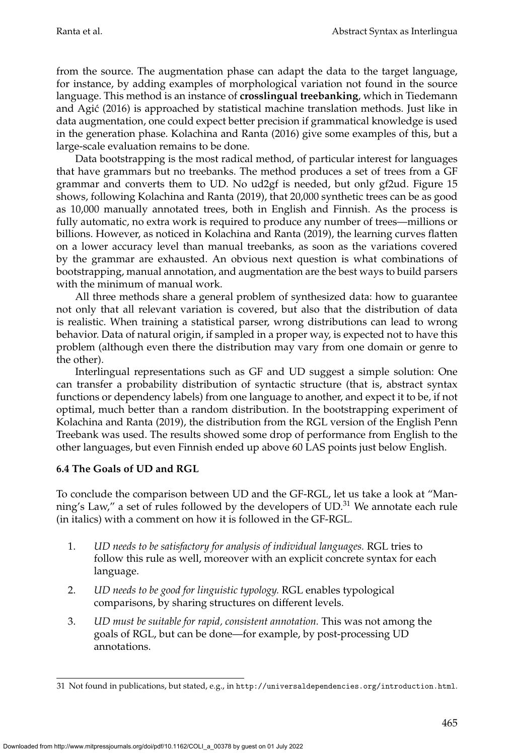from the source. The augmentation phase can adapt the data to the target language, for instance, by adding examples of morphological variation not found in the source language. This method is an instance of **crosslingual treebanking**, which in Tiedemann and Agić (2016) is approached by statistical machine translation methods. Just like in data augmentation, one could expect better precision if grammatical knowledge is used in the generation phase. Kolachina and Ranta (2016) give some examples of this, but a large-scale evaluation remains to be done.

Data bootstrapping is the most radical method, of particular interest for languages that have grammars but no treebanks. The method produces a set of trees from a GF grammar and converts them to UD. No ud2gf is needed, but only gf2ud. Figure 15 shows, following Kolachina and Ranta (2019), that 20,000 synthetic trees can be as good as 10,000 manually annotated trees, both in English and Finnish. As the process is fully automatic, no extra work is required to produce any number of trees—millions or billions. However, as noticed in Kolachina and Ranta (2019), the learning curves flatten on a lower accuracy level than manual treebanks, as soon as the variations covered by the grammar are exhausted. An obvious next question is what combinations of bootstrapping, manual annotation, and augmentation are the best ways to build parsers with the minimum of manual work.

All three methods share a general problem of synthesized data: how to guarantee not only that all relevant variation is covered, but also that the distribution of data is realistic. When training a statistical parser, wrong distributions can lead to wrong behavior. Data of natural origin, if sampled in a proper way, is expected not to have this problem (although even there the distribution may vary from one domain or genre to the other).

Interlingual representations such as GF and UD suggest a simple solution: One can transfer a probability distribution of syntactic structure (that is, abstract syntax functions or dependency labels) from one language to another, and expect it to be, if not optimal, much better than a random distribution. In the bootstrapping experiment of Kolachina and Ranta (2019), the distribution from the RGL version of the English Penn Treebank was used. The results showed some drop of performance from English to the other languages, but even Finnish ended up above 60 LAS points just below English.

### 6.4 The Goals of UD and RGL

To conclude the comparison between UD and the GF-RGL, let us take a look at "Manning's Law," a set of rules followed by the developers of UD.[31] We annotate each rule (in italics) with a comment on how it is followed in the GF-RGL.

1. *UD needs to be satisfactory for analysis of individual languages.* RGL tries to follow this rule as well, moreover with an explicit concrete syntax for each language.
2. *UD needs to be good for linguistic typology.* RGL enables typological comparisons, by sharing structures on different levels.
3. *UD must be suitable for rapid, consistent annotation.* This was not among the goals of RGL, but can be done—for example, by post-processing UD annotations.

31 Not found in publications, but stated, e.g., in http://universaldependencies.org/introduction.html.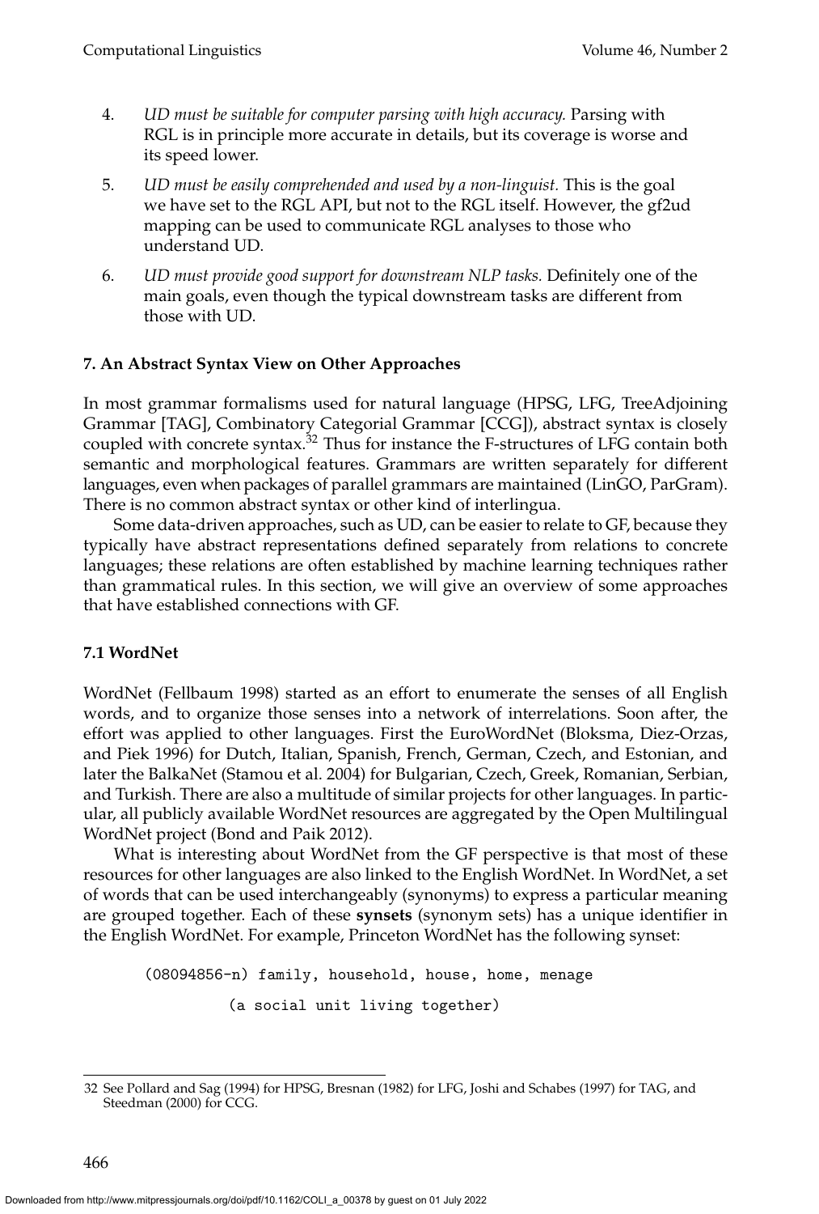4. *UD must be suitable for computer parsing with high accuracy.* Parsing with RGL is in principle more accurate in details, but its coverage is worse and its speed lower.

5. *UD must be easily comprehended and used by a non-linguist.* This is the goal we have set to the RGL API, but not to the RGL itself. However, the gf2ud mapping can be used to communicate RGL analyses to those who understand UD.

6. *UD must provide good support for downstream NLP tasks.* Definitely one of the main goals, even though the typical downstream tasks are different from those with UD.

## 7. An Abstract Syntax View on Other Approaches

In most grammar formalisms used for natural language (HPSG, LFG, TreeAdjoining Grammar [TAG], Combinatory Categorial Grammar [CCG]), abstract syntax is closely coupled with concrete syntax.[32] Thus for instance the F-structures of LFG contain both semantic and morphological features. Grammars are written separately for different languages, even when packages of parallel grammars are maintained (LinGO, ParGram). There is no common abstract syntax or other kind of interlingua.

Some data-driven approaches, such as UD, can be easier to relate to GF, because they typically have abstract representations defined separately from relations to concrete languages; these relations are often established by machine learning techniques rather than grammatical rules. In this section, we will give an overview of some approaches that have established connections with GF.

### 7.1 WordNet

WordNet (Fellbaum 1998) started as an effort to enumerate the senses of all English words, and to organize those senses into a network of interrelations. Soon after, the effort was applied to other languages. First the EuroWordNet (Bloksma, Diez-Orzas, and Piek 1996) for Dutch, Italian, Spanish, French, German, Czech, and Estonian, and later the BalkaNet (Stamou et al. 2004) for Bulgarian, Czech, Greek, Romanian, Serbian, and Turkish. There are also a multitude of similar projects for other languages. In particular, all publicly available WordNet resources are aggregated by the Open Multilingual WordNet project (Bond and Paik 2012).

What is interesting about WordNet from the GF perspective is that most of these resources for other languages are also linked to the English WordNet. In WordNet, a set of words that can be used interchangeably (synonyms) to express a particular meaning are grouped together. Each of these **synsets** (synonym sets) has a unique identifier in the English WordNet. For example, Princeton WordNet has the following synset:

```
(08094856-n) family, household, house, home, menage
          (a social unit living together)
```

32 See Pollard and Sag (1994) for HPSG, Bresnan (1982) for LFG, Joshi and Schabes (1997) for TAG, and Steedman (2000) for CCG.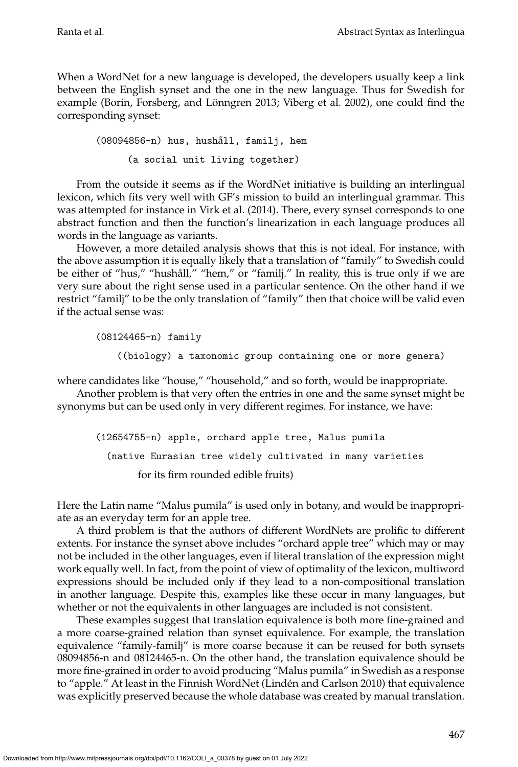When a WordNet for a new language is developed, the developers usually keep a link between the English synset and the one in the new language. Thus for Swedish for example (Borin, Forsberg, and Lönngren 2013; Viberg et al. 2002), one could find the corresponding synset:

```
(08094856-n) hus, hushåll, familj, hem
      (a social unit living together)
```

From the outside it seems as if the WordNet initiative is building an interlingual lexicon, which fits very well with GF's mission to build an interlingual grammar. This was attempted for instance in Virk et al. (2014). There, every synset corresponds to one abstract function and then the function's linearization in each language produces all words in the language as variants.

However, a more detailed analysis shows that this is not ideal. For instance, with the above assumption it is equally likely that a translation of "family" to Swedish could be either of "hus," "hushåll," "hem," or "familj." In reality, this is true only if we are very sure about the right sense used in a particular sentence. On the other hand if we restrict "familj" to be the only translation of "family" then that choice will be valid even if the actual sense was:

```
(08124465-n) family
    ((biology) a taxonomic group containing one or more genera)
```

where candidates like "house," "household," and so forth, would be inappropriate.

Another problem is that very often the entries in one and the same synset might be synonyms but can be used only in very different regimes. For instance, we have:

```
(12654755-n) apple, orchard apple tree, Malus pumila
  (native Eurasian tree widely cultivated in many varieties
        for its firm rounded edible fruits)
```

Here the Latin name "Malus pumila" is used only in botany, and would be inappropriate as an everyday term for an apple tree.

A third problem is that the authors of different WordNets are prolific to different extents. For instance the synset above includes "orchard apple tree" which may or may not be included in the other languages, even if literal translation of the expression might work equally well. In fact, from the point of view of optimality of the lexicon, multiword expressions should be included only if they lead to a non-compositional translation in another language. Despite this, examples like these occur in many languages, but whether or not the equivalents in other languages are included is not consistent.

These examples suggest that translation equivalence is both more fine-grained and a more coarse-grained relation than synset equivalence. For example, the translation equivalence "family-familj" is more coarse because it can be reused for both synsets 08094856-n and 08124465-n. On the other hand, the translation equivalence should be more fine-grained in order to avoid producing "Malus pumila" in Swedish as a response to "apple." At least in the Finnish WordNet (Lindén and Carlson 2010) that equivalence was explicitly preserved because the whole database was created by manual translation.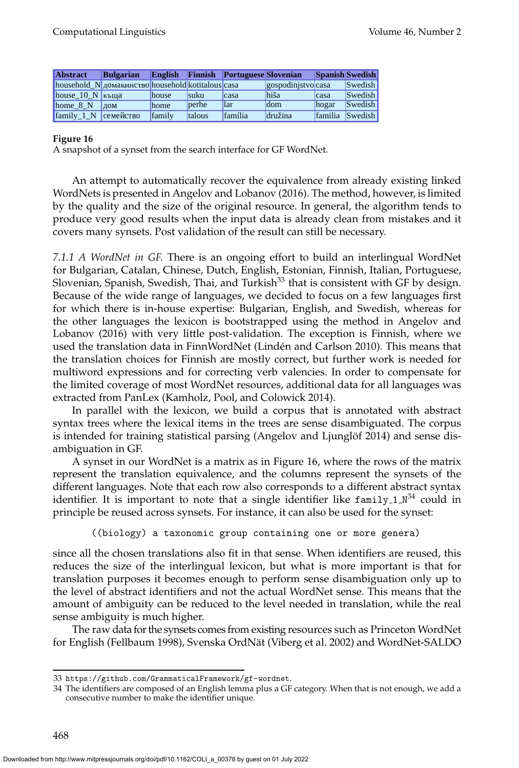| Abstract | Bulgarian | English | Finnish | Portuguese | Slovenian | Spanish | Swedish |
|---|---|---|---|---|---|---|---|
| household_N | домакинство | household | kotitalous | casa | gospodinjstvo | casa | Swedish |
| house_10_N | къща | house | suku | casa | hiša | casa | Swedish |
| home_8_N | дом | home | perhe | lar | dom | hogar | Swedish |
| family_1_N | семейство | family | talous | família | družina | familia | Swedish |

**Figure 16**
A snapshot of a synset from the search interface for GF WordNet.

An attempt to automatically recover the equivalence from already existing linked WordNets is presented in Angelov and Lobanov (2016). The method, however, is limited by the quality and the size of the original resource. In general, the algorithm tends to produce very good results when the input data is already clean from mistakes and it covers many synsets. Post validation of the result can still be necessary.

*7.1.1 A WordNet in GF.* There is an ongoing effort to build an interlingual WordNet for Bulgarian, Catalan, Chinese, Dutch, English, Estonian, Finnish, Italian, Portuguese, Slovenian, Spanish, Swedish, Thai, and Turkish[33] that is consistent with GF by design. Because of the wide range of languages, we decided to focus on a few languages first for which there is in-house expertise: Bulgarian, English, and Swedish, whereas for the other languages the lexicon is bootstrapped using the method in Angelov and Lobanov (2016) with very little post-validation. The exception is Finnish, where we used the translation data in FinnWordNet (Lindén and Carlson 2010). This means that the translation choices for Finnish are mostly correct, but further work is needed for multiword expressions and for correcting verb valencies. In order to compensate for the limited coverage of most WordNet resources, additional data for all languages was extracted from PanLex (Kamholz, Pool, and Colowick 2014).

In parallel with the lexicon, we build a corpus that is annotated with abstract syntax trees where the lexical items in the trees are sense disambiguated. The corpus is intended for training statistical parsing (Angelov and Ljunglöf 2014) and sense disambiguation in GF.

A synset in our WordNet is a matrix as in Figure 16, where the rows of the matrix represent the translation equivalence, and the columns represent the synsets of the different languages. Note that each row also corresponds to a different abstract syntax identifier. It is important to note that a single identifier like `family_1_N`[34] could in principle be reused across synsets. For instance, it can also be used for the synset:

```
((biology) a taxonomic group containing one or more genera)
```

since all the chosen translations also fit in that sense. When identifiers are reused, this reduces the size of the interlingual lexicon, but what is more important is that for translation purposes it becomes enough to perform sense disambiguation only up to the level of abstract identifiers and not the actual WordNet sense. This means that the amount of ambiguity can be reduced to the level needed in translation, while the real sense ambiguity is much higher.

The raw data for the synsets comes from existing resources such as Princeton WordNet for English (Fellbaum 1998), Svenska OrdNät (Viberg et al. 2002) and WordNet-SALDO

---

33 https://github.com/GrammaticalFramework/gf-wordnet.

34 The identifiers are composed of an English lemma plus a GF category. When that is not enough, we add a consecutive number to make the identifier unique.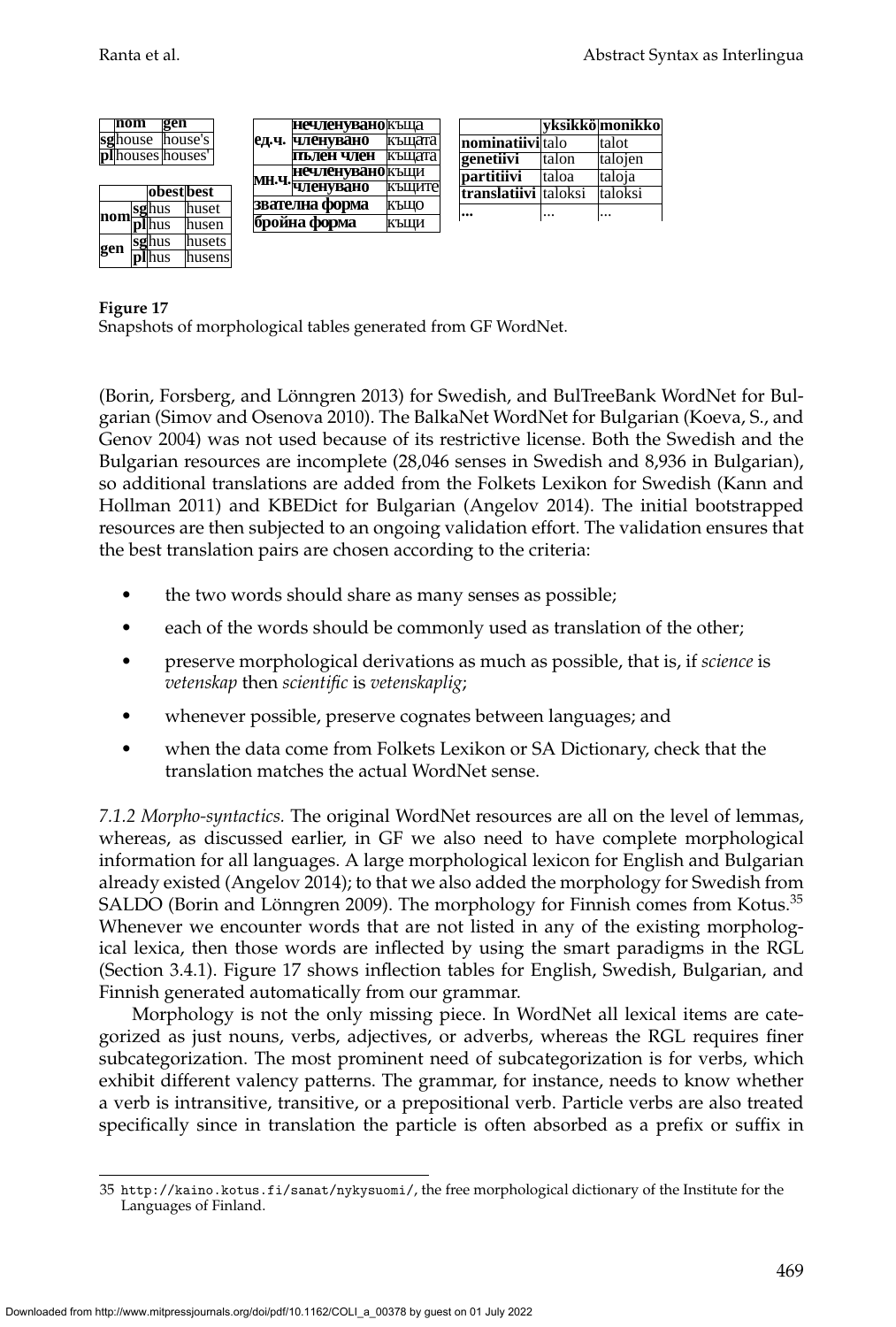| | nom | gen |
|---|---|---|
| **sg** | house | house's |
| **pl** | houses | houses' |

| | | obest | best |
|---|---|---|---|
| **nom** | **sg** | hus | huset |
| | **pl** | hus | husen |
| **gen** | **sg** | hus | husets |
| | **pl** | hus | husens |

| | | |
|---|---|---|
| **ед.ч.** | **нечленувано** | къща |
| | **членувано** | къщата |
| | **пълен член** | къщата |
| **мн.ч.** | **нечленувано** | къщи |
| | **членувано** | къщите |
| **звателна форма** | | къщо |
| **бройна форма** | | къщи |

| | yksikkö | monikko |
|---|---|---|
| **nominatiivi** | talo | talot |
| **genetiivi** | talon | talojen |
| **partitiivi** | taloa | taloja |
| **translatiivi** | taloksi | taloiksi |
| **...** | ... | ... |

**Figure 17**
Snapshots of morphological tables generated from GF WordNet.

(Borin, Forsberg, and Lönngren 2013) for Swedish, and BulTreeBank WordNet for Bulgarian (Simov and Osenova 2010). The BalkaNet WordNet for Bulgarian (Koeva, S., and Genov 2004) was not used because of its restrictive license. Both the Swedish and the Bulgarian resources are incomplete (28,046 senses in Swedish and 8,936 in Bulgarian), so additional translations are added from the Folkets Lexikon for Swedish (Kann and Hollman 2011) and KBEDict for Bulgarian (Angelov 2014). The initial bootstrapped resources are then subjected to an ongoing validation effort. The validation ensures that the best translation pairs are chosen according to the criteria:

- the two words should share as many senses as possible;
- each of the words should be commonly used as translation of the other;
- preserve morphological derivations as much as possible, that is, if *science* is *vetenskap* then *scientific* is *vetenskaplig*;
- whenever possible, preserve cognates between languages; and
- when the data come from Folkets Lexikon or SA Dictionary, check that the translation matches the actual WordNet sense.

*7.1.2 Morpho-syntactics.* The original WordNet resources are all on the level of lemmas, whereas, as discussed earlier, in GF we also need to have complete morphological information for all languages. A large morphological lexicon for English and Bulgarian already existed (Angelov 2014); to that we also added the morphology for Swedish from SALDO (Borin and Lönngren 2009). The morphology for Finnish comes from Kotus.[35] Whenever we encounter words that are not listed in any of the existing morphological lexica, then those words are inflected by using the smart paradigms in the RGL (Section 3.4.1). Figure 17 shows inflection tables for English, Swedish, Bulgarian, and Finnish generated automatically from our grammar.

Morphology is not the only missing piece. In WordNet all lexical items are categorized as just nouns, verbs, adjectives, or adverbs, whereas the RGL requires finer subcategorization. The most prominent need of subcategorization is for verbs, which exhibit different valency patterns. The grammar, for instance, needs to know whether a verb is intransitive, transitive, or a prepositional verb. Particle verbs are also treated specifically since in translation the particle is often absorbed as a prefix or suffix in

35 http://kaino.kotus.fi/sanat/nykysuomi/, the free morphological dictionary of the Institute for the Languages of Finland.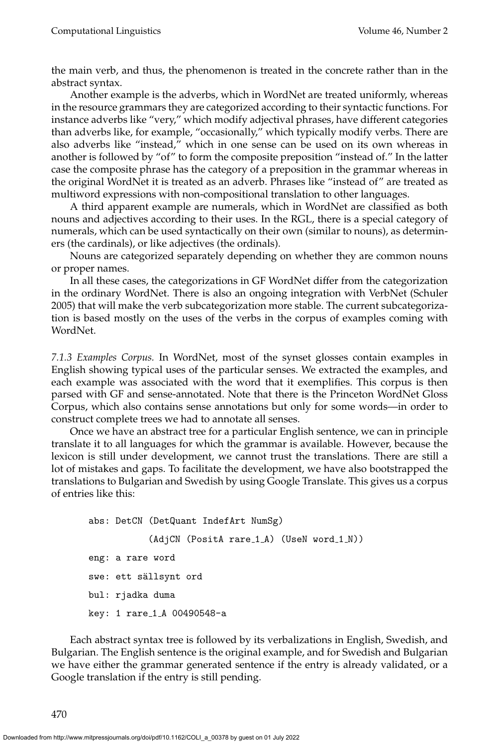the main verb, and thus, the phenomenon is treated in the concrete rather than in the abstract syntax.

Another example is the adverbs, which in WordNet are treated uniformly, whereas in the resource grammars they are categorized according to their syntactic functions. For instance adverbs like "very," which modify adjectival phrases, have different categories than adverbs like, for example, "occasionally," which typically modify verbs. There are also adverbs like "instead," which in one sense can be used on its own whereas in another is followed by "of" to form the composite preposition "instead of." In the latter case the composite phrase has the category of a preposition in the grammar whereas in the original WordNet it is treated as an adverb. Phrases like "instead of" are treated as multiword expressions with non-compositional translation to other languages.

A third apparent example are numerals, which in WordNet are classified as both nouns and adjectives according to their uses. In the RGL, there is a special category of numerals, which can be used syntactically on their own (similar to nouns), as determiners (the cardinals), or like adjectives (the ordinals).

Nouns are categorized separately depending on whether they are common nouns or proper names.

In all these cases, the categorizations in GF WordNet differ from the categorization in the ordinary WordNet. There is also an ongoing integration with VerbNet (Schuler 2005) that will make the verb subcategorization more stable. The current subcategorization is based mostly on the uses of the verbs in the corpus of examples coming with WordNet.

*7.1.3 Examples Corpus.* In WordNet, most of the synset glosses contain examples in English showing typical uses of the particular senses. We extracted the examples, and each example was associated with the word that it exemplifies. This corpus is then parsed with GF and sense-annotated. Note that there is the Princeton WordNet Gloss Corpus, which also contains sense annotations but only for some words—in order to construct complete trees we had to annotate all senses.

Once we have an abstract tree for a particular English sentence, we can in principle translate it to all languages for which the grammar is available. However, because the lexicon is still under development, we cannot trust the translations. There are still a lot of mistakes and gaps. To facilitate the development, we have also bootstrapped the translations to Bulgarian and Swedish by using Google Translate. This gives us a corpus of entries like this:

```
abs: DetCN (DetQuant IndefArt NumSg)
           (AdjCN (PositA rare_1_A) (UseN word_1_N))
eng: a rare word
swe: ett sällsynt ord
bul: rjadka duma
key: 1 rare_1_A 00490548-a
```

Each abstract syntax tree is followed by its verbalizations in English, Swedish, and Bulgarian. The English sentence is the original example, and for Swedish and Bulgarian we have either the grammar generated sentence if the entry is already validated, or a Google translation if the entry is still pending.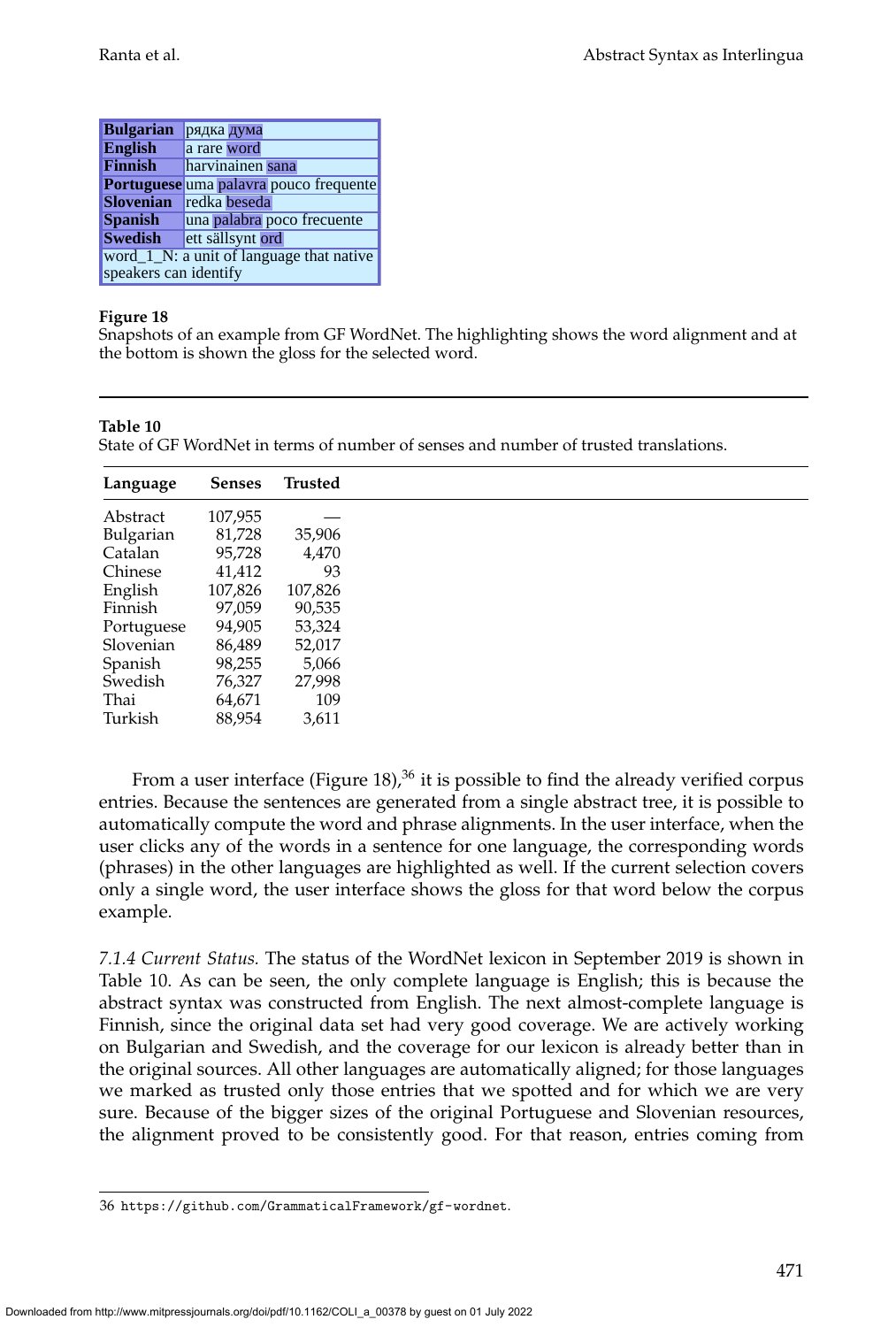| Bulgarian | рядка дума |
|---|---|
| **English** | a rare word |
| **Finnish** | harvinainen sana |
| **Portuguese** | uma palavra pouco frequente |
| **Slovenian** | redka beseda |
| **Spanish** | una palabra poco frecuente |
| **Swedish** | ett sällsynt ord |
| word_1_N: a unit of language that native speakers can identify | |

**Figure 18**
Snapshots of an example from GF WordNet. The highlighting shows the word alignment and at the bottom is shown the gloss for the selected word.

**Table 10**
State of GF WordNet in terms of number of senses and number of trusted translations.

| Language | Senses | Trusted |
|---|---|---|
| Abstract | 107,955 | — |
| Bulgarian | 81,728 | 35,906 |
| Catalan | 95,728 | 4,470 |
| Chinese | 41,412 | 93 |
| English | 107,826 | 107,826 |
| Finnish | 97,059 | 90,535 |
| Portuguese | 94,905 | 53,324 |
| Slovenian | 86,489 | 52,017 |
| Spanish | 98,255 | 5,066 |
| Swedish | 76,327 | 27,998 |
| Thai | 64,671 | 109 |
| Turkish | 88,954 | 3,611 |

From a user interface (Figure 18),[36] it is possible to find the already verified corpus entries. Because the sentences are generated from a single abstract tree, it is possible to automatically compute the word and phrase alignments. In the user interface, when the user clicks any of the words in a sentence for one language, the corresponding words (phrases) in the other languages are highlighted as well. If the current selection covers only a single word, the user interface shows the gloss for that word below the corpus example.

*7.1.4 Current Status.* The status of the WordNet lexicon in September 2019 is shown in Table 10. As can be seen, the only complete language is English; this is because the abstract syntax was constructed from English. The next almost-complete language is Finnish, since the original data set had very good coverage. We are actively working on Bulgarian and Swedish, and the coverage for our lexicon is already better than in the original sources. All other languages are automatically aligned; for those languages we marked as trusted only those entries that we spotted and for which we are very sure. Because of the bigger sizes of the original Portuguese and Slovenian resources, the alignment proved to be consistently good. For that reason, entries coming from

36 https://github.com/GrammaticalFramework/gf-wordnet.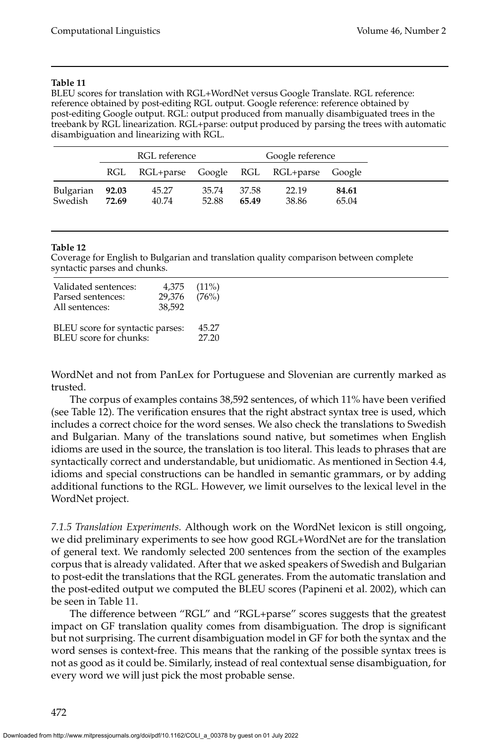**Table 11**
BLEU scores for translation with RGL+WordNet versus Google Translate. RGL reference: reference obtained by post-editing RGL output. Google reference: reference obtained by post-editing Google output. RGL: output produced from manually disambiguated trees in the treebank by RGL linearization. RGL+parse: output produced by parsing the trees with automatic disambiguation and linearizing with RGL.

| | RGL reference | | | Google reference | | |
|---|---|---|---|---|---|---|
| | RGL | RGL+parse | Google | RGL | RGL+parse | Google |
| Bulgarian | **92.03** | 45.27 | 35.74 | 37.58 | 22.19 | **84.61** |
| Swedish | **72.69** | 40.74 | 52.88 | **65.49** | 38.86 | 65.04 |

**Table 12**
Coverage for English to Bulgarian and translation quality comparison between complete syntactic parses and chunks.

| | | |
|---|---|---|
| Validated sentences: | 4,375 | (11%) |
| Parsed sentences: | 29,376 | (76%) |
| All sentences: | 38,592 | |
| BLEU score for syntactic parses: | 45.27 | |
| BLEU score for chunks: | 27.20 | |

WordNet and not from PanLex for Portuguese and Slovenian are currently marked as trusted.

The corpus of examples contains 38,592 sentences, of which 11% have been verified (see Table 12). The verification ensures that the right abstract syntax tree is used, which includes a correct choice for the word senses. We also check the translations to Swedish and Bulgarian. Many of the translations sound native, but sometimes when English idioms are used in the source, the translation is too literal. This leads to phrases that are syntactically correct and understandable, but unidiomatic. As mentioned in Section 4.4, idioms and special constructions can be handled in semantic grammars, or by adding additional functions to the RGL. However, we limit ourselves to the lexical level in the WordNet project.

*7.1.5 Translation Experiments.* Although work on the WordNet lexicon is still ongoing, we did preliminary experiments to see how good RGL+WordNet are for the translation of general text. We randomly selected 200 sentences from the section of the examples corpus that is already validated. After that we asked speakers of Swedish and Bulgarian to post-edit the translations that the RGL generates. From the automatic translation and the post-edited output we computed the BLEU scores (Papineni et al. 2002), which can be seen in Table 11.

The difference between "RGL" and "RGL+parse" scores suggests that the greatest impact on GF translation quality comes from disambiguation. The drop is significant but not surprising. The current disambiguation model in GF for both the syntax and the word senses is context-free. This means that the ranking of the possible syntax trees is not as good as it could be. Similarly, instead of real contextual sense disambiguation, for every word we will just pick the most probable sense.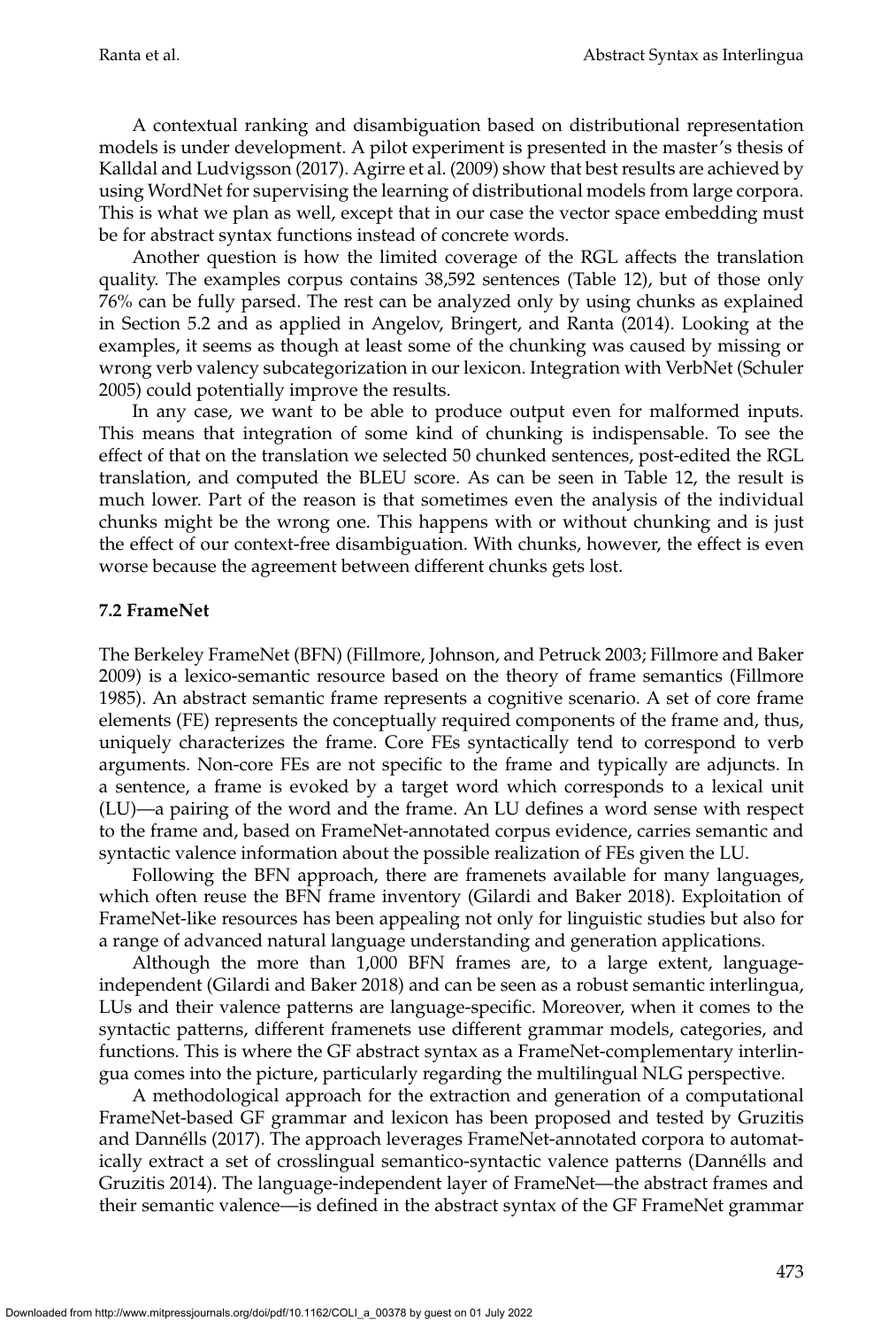A contextual ranking and disambiguation based on distributional representation models is under development. A pilot experiment is presented in the master's thesis of Kalldal and Ludvigsson (2017). Agirre et al. (2009) show that best results are achieved by using WordNet for supervising the learning of distributional models from large corpora. This is what we plan as well, except that in our case the vector space embedding must be for abstract syntax functions instead of concrete words.

Another question is how the limited coverage of the RGL affects the translation quality. The examples corpus contains 38,592 sentences (Table 12), but of those only 76% can be fully parsed. The rest can be analyzed only by using chunks as explained in Section 5.2 and as applied in Angelov, Bringert, and Ranta (2014). Looking at the examples, it seems as though at least some of the chunking was caused by missing or wrong verb valency subcategorization in our lexicon. Integration with VerbNet (Schuler 2005) could potentially improve the results.

In any case, we want to be able to produce output even for malformed inputs. This means that integration of some kind of chunking is indispensable. To see the effect of that on the translation we selected 50 chunked sentences, post-edited the RGL translation, and computed the BLEU score. As can be seen in Table 12, the result is much lower. Part of the reason is that sometimes even the analysis of the individual chunks might be the wrong one. This happens with or without chunking and is just the effect of our context-free disambiguation. With chunks, however, the effect is even worse because the agreement between different chunks gets lost.

### 7.2 FrameNet

The Berkeley FrameNet (BFN) (Fillmore, Johnson, and Petruck 2003; Fillmore and Baker 2009) is a lexico-semantic resource based on the theory of frame semantics (Fillmore 1985). An abstract semantic frame represents a cognitive scenario. A set of core frame elements (FE) represents the conceptually required components of the frame and, thus, uniquely characterizes the frame. Core FEs syntactically tend to correspond to verb arguments. Non-core FEs are not specific to the frame and typically are adjuncts. In a sentence, a frame is evoked by a target word which corresponds to a lexical unit (LU)—a pairing of the word and the frame. An LU defines a word sense with respect to the frame and, based on FrameNet-annotated corpus evidence, carries semantic and syntactic valence information about the possible realization of FEs given the LU.

Following the BFN approach, there are framenets available for many languages, which often reuse the BFN frame inventory (Gilardi and Baker 2018). Exploitation of FrameNet-like resources has been appealing not only for linguistic studies but also for a range of advanced natural language understanding and generation applications.

Although the more than 1,000 BFN frames are, to a large extent, language-independent (Gilardi and Baker 2018) and can be seen as a robust semantic interlingua, LUs and their valence patterns are language-specific. Moreover, when it comes to the syntactic patterns, different framenets use different grammar models, categories, and functions. This is where the GF abstract syntax as a FrameNet-complementary interlingua comes into the picture, particularly regarding the multilingual NLG perspective.

A methodological approach for the extraction and generation of a computational FrameNet-based GF grammar and lexicon has been proposed and tested by Gruzitis and Dannélls (2017). The approach leverages FrameNet-annotated corpora to automatically extract a set of crosslingual semantico-syntactic valence patterns (Dannélls and Gruzitis 2014). The language-independent layer of FrameNet—the abstract frames and their semantic valence—is defined in the abstract syntax of the GF FrameNet grammar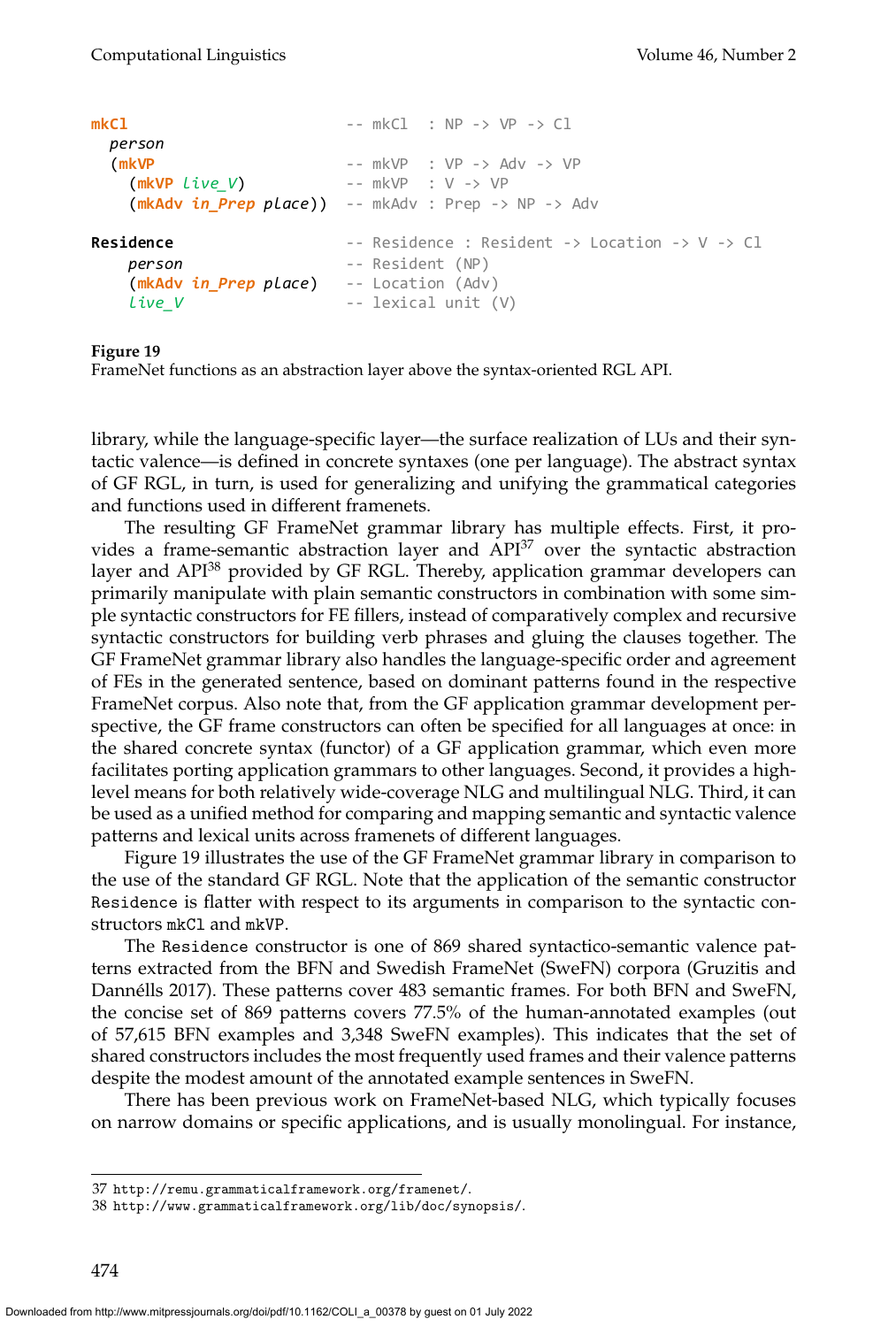```
mkCl                         -- mkCl  : NP -> VP -> Cl
  person
  (mkVP                      -- mkVP  : VP -> Adv -> VP
    (mkVP live_V)            -- mkVP  : V -> VP
    (mkAdv in_Prep place))   -- mkAdv : Prep -> NP -> Adv

Residence                    -- Residence : Resident -> Location -> V -> Cl
    person                   -- Resident (NP)
    (mkAdv in_Prep place)    -- Location (Adv)
    live_V                   -- lexical unit (V)
```

**Figure 19**
FrameNet functions as an abstraction layer above the syntax-oriented RGL API.

library, while the language-specific layer—the surface realization of LUs and their syntactic valence—is defined in concrete syntaxes (one per language). The abstract syntax of GF RGL, in turn, is used for generalizing and unifying the grammatical categories and functions used in different framenets.

The resulting GF FrameNet grammar library has multiple effects. First, it provides a frame-semantic abstraction layer and API[37] over the syntactic abstraction layer and API[38] provided by GF RGL. Thereby, application grammar developers can primarily manipulate with plain semantic constructors in combination with some simple syntactic constructors for FE fillers, instead of comparatively complex and recursive syntactic constructors for building verb phrases and gluing the clauses together. The GF FrameNet grammar library also handles the language-specific order and agreement of FEs in the generated sentence, based on dominant patterns found in the respective FrameNet corpus. Also note that, from the GF application grammar development perspective, the GF frame constructors can often be specified for all languages at once: in the shared concrete syntax (functor) of a GF application grammar, which even more facilitates porting application grammars to other languages. Second, it provides a high-level means for both relatively wide-coverage NLG and multilingual NLG. Third, it can be used as a unified method for comparing and mapping semantic and syntactic valence patterns and lexical units across framenets of different languages.

Figure 19 illustrates the use of the GF FrameNet grammar library in comparison to the use of the standard GF RGL. Note that the application of the semantic constructor `Residence` is flatter with respect to its arguments in comparison to the syntactic constructors `mkCl` and `mkVP`.

The `Residence` constructor is one of 869 shared syntactico-semantic valence patterns extracted from the BFN and Swedish FrameNet (SweFN) corpora (Gruzitis and Dannélls 2017). These patterns cover 483 semantic frames. For both BFN and SweFN, the concise set of 869 patterns covers 77.5% of the human-annotated examples (out of 57,615 BFN examples and 3,348 SweFN examples). This indicates that the set of shared constructors includes the most frequently used frames and their valence patterns despite the modest amount of the annotated example sentences in SweFN.

There has been previous work on FrameNet-based NLG, which typically focuses on narrow domains or specific applications, and is usually monolingual. For instance,

[37] http://remu.grammaticalframework.org/framenet/.

[38] http://www.grammaticalframework.org/lib/doc/synopsis/.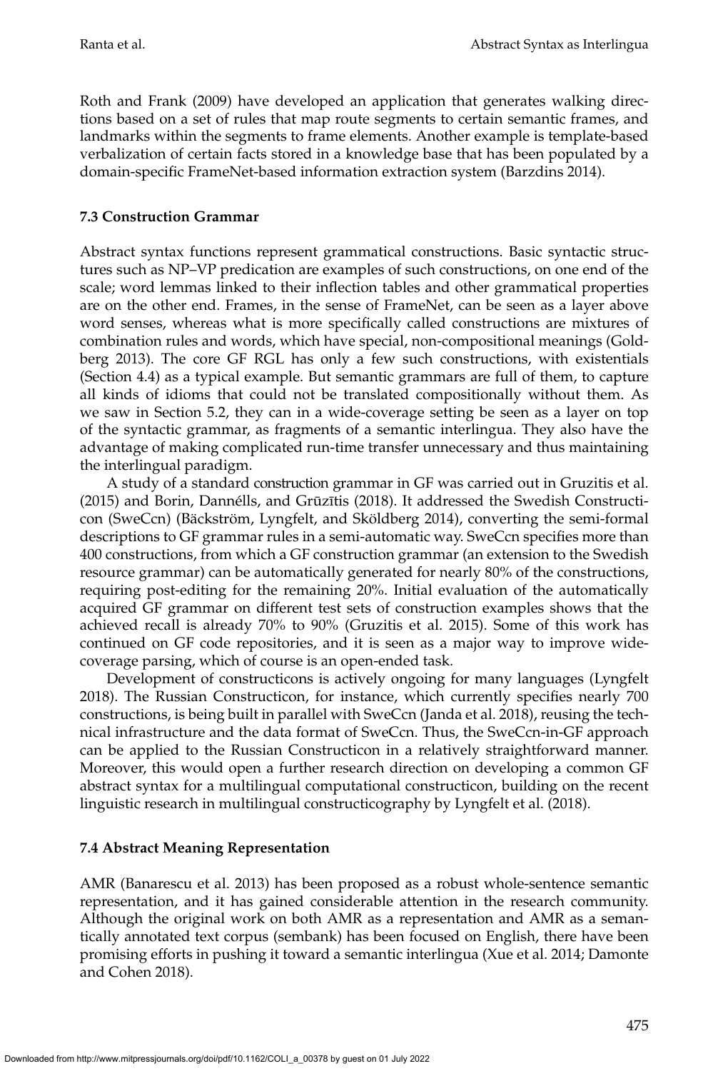Roth and Frank (2009) have developed an application that generates walking directions based on a set of rules that map route segments to certain semantic frames, and landmarks within the segments to frame elements. Another example is template-based verbalization of certain facts stored in a knowledge base that has been populated by a domain-specific FrameNet-based information extraction system (Barzdins 2014).

### 7.3 Construction Grammar

Abstract syntax functions represent grammatical constructions. Basic syntactic structures such as NP–VP predication are examples of such constructions, on one end of the scale; word lemmas linked to their inflection tables and other grammatical properties are on the other end. Frames, in the sense of FrameNet, can be seen as a layer above word senses, whereas what is more specifically called constructions are mixtures of combination rules and words, which have special, non-compositional meanings (Goldberg 2013). The core GF RGL has only a few such constructions, with existentials (Section 4.4) as a typical example. But semantic grammars are full of them, to capture all kinds of idioms that could not be translated compositionally without them. As we saw in Section 5.2, they can in a wide-coverage setting be seen as a layer on top of the syntactic grammar, as fragments of a semantic interlingua. They also have the advantage of making complicated run-time transfer unnecessary and thus maintaining the interlingual paradigm.

A study of a standard construction grammar in GF was carried out in Gruzitis et al. (2015) and Borin, Dannélls, and Grūzītis (2018). It addressed the Swedish Constructicon (SweCcn) (Bäckström, Lyngfelt, and Sköldberg 2014), converting the semi-formal descriptions to GF grammar rules in a semi-automatic way. SweCcn specifies more than 400 constructions, from which a GF construction grammar (an extension to the Swedish resource grammar) can be automatically generated for nearly 80% of the constructions, requiring post-editing for the remaining 20%. Initial evaluation of the automatically acquired GF grammar on different test sets of construction examples shows that the achieved recall is already 70% to 90% (Gruzitis et al. 2015). Some of this work has continued on GF code repositories, and it is seen as a major way to improve wide-coverage parsing, which of course is an open-ended task.

Development of constructicons is actively ongoing for many languages (Lyngfelt 2018). The Russian Constructicon, for instance, which currently specifies nearly 700 constructions, is being built in parallel with SweCcn (Janda et al. 2018), reusing the technical infrastructure and the data format of SweCcn. Thus, the SweCcn-in-GF approach can be applied to the Russian Constructicon in a relatively straightforward manner. Moreover, this would open a further research direction on developing a common GF abstract syntax for a multilingual computational constructicon, building on the recent linguistic research in multilingual constructicography by Lyngfelt et al. (2018).

### 7.4 Abstract Meaning Representation

AMR (Banarescu et al. 2013) has been proposed as a robust whole-sentence semantic representation, and it has gained considerable attention in the research community. Although the original work on both AMR as a representation and AMR as a semantically annotated text corpus (sembank) has been focused on English, there have been promising efforts in pushing it toward a semantic interlingua (Xue et al. 2014; Damonte and Cohen 2018).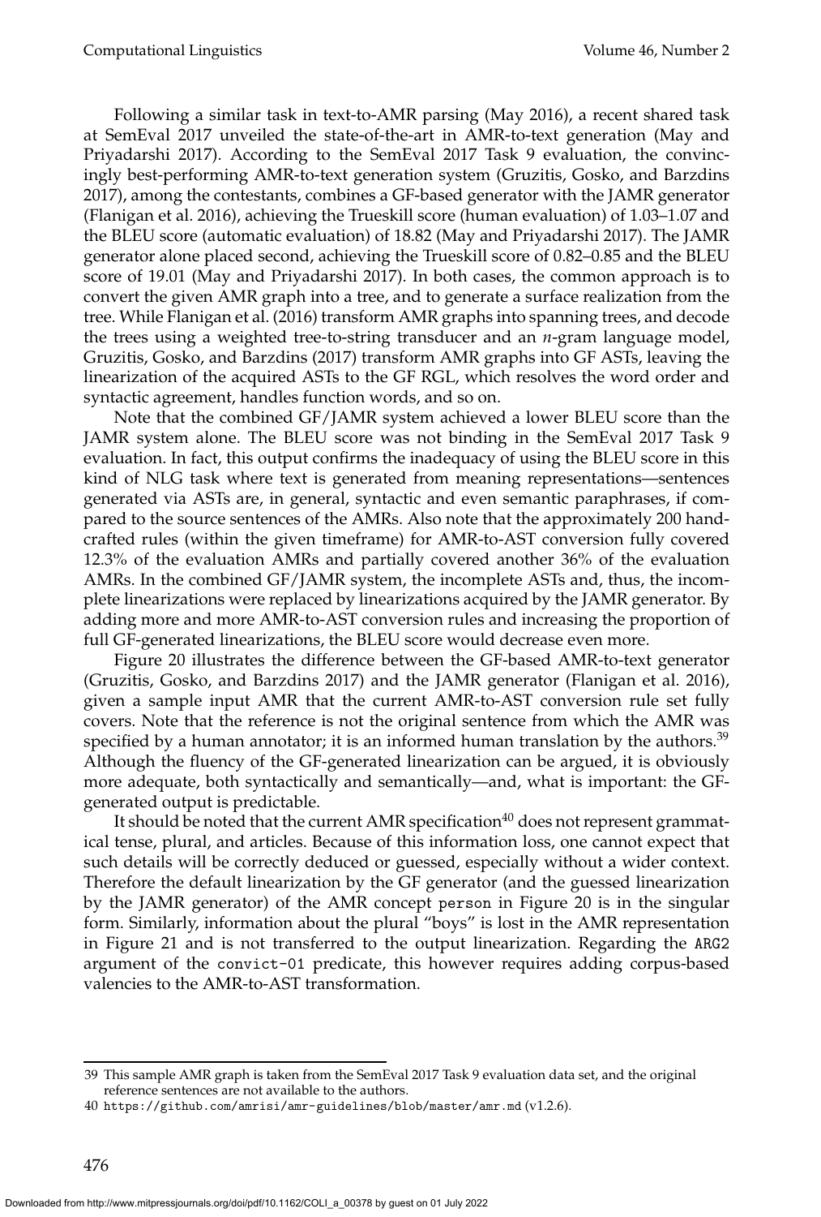Following a similar task in text-to-AMR parsing (May 2016), a recent shared task at SemEval 2017 unveiled the state-of-the-art in AMR-to-text generation (May and Priyadarshi 2017). According to the SemEval 2017 Task 9 evaluation, the convincingly best-performing AMR-to-text generation system (Gruzitis, Gosko, and Barzdins 2017), among the contestants, combines a GF-based generator with the JAMR generator (Flanigan et al. 2016), achieving the Trueskill score (human evaluation) of 1.03–1.07 and the BLEU score (automatic evaluation) of 18.82 (May and Priyadarshi 2017). The JAMR generator alone placed second, achieving the Trueskill score of 0.82–0.85 and the BLEU score of 19.01 (May and Priyadarshi 2017). In both cases, the common approach is to convert the given AMR graph into a tree, and to generate a surface realization from the tree. While Flanigan et al. (2016) transform AMR graphs into spanning trees, and decode the trees using a weighted tree-to-string transducer and an *n*-gram language model, Gruzitis, Gosko, and Barzdins (2017) transform AMR graphs into GF ASTs, leaving the linearization of the acquired ASTs to the GF RGL, which resolves the word order and syntactic agreement, handles function words, and so on.

Note that the combined GF/JAMR system achieved a lower BLEU score than the JAMR system alone. The BLEU score was not binding in the SemEval 2017 Task 9 evaluation. In fact, this output confirms the inadequacy of using the BLEU score in this kind of NLG task where text is generated from meaning representations—sentences generated via ASTs are, in general, syntactic and even semantic paraphrases, if compared to the source sentences of the AMRs. Also note that the approximately 200 handcrafted rules (within the given timeframe) for AMR-to-AST conversion fully covered 12.3% of the evaluation AMRs and partially covered another 36% of the evaluation AMRs. In the combined GF/JAMR system, the incomplete ASTs and, thus, the incomplete linearizations were replaced by linearizations acquired by the JAMR generator. By adding more and more AMR-to-AST conversion rules and increasing the proportion of full GF-generated linearizations, the BLEU score would decrease even more.

Figure 20 illustrates the difference between the GF-based AMR-to-text generator (Gruzitis, Gosko, and Barzdins 2017) and the JAMR generator (Flanigan et al. 2016), given a sample input AMR that the current AMR-to-AST conversion rule set fully covers. Note that the reference is not the original sentence from which the AMR was specified by a human annotator; it is an informed human translation by the authors.[39] Although the fluency of the GF-generated linearization can be argued, it is obviously more adequate, both syntactically and semantically—and, what is important: the GF-generated output is predictable.

It should be noted that the current AMR specification[40] does not represent grammatical tense, plural, and articles. Because of this information loss, one cannot expect that such details will be correctly deduced or guessed, especially without a wider context. Therefore the default linearization by the GF generator (and the guessed linearization by the JAMR generator) of the AMR concept `person` in Figure 20 is in the singular form. Similarly, information about the plural "boys" is lost in the AMR representation in Figure 21 and is not transferred to the output linearization. Regarding the `ARG2` argument of the `convict-01` predicate, this however requires adding corpus-based valencies to the AMR-to-AST transformation.

---

39 This sample AMR graph is taken from the SemEval 2017 Task 9 evaluation data set, and the original reference sentences are not available to the authors.

40 https://github.com/amrisi/amr-guidelines/blob/master/amr.md (v1.2.6).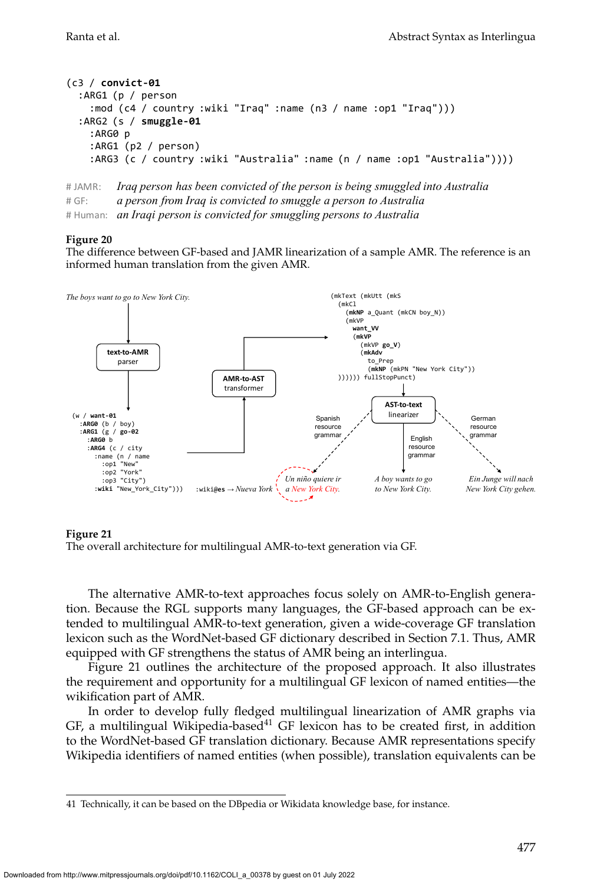```
(c3 / convict-01
  :ARG1 (p / person
    :mod (c4 / country :wiki "Iraq" :name (n3 / name :op1 "Iraq")))
  :ARG2 (s / smuggle-01
    :ARG0 p
    :ARG1 (p2 / person)
    :ARG3 (c / country :wiki "Australia" :name (n / name :op1 "Australia"))))
```

# JAMR: *Iraq person has been convicted of the person is being smuggled into Australia*
# GF: *a person from Iraq is convicted to smuggle a person to Australia*
# Human: *an Iraqi person is convicted for smuggling persons to Australia*

**Figure 20**
The difference between GF-based and JAMR linearization of a sample AMR. The reference is an informed human translation from the given AMR.

*The boys want to go to New York City.*

**text-to-AMR** parser

```
(w / want-01
  :ARG0 (b / boy)
  :ARG1 (g / go-02
    :ARG0 b
    :ARG4 (c / city
      :name (n / name
        :op1 "New"
        :op2 "York"
        :op3 "City")
      :wiki "New_York_City")))
```

**AMR-to-AST** transformer

```
(mkText (mkUtt (mkS
  (mkCl
    (mkNP a_Quant (mkCN boy_N))
    (mkVP
      want_VV
      (mkVP
        (mkVP go_V)
        (mkAdv
          to_Prep
          (mkNP (mkPN "New York City"))
)))))) fullStopPunct)
```

**AST-to-text** linearizer

Spanish resource grammar — :wiki@es → *Nueva York* — *Un niño quiere ir a New York City.*

English resource grammar — *A boy wants to go to New York City.*

German resource grammar — *Ein Junge will nach New York City gehen.*

**Figure 21**
The overall architecture for multilingual AMR-to-text generation via GF.

The alternative AMR-to-text approaches focus solely on AMR-to-English generation. Because the RGL supports many languages, the GF-based approach can be extended to multilingual AMR-to-text generation, given a wide-coverage GF translation lexicon such as the WordNet-based GF dictionary described in Section 7.1. Thus, AMR equipped with GF strengthens the status of AMR being an interlingua.

Figure 21 outlines the architecture of the proposed approach. It also illustrates the requirement and opportunity for a multilingual GF lexicon of named entities—the wikification part of AMR.

In order to develop fully fledged multilingual linearization of AMR graphs via GF, a multilingual Wikipedia-based[41] GF lexicon has to be created first, in addition to the WordNet-based GF translation dictionary. Because AMR representations specify Wikipedia identifiers of named entities (when possible), translation equivalents can be

41 Technically, it can be based on the DBpedia or Wikidata knowledge base, for instance.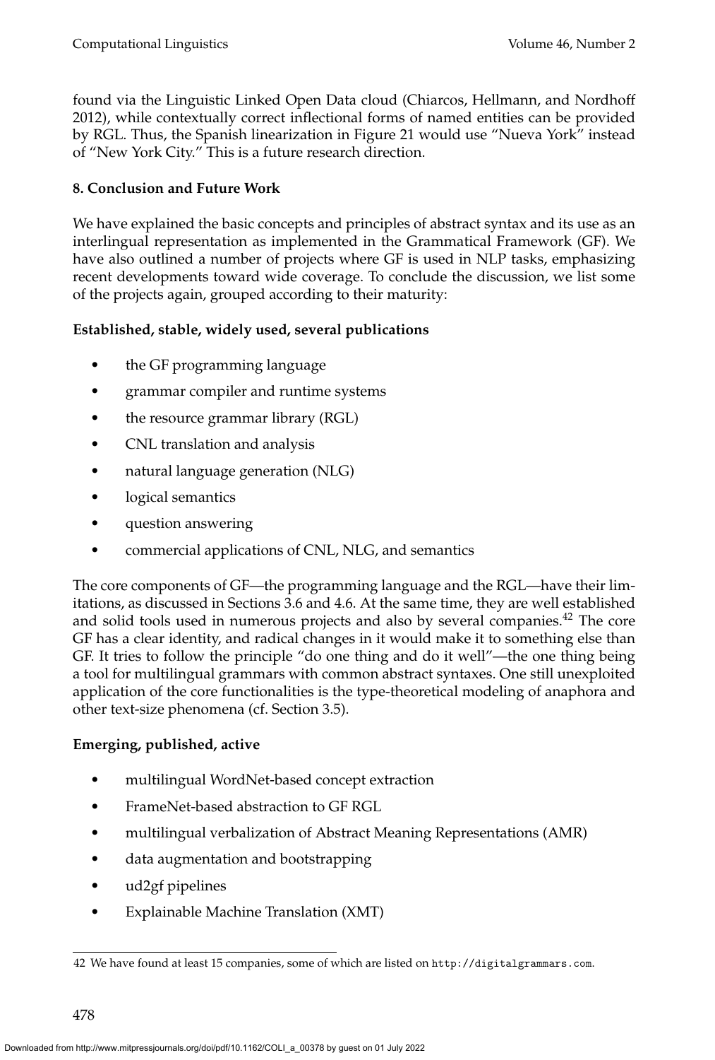found via the Linguistic Linked Open Data cloud (Chiarcos, Hellmann, and Nordhoff 2012), while contextually correct inflectional forms of named entities can be provided by RGL. Thus, the Spanish linearization in Figure 21 would use "Nueva York" instead of "New York City." This is a future research direction.

## 8. Conclusion and Future Work

We have explained the basic concepts and principles of abstract syntax and its use as an interlingual representation as implemented in the Grammatical Framework (GF). We have also outlined a number of projects where GF is used in NLP tasks, emphasizing recent developments toward wide coverage. To conclude the discussion, we list some of the projects again, grouped according to their maturity:

**Established, stable, widely used, several publications**

- the GF programming language
- grammar compiler and runtime systems
- the resource grammar library (RGL)
- CNL translation and analysis
- natural language generation (NLG)
- logical semantics
- question answering
- commercial applications of CNL, NLG, and semantics

The core components of GF—the programming language and the RGL—have their limitations, as discussed in Sections 3.6 and 4.6. At the same time, they are well established and solid tools used in numerous projects and also by several companies.[42] The core GF has a clear identity, and radical changes in it would make it to something else than GF. It tries to follow the principle "do one thing and do it well"—the one thing being a tool for multilingual grammars with common abstract syntaxes. One still unexploited application of the core functionalities is the type-theoretical modeling of anaphora and other text-size phenomena (cf. Section 3.5).

**Emerging, published, active**

- multilingual WordNet-based concept extraction
- FrameNet-based abstraction to GF RGL
- multilingual verbalization of Abstract Meaning Representations (AMR)
- data augmentation and bootstrapping
- ud2gf pipelines
- Explainable Machine Translation (XMT)

42 We have found at least 15 companies, some of which are listed on http://digitalgrammars.com.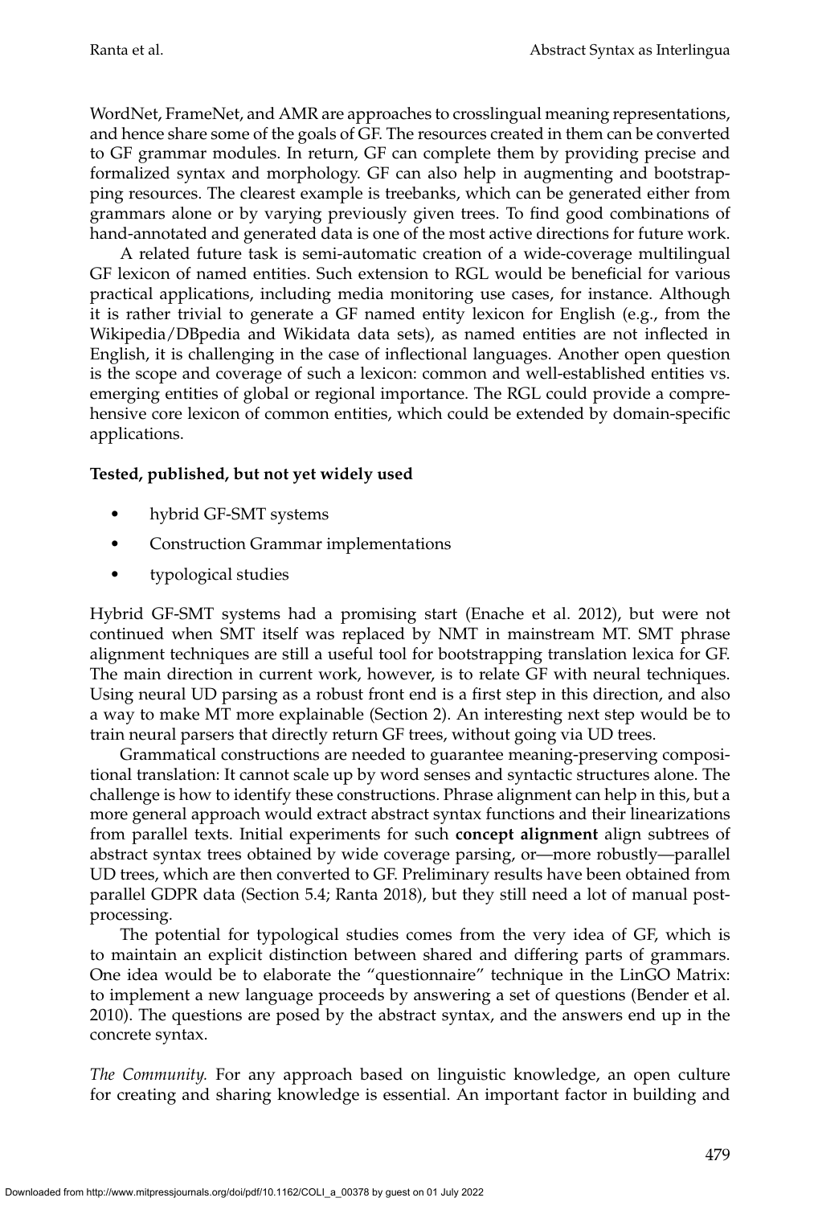WordNet, FrameNet, and AMR are approaches to crosslingual meaning representations, and hence share some of the goals of GF. The resources created in them can be converted to GF grammar modules. In return, GF can complete them by providing precise and formalized syntax and morphology. GF can also help in augmenting and bootstrapping resources. The clearest example is treebanks, which can be generated either from grammars alone or by varying previously given trees. To find good combinations of hand-annotated and generated data is one of the most active directions for future work.

A related future task is semi-automatic creation of a wide-coverage multilingual GF lexicon of named entities. Such extension to RGL would be beneficial for various practical applications, including media monitoring use cases, for instance. Although it is rather trivial to generate a GF named entity lexicon for English (e.g., from the Wikipedia/DBpedia and Wikidata data sets), as named entities are not inflected in English, it is challenging in the case of inflectional languages. Another open question is the scope and coverage of such a lexicon: common and well-established entities vs. emerging entities of global or regional importance. The RGL could provide a comprehensive core lexicon of common entities, which could be extended by domain-specific applications.

**Tested, published, but not yet widely used**

- hybrid GF-SMT systems
- Construction Grammar implementations
- typological studies

Hybrid GF-SMT systems had a promising start (Enache et al. 2012), but were not continued when SMT itself was replaced by NMT in mainstream MT. SMT phrase alignment techniques are still a useful tool for bootstrapping translation lexica for GF. The main direction in current work, however, is to relate GF with neural techniques. Using neural UD parsing as a robust front end is a first step in this direction, and also a way to make MT more explainable (Section 2). An interesting next step would be to train neural parsers that directly return GF trees, without going via UD trees.

Grammatical constructions are needed to guarantee meaning-preserving compositional translation: It cannot scale up by word senses and syntactic structures alone. The challenge is how to identify these constructions. Phrase alignment can help in this, but a more general approach would extract abstract syntax functions and their linearizations from parallel texts. Initial experiments for such **concept alignment** align subtrees of abstract syntax trees obtained by wide coverage parsing, or—more robustly—parallel UD trees, which are then converted to GF. Preliminary results have been obtained from parallel GDPR data (Section 5.4; Ranta 2018), but they still need a lot of manual post-processing.

The potential for typological studies comes from the very idea of GF, which is to maintain an explicit distinction between shared and differing parts of grammars. One idea would be to elaborate the "questionnaire" technique in the LinGO Matrix: to implement a new language proceeds by answering a set of questions (Bender et al. 2010). The questions are posed by the abstract syntax, and the answers end up in the concrete syntax.

*The Community.* For any approach based on linguistic knowledge, an open culture for creating and sharing knowledge is essential. An important factor in building and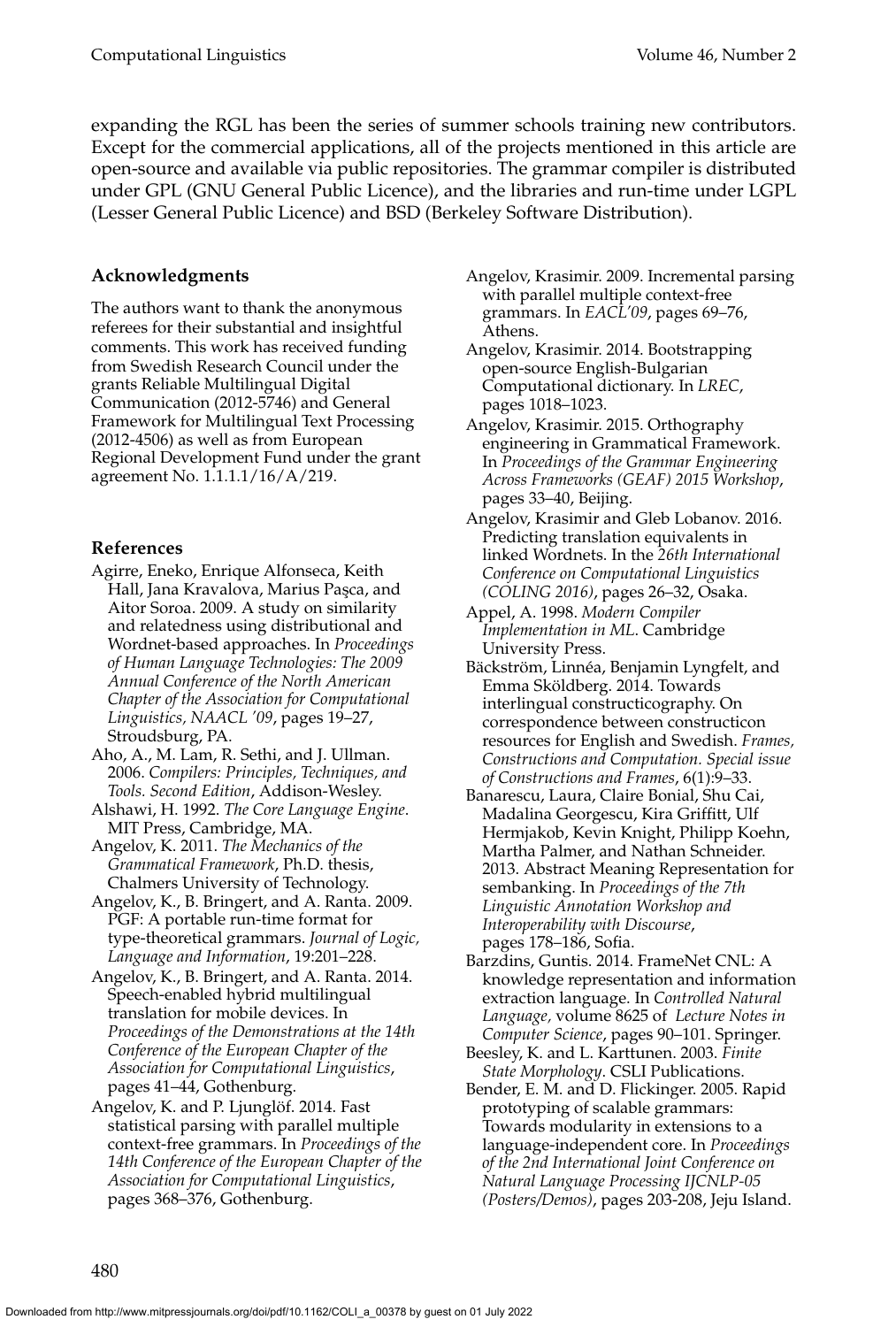expanding the RGL has been the series of summer schools training new contributors. Except for the commercial applications, all of the projects mentioned in this article are open-source and available via public repositories. The grammar compiler is distributed under GPL (GNU General Public Licence), and the libraries and run-time under LGPL (Lesser General Public Licence) and BSD (Berkeley Software Distribution).

## Acknowledgments

The authors want to thank the anonymous referees for their substantial and insightful comments. This work has received funding from Swedish Research Council under the grants Reliable Multilingual Digital Communication (2012-5746) and General Framework for Multilingual Text Processing (2012-4506) as well as from European Regional Development Fund under the grant agreement No. 1.1.1.1/16/A/219.

## References

Agirre, Eneko, Enrique Alfonseca, Keith Hall, Jana Kravalova, Marius Paşca, and Aitor Soroa. 2009. A study on similarity and relatedness using distributional and Wordnet-based approaches. In *Proceedings of Human Language Technologies: The 2009 Annual Conference of the North American Chapter of the Association for Computational Linguistics, NAACL '09*, pages 19–27, Stroudsburg, PA.

Aho, A., M. Lam, R. Sethi, and J. Ullman. 2006. *Compilers: Principles, Techniques, and Tools. Second Edition*, Addison-Wesley.

Alshawi, H. 1992. *The Core Language Engine*. MIT Press, Cambridge, MA.

Angelov, K. 2011. *The Mechanics of the Grammatical Framework*, Ph.D. thesis, Chalmers University of Technology.

Angelov, K., B. Bringert, and A. Ranta. 2009. PGF: A portable run-time format for type-theoretical grammars. *Journal of Logic, Language and Information*, 19:201–228.

Angelov, K., B. Bringert, and A. Ranta. 2014. Speech-enabled hybrid multilingual translation for mobile devices. In *Proceedings of the Demonstrations at the 14th Conference of the European Chapter of the Association for Computational Linguistics*, pages 41–44, Gothenburg.

Angelov, K. and P. Ljunglöf. 2014. Fast statistical parsing with parallel multiple context-free grammars. In *Proceedings of the 14th Conference of the European Chapter of the Association for Computational Linguistics*, pages 368–376, Gothenburg.

Angelov, Krasimir. 2009. Incremental parsing with parallel multiple context-free grammars. In *EACL'09*, pages 69–76, Athens.

Angelov, Krasimir. 2014. Bootstrapping open-source English-Bulgarian Computational dictionary. In *LREC*, pages 1018–1023.

Angelov, Krasimir. 2015. Orthography engineering in Grammatical Framework. In *Proceedings of the Grammar Engineering Across Frameworks (GEAF) 2015 Workshop*, pages 33–40, Beijing.

Angelov, Krasimir and Gleb Lobanov. 2016. Predicting translation equivalents in linked Wordnets. In the *26th International Conference on Computational Linguistics (COLING 2016)*, pages 26–32, Osaka.

Appel, A. 1998. *Modern Compiler Implementation in ML*. Cambridge University Press.

Bäckström, Linnéa, Benjamin Lyngfelt, and Emma Sköldberg. 2014. Towards interlingual constructicography. On correspondence between constructicon resources for English and Swedish. *Frames, Constructions and Computation. Special issue of Constructions and Frames*, 6(1):9–33.

Banarescu, Laura, Claire Bonial, Shu Cai, Madalina Georgescu, Kira Griffitt, Ulf Hermjakob, Kevin Knight, Philipp Koehn, Martha Palmer, and Nathan Schneider. 2013. Abstract Meaning Representation for sembanking. In *Proceedings of the 7th Linguistic Annotation Workshop and Interoperability with Discourse*, pages 178–186, Sofia.

Barzdins, Guntis. 2014. FrameNet CNL: A knowledge representation and information extraction language. In *Controlled Natural Language,* volume 8625 of *Lecture Notes in Computer Science*, pages 90–101. Springer.

Beesley, K. and L. Karttunen. 2003. *Finite State Morphology*. CSLI Publications.

Bender, E. M. and D. Flickinger. 2005. Rapid prototyping of scalable grammars: Towards modularity in extensions to a language-independent core. In *Proceedings of the 2nd International Joint Conference on Natural Language Processing IJCNLP-05 (Posters/Demos)*, pages 203-208, Jeju Island.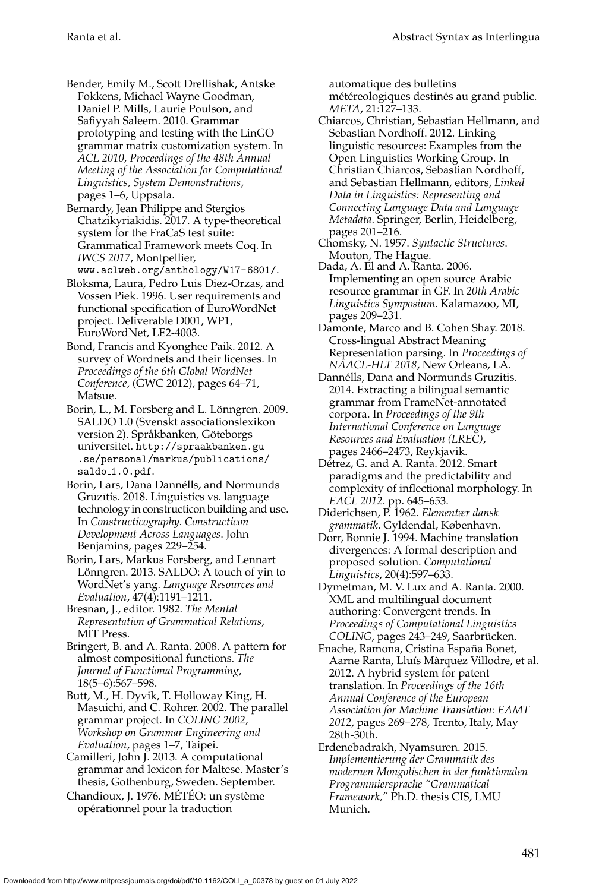Bender, Emily M., Scott Drellishak, Antske Fokkens, Michael Wayne Goodman, Daniel P. Mills, Laurie Poulson, and Safiyyah Saleem. 2010. Grammar prototyping and testing with the LinGO grammar matrix customization system. In *ACL 2010, Proceedings of the 48th Annual Meeting of the Association for Computational Linguistics, System Demonstrations*, pages 1–6, Uppsala.

Bernardy, Jean Philippe and Stergios Chatzikyriakidis. 2017. A type-theoretical system for the FraCaS test suite: Grammatical Framework meets Coq. In *IWCS 2017*, Montpellier, `www.aclweb.org/anthology/W17-6801/`.

Bloksma, Laura, Pedro Luis Diez-Orzas, and Vossen Piek. 1996. User requirements and functional specification of EuroWordNet project. Deliverable D001, WP1, EuroWordNet, LE2-4003.

Bond, Francis and Kyonghee Paik. 2012. A survey of Wordnets and their licenses. In *Proceedings of the 6th Global WordNet Conference*, (GWC 2012), pages 64–71, Matsue.

Borin, L., M. Forsberg and L. Lönngren. 2009. SALDO 1.0 (Svenskt associationslexikon version 2). Språkbanken, Göteborgs universitet. `http://spraakbanken.gu.se/personal/markus/publications/saldo_1.0.pdf`.

Borin, Lars, Dana Dannélls, and Normunds Grūzītis. 2018. Linguistics vs. language technology in constructicon building and use. In *Constructicography. Constructicon Development Across Languages*. John Benjamins, pages 229–254.

Borin, Lars, Markus Forsberg, and Lennart Lönngren. 2013. SALDO: A touch of yin to WordNet's yang. *Language Resources and Evaluation*, 47(4):1191–1211.

Bresnan, J., editor. 1982. *The Mental Representation of Grammatical Relations*, MIT Press.

Bringert, B. and A. Ranta. 2008. A pattern for almost compositional functions. *The Journal of Functional Programming*, 18(5–6):567–598.

Butt, M., H. Dyvik, T. Holloway King, H. Masuichi, and C. Rohrer. 2002. The parallel grammar project. In *COLING 2002, Workshop on Grammar Engineering and Evaluation*, pages 1–7, Taipei.

Camilleri, John J. 2013. A computational grammar and lexicon for Maltese. Master's thesis, Gothenburg, Sweden. September.

Chandioux, J. 1976. MÉTÉO: un système opérationnel pour la traduction automatique des bulletins météreologiques destinés au grand public. *META*, 21:127–133.

Chiarcos, Christian, Sebastian Hellmann, and Sebastian Nordhoff. 2012. Linking linguistic resources: Examples from the Open Linguistics Working Group. In Christian Chiarcos, Sebastian Nordhoff, and Sebastian Hellmann, editors, *Linked Data in Linguistics: Representing and Connecting Language Data and Language Metadata*. Springer, Berlin, Heidelberg, pages 201–216.

Chomsky, N. 1957. *Syntactic Structures*. Mouton, The Hague.

Dada, A. El and A. Ranta. 2006. Implementing an open source Arabic resource grammar in GF. In *20th Arabic Linguistics Symposium*. Kalamazoo, MI, pages 209–231.

Damonte, Marco and B. Cohen Shay. 2018. Cross-lingual Abstract Meaning Representation parsing. In *Proceedings of NAACL-HLT 2018*, New Orleans, LA.

Dannélls, Dana and Normunds Gruzitis. 2014. Extracting a bilingual semantic grammar from FrameNet-annotated corpora. In *Proceedings of the 9th International Conference on Language Resources and Evaluation (LREC)*, pages 2466–2473, Reykjavik.

Détrez, G. and A. Ranta. 2012. Smart paradigms and the predictability and complexity of inflectional morphology. In *EACL 2012*. pp. 645–653.

Diderichsen, P. 1962. *Elementær dansk grammatik*. Gyldendal, København.

Dorr, Bonnie J. 1994. Machine translation divergences: A formal description and proposed solution. *Computational Linguistics*, 20(4):597–633.

Dymetman, M. V. Lux and A. Ranta. 2000. XML and multilingual document authoring: Convergent trends. In *Proceedings of Computational Linguistics COLING*, pages 243–249, Saarbrücken.

Enache, Ramona, Cristina España Bonet, Aarne Ranta, Lluís Màrquez Villodre, et al. 2012. A hybrid system for patent translation. In *Proceedings of the 16th Annual Conference of the European Association for Machine Translation: EAMT 2012*, pages 269–278, Trento, Italy, May 28th-30th.

Erdenebadrakh, Nyamsuren. 2015. *Implementierung der Grammatik des modernen Mongolischen in der funktionalen Programmiersprache "Grammatical Framework,"* Ph.D. thesis CIS, LMU Munich.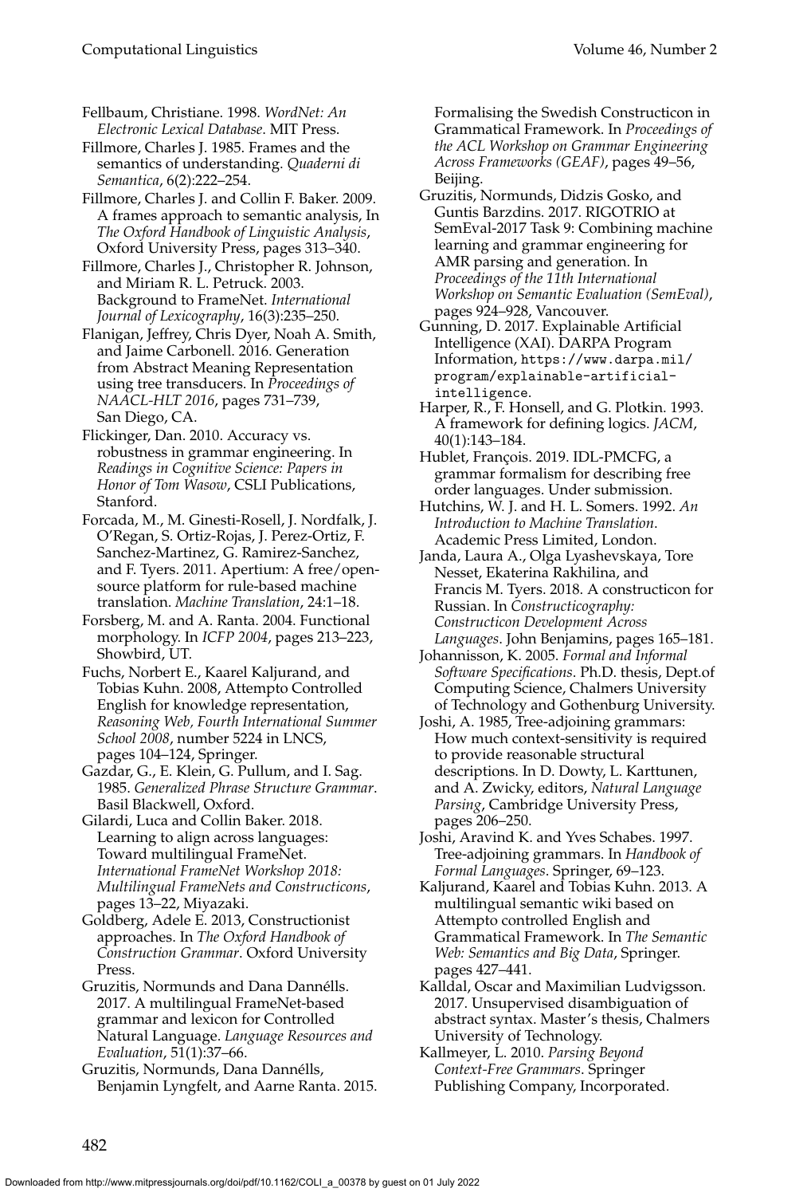Fellbaum, Christiane. 1998. *WordNet: An Electronic Lexical Database*. MIT Press.

Fillmore, Charles J. 1985. Frames and the semantics of understanding. *Quaderni di Semantica*, 6(2):222–254.

Fillmore, Charles J. and Collin F. Baker. 2009. A frames approach to semantic analysis, In *The Oxford Handbook of Linguistic Analysis*, Oxford University Press, pages 313–340.

Fillmore, Charles J., Christopher R. Johnson, and Miriam R. L. Petruck. 2003. Background to FrameNet. *International Journal of Lexicography*, 16(3):235–250.

Flanigan, Jeffrey, Chris Dyer, Noah A. Smith, and Jaime Carbonell. 2016. Generation from Abstract Meaning Representation using tree transducers. In *Proceedings of NAACL-HLT 2016*, pages 731–739, San Diego, CA.

Flickinger, Dan. 2010. Accuracy vs. robustness in grammar engineering. In *Readings in Cognitive Science: Papers in Honor of Tom Wasow*, CSLI Publications, Stanford.

Forcada, M., M. Ginesti-Rosell, J. Nordfalk, J. O'Regan, S. Ortiz-Rojas, J. Perez-Ortiz, F. Sanchez-Martinez, G. Ramirez-Sanchez, and F. Tyers. 2011. Apertium: A free/open-source platform for rule-based machine translation. *Machine Translation*, 24:1–18.

Forsberg, M. and A. Ranta. 2004. Functional morphology. In *ICFP 2004*, pages 213–223, Showbird, UT.

Fuchs, Norbert E., Kaarel Kaljurand, and Tobias Kuhn. 2008, Attempto Controlled English for knowledge representation, *Reasoning Web, Fourth International Summer School 2008*, number 5224 in LNCS, pages 104–124, Springer.

Gazdar, G., E. Klein, G. Pullum, and I. Sag. 1985. *Generalized Phrase Structure Grammar*. Basil Blackwell, Oxford.

Gilardi, Luca and Collin Baker. 2018. Learning to align across languages: Toward multilingual FrameNet. *International FrameNet Workshop 2018: Multilingual FrameNets and Constructicons*, pages 13–22, Miyazaki.

Goldberg, Adele E. 2013, Constructionist approaches. In *The Oxford Handbook of Construction Grammar*. Oxford University Press.

Gruzitis, Normunds and Dana Dannélls. 2017. A multilingual FrameNet-based grammar and lexicon for Controlled Natural Language. *Language Resources and Evaluation*, 51(1):37–66.

Gruzitis, Normunds, Dana Dannélls, Benjamin Lyngfelt, and Aarne Ranta. 2015. Formalising the Swedish Constructicon in Grammatical Framework. In *Proceedings of the ACL Workshop on Grammar Engineering Across Frameworks (GEAF)*, pages 49–56, Beijing.

Gruzitis, Normunds, Didzis Gosko, and Guntis Barzdins. 2017. RIGOTRIO at SemEval-2017 Task 9: Combining machine learning and grammar engineering for AMR parsing and generation. In *Proceedings of the 11th International Workshop on Semantic Evaluation (SemEval)*, pages 924–928, Vancouver.

Gunning, D. 2017. Explainable Artificial Intelligence (XAI). DARPA Program Information, `https://www.darpa.mil/program/explainable-artificial-intelligence`.

Harper, R., F. Honsell, and G. Plotkin. 1993. A framework for defining logics. *JACM*, 40(1):143–184.

Hublet, François. 2019. IDL-PMCFG, a grammar formalism for describing free order languages. Under submission.

Hutchins, W. J. and H. L. Somers. 1992. *An Introduction to Machine Translation*. Academic Press Limited, London.

Janda, Laura A., Olga Lyashevskaya, Tore Nesset, Ekaterina Rakhilina, and Francis M. Tyers. 2018. A constructicon for Russian. In *Constructicography: Constructicon Development Across Languages*. John Benjamins, pages 165–181.

Johannisson, K. 2005. *Formal and Informal Software Specifications*. Ph.D. thesis, Dept.of Computing Science, Chalmers University of Technology and Gothenburg University.

Joshi, A. 1985, Tree-adjoining grammars: How much context-sensitivity is required to provide reasonable structural descriptions. In D. Dowty, L. Karttunen, and A. Zwicky, editors, *Natural Language Parsing*, Cambridge University Press, pages 206–250.

Joshi, Aravind K. and Yves Schabes. 1997. Tree-adjoining grammars. In *Handbook of Formal Languages*. Springer, 69–123.

Kaljurand, Kaarel and Tobias Kuhn. 2013. A multilingual semantic wiki based on Attempto controlled English and Grammatical Framework. In *The Semantic Web: Semantics and Big Data*, Springer. pages 427–441.

Kalldal, Oscar and Maximilian Ludvigsson. 2017. Unsupervised disambiguation of abstract syntax. Master's thesis, Chalmers University of Technology.

Kallmeyer, L. 2010. *Parsing Beyond Context-Free Grammars*. Springer Publishing Company, Incorporated.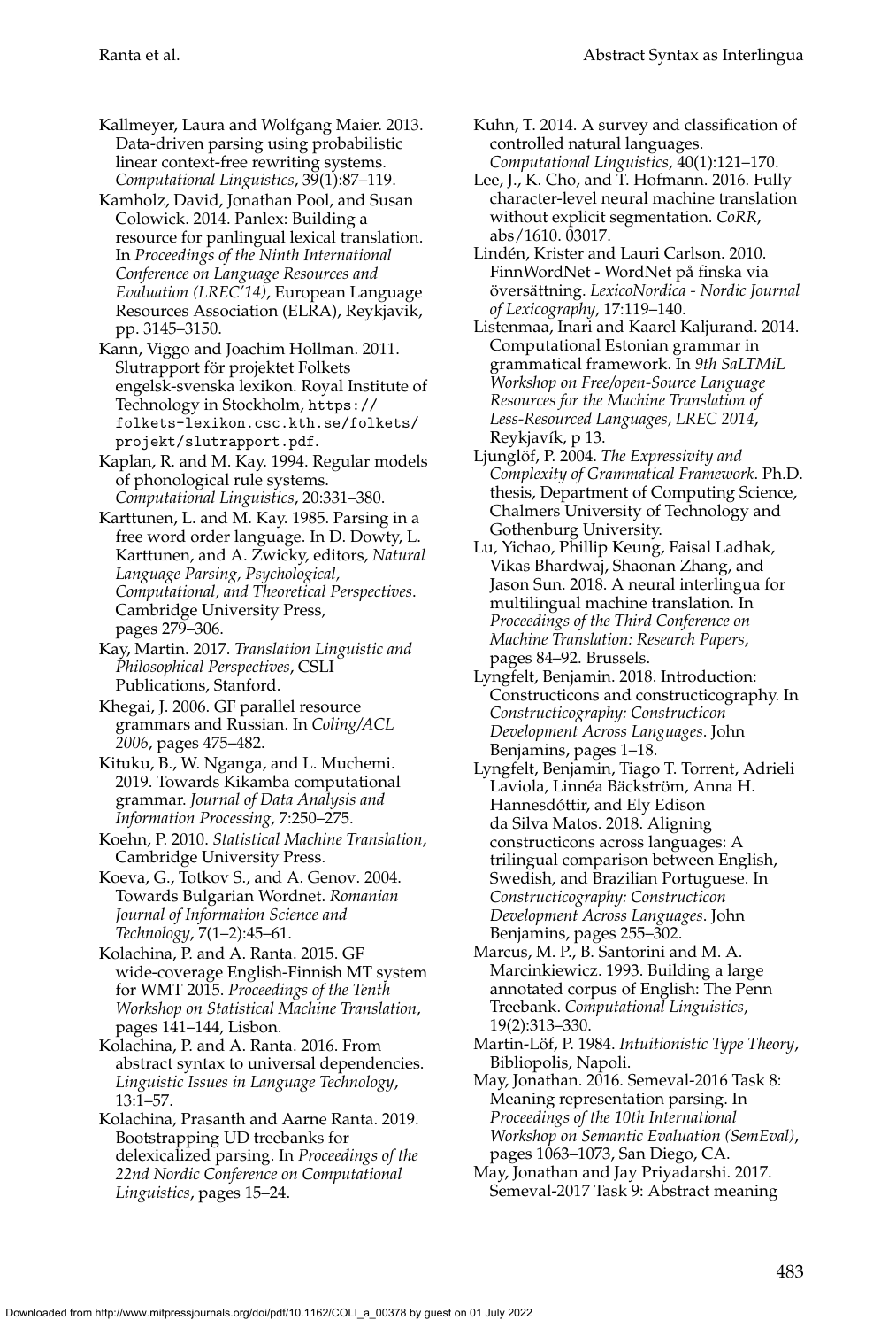Kallmeyer, Laura and Wolfgang Maier. 2013. Data-driven parsing using probabilistic linear context-free rewriting systems. *Computational Linguistics*, 39(1):87–119.

Kamholz, David, Jonathan Pool, and Susan Colowick. 2014. Panlex: Building a resource for panlingual lexical translation. In *Proceedings of the Ninth International Conference on Language Resources and Evaluation (LREC'14)*, European Language Resources Association (ELRA), Reykjavik, pp. 3145–3150.

Kann, Viggo and Joachim Hollman. 2011. Slutrapport för projektet Folkets engelsk-svenska lexikon. Royal Institute of Technology in Stockholm, `https://folkets-lexikon.csc.kth.se/folkets/projekt/slutrapport.pdf`.

Kaplan, R. and M. Kay. 1994. Regular models of phonological rule systems. *Computational Linguistics*, 20:331–380.

Karttunen, L. and M. Kay. 1985. Parsing in a free word order language. In D. Dowty, L. Karttunen, and A. Zwicky, editors, *Natural Language Parsing, Psychological, Computational, and Theoretical Perspectives*. Cambridge University Press, pages 279–306.

Kay, Martin. 2017. *Translation Linguistic and Philosophical Perspectives*, CSLI Publications, Stanford.

Khegai, J. 2006. GF parallel resource grammars and Russian. In *Coling/ACL 2006*, pages 475–482.

Kituku, B., W. Nganga, and L. Muchemi. 2019. Towards Kikamba computational grammar. *Journal of Data Analysis and Information Processing*, 7:250–275.

Koehn, P. 2010. *Statistical Machine Translation*, Cambridge University Press.

Koeva, G., Totkov S., and A. Genov. 2004. Towards Bulgarian Wordnet. *Romanian Journal of Information Science and Technology*, 7(1–2):45–61.

Kolachina, P. and A. Ranta. 2015. GF wide-coverage English-Finnish MT system for WMT 2015. *Proceedings of the Tenth Workshop on Statistical Machine Translation*, pages 141–144, Lisbon.

Kolachina, P. and A. Ranta. 2016. From abstract syntax to universal dependencies. *Linguistic Issues in Language Technology*, 13:1–57.

Kolachina, Prasanth and Aarne Ranta. 2019. Bootstrapping UD treebanks for delexicalized parsing. In *Proceedings of the 22nd Nordic Conference on Computational Linguistics*, pages 15–24.

Kuhn, T. 2014. A survey and classification of controlled natural languages. *Computational Linguistics*, 40(1):121–170.

Lee, J., K. Cho, and T. Hofmann. 2016. Fully character-level neural machine translation without explicit segmentation. *CoRR*, abs/1610. 03017.

Lindén, Krister and Lauri Carlson. 2010. FinnWordNet - WordNet på finska via översättning. *LexicoNordica - Nordic Journal of Lexicography*, 17:119–140.

Listenmaa, Inari and Kaarel Kaljurand. 2014. Computational Estonian grammar in grammatical framework. In *9th SaLTMiL Workshop on Free/open-Source Language Resources for the Machine Translation of Less-Resourced Languages, LREC 2014*, Reykjavík, p 13.

Ljunglöf, P. 2004. *The Expressivity and Complexity of Grammatical Framework*. Ph.D. thesis, Department of Computing Science, Chalmers University of Technology and Gothenburg University.

Lu, Yichao, Phillip Keung, Faisal Ladhak, Vikas Bhardwaj, Shaonan Zhang, and Jason Sun. 2018. A neural interlingua for multilingual machine translation. In *Proceedings of the Third Conference on Machine Translation: Research Papers*, pages 84–92. Brussels.

Lyngfelt, Benjamin. 2018. Introduction: Constructicons and constructicography. In *Constructicography: Constructicon Development Across Languages*. John Benjamins, pages 1–18.

Lyngfelt, Benjamin, Tiago T. Torrent, Adrieli Laviola, Linnéa Bäckström, Anna H. Hannesdóttir, and Ely Edison da Silva Matos. 2018. Aligning constructicons across languages: A trilingual comparison between English, Swedish, and Brazilian Portuguese. In *Constructicography: Constructicon Development Across Languages*. John Benjamins, pages 255–302.

Marcus, M. P., B. Santorini and M. A. Marcinkiewicz. 1993. Building a large annotated corpus of English: The Penn Treebank. *Computational Linguistics*, 19(2):313–330.

Martin-Löf, P. 1984. *Intuitionistic Type Theory*, Bibliopolis, Napoli.

May, Jonathan. 2016. Semeval-2016 Task 8: Meaning representation parsing. In *Proceedings of the 10th International Workshop on Semantic Evaluation (SemEval)*, pages 1063–1073, San Diego, CA.

May, Jonathan and Jay Priyadarshi. 2017. Semeval-2017 Task 9: Abstract meaning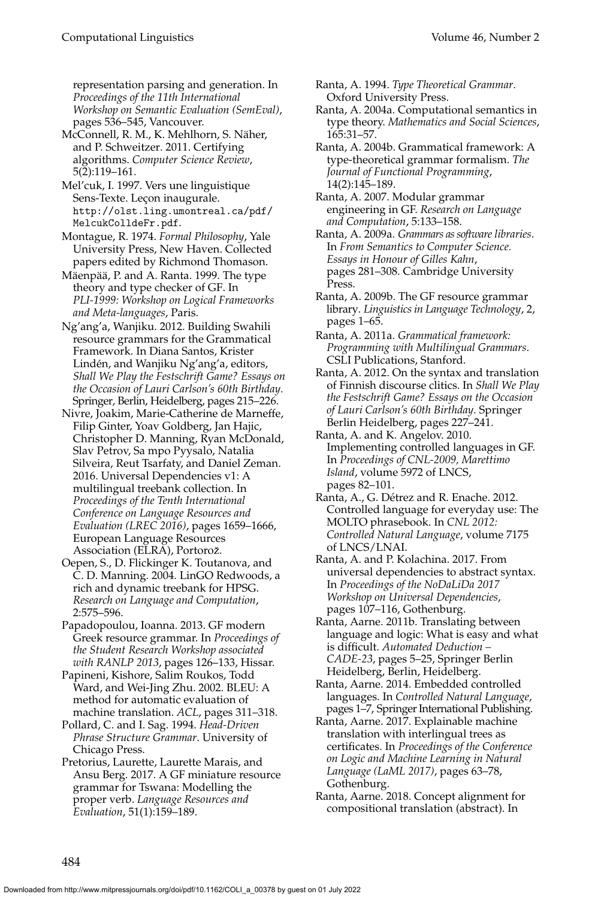representation parsing and generation. In *Proceedings of the 11th International Workshop on Semantic Evaluation (SemEval)*, pages 536–545, Vancouver.

McConnell, R. M., K. Mehlhorn, S. Näher, and P. Schweitzer. 2011. Certifying algorithms. *Computer Science Review*, 5(2):119–161.

Mel'cuk, I. 1997. Vers une linguistique Sens-Texte. Leçon inaugurale. http://olst.ling.umontreal.ca/pdf/MelcukColldeFr.pdf.

Montague, R. 1974. *Formal Philosophy*, Yale University Press, New Haven. Collected papers edited by Richmond Thomason.

Mäenpää, P. and A. Ranta. 1999. The type theory and type checker of GF. In *PLI-1999: Workshop on Logical Frameworks and Meta-languages*, Paris.

Ng'ang'a, Wanjiku. 2012. Building Swahili resource grammars for the Grammatical Framework. In Diana Santos, Krister Lindén, and Wanjiku Ng'ang'a, editors, *Shall We Play the Festschrift Game? Essays on the Occasion of Lauri Carlson's 60th Birthday*. Springer, Berlin, Heidelberg, pages 215–226.

Nivre, Joakim, Marie-Catherine de Marneffe, Filip Ginter, Yoav Goldberg, Jan Hajic, Christopher D. Manning, Ryan McDonald, Slav Petrov, Sa mpo Pyysalo, Natalia Silveira, Reut Tsarfaty, and Daniel Zeman. 2016. Universal Dependencies v1: A multilingual treebank collection. In *Proceedings of the Tenth International Conference on Language Resources and Evaluation (LREC 2016)*, pages 1659–1666, European Language Resources Association (ELRA), Portorož.

Oepen, S., D. Flickinger K. Toutanova, and C. D. Manning. 2004. LinGO Redwoods, a rich and dynamic treebank for HPSG. *Research on Language and Computation*, 2:575–596.

Papadopoulou, Ioanna. 2013. GF modern Greek resource grammar. In *Proceedings of the Student Research Workshop associated with RANLP 2013*, pages 126–133, Hissar.

Papineni, Kishore, Salim Roukos, Todd Ward, and Wei-Jing Zhu. 2002. BLEU: A method for automatic evaluation of machine translation. *ACL*, pages 311–318.

Pollard, C. and I. Sag. 1994. *Head-Driven Phrase Structure Grammar*. University of Chicago Press.

Pretorius, Laurette, Laurette Marais, and Ansu Berg. 2017. A GF miniature resource grammar for Tswana: Modelling the proper verb. *Language Resources and Evaluation*, 51(1):159–189.

Ranta, A. 1994. *Type Theoretical Grammar*. Oxford University Press.

Ranta, A. 2004a. Computational semantics in type theory. *Mathematics and Social Sciences*, 165:31–57.

Ranta, A. 2004b. Grammatical framework: A type-theoretical grammar formalism. *The Journal of Functional Programming*, 14(2):145–189.

Ranta, A. 2007. Modular grammar engineering in GF. *Research on Language and Computation*, 5:133–158.

Ranta, A. 2009a. *Grammars as software libraries*. In *From Semantics to Computer Science. Essays in Honour of Gilles Kahn*, pages 281–308. Cambridge University Press.

Ranta, A. 2009b. The GF resource grammar library. *Linguistics in Language Technology*, 2, pages 1–65.

Ranta, A. 2011a. *Grammatical framework: Programming with Multilingual Grammars*. CSLI Publications, Stanford.

Ranta, A. 2012. On the syntax and translation of Finnish discourse clitics. In *Shall We Play the Festschrift Game? Essays on the Occasion of Lauri Carlson's 60th Birthday*. Springer Berlin Heidelberg, pages 227–241.

Ranta, A. and K. Angelov. 2010. Implementing controlled languages in GF. In *Proceedings of CNL-2009, Marettimo Island*, volume 5972 of LNCS, pages 82–101.

Ranta, A., G. Détrez and R. Enache. 2012. Controlled language for everyday use: The MOLTO phrasebook. In *CNL 2012: Controlled Natural Language*, volume 7175 of LNCS/LNAI.

Ranta, A. and P. Kolachina. 2017. From universal dependencies to abstract syntax. In *Proceedings of the NoDaLiDa 2017 Workshop on Universal Dependencies*, pages 107–116, Gothenburg.

Ranta, Aarne. 2011b. Translating between language and logic: What is easy and what is difficult. *Automated Deduction – CADE-23*, pages 5–25, Springer Berlin Heidelberg, Berlin, Heidelberg.

Ranta, Aarne. 2014. Embedded controlled languages. In *Controlled Natural Language*, pages 1–7, Springer International Publishing.

Ranta, Aarne. 2017. Explainable machine translation with interlingual trees as certificates. In *Proceedings of the Conference on Logic and Machine Learning in Natural Language (LaML 2017)*, pages 63–78, Gothenburg.

Ranta, Aarne. 2018. Concept alignment for compositional translation (abstract). In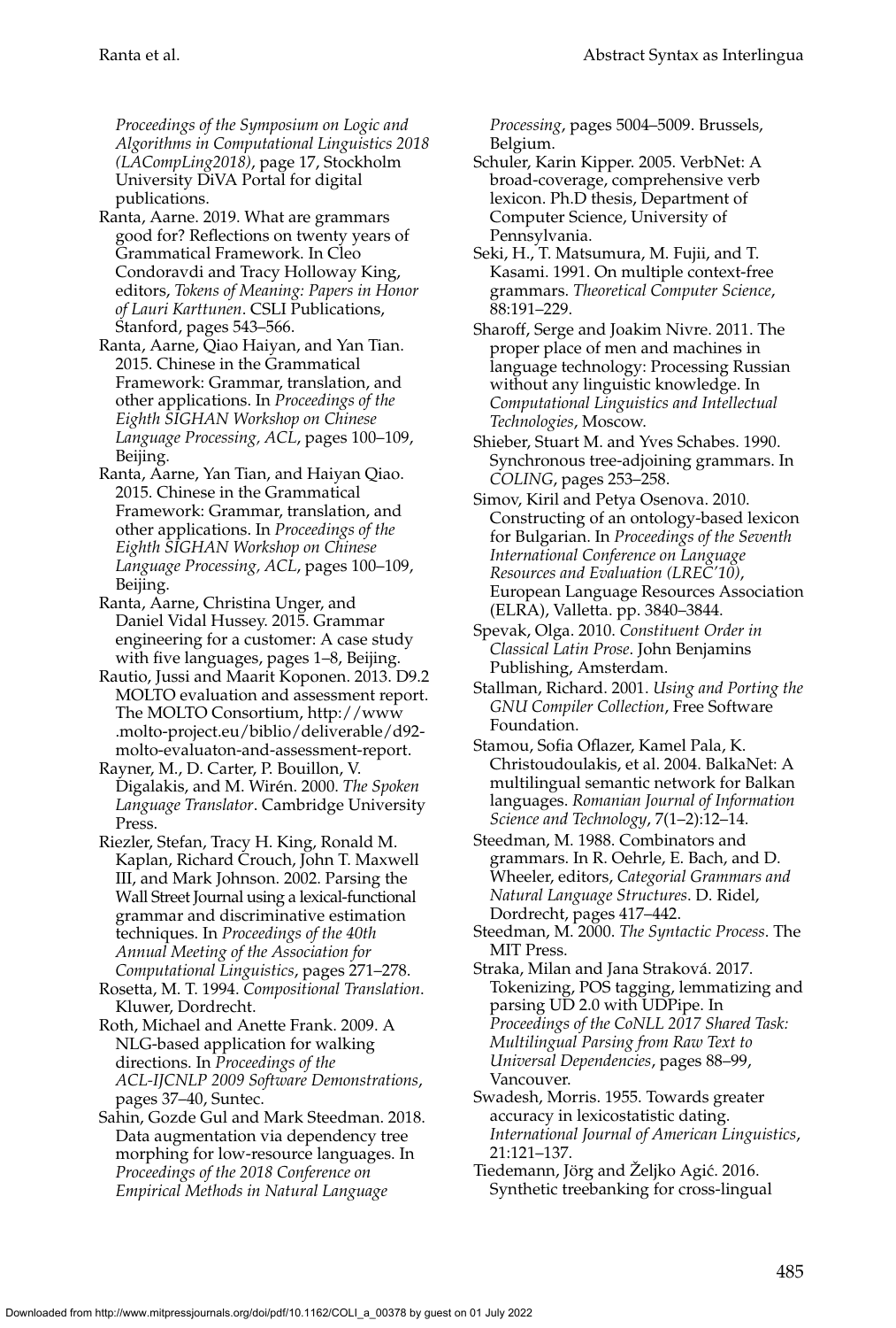*Proceedings of the Symposium on Logic and Algorithms in Computational Linguistics 2018 (LACompLing2018)*, page 17, Stockholm University DiVA Portal for digital publications.

Ranta, Aarne. 2019. What are grammars good for? Reflections on twenty years of Grammatical Framework. In Cleo Condoravdi and Tracy Holloway King, editors, *Tokens of Meaning: Papers in Honor of Lauri Karttunen*. CSLI Publications, Stanford, pages 543–566.

Ranta, Aarne, Qiao Haiyan, and Yan Tian. 2015. Chinese in the Grammatical Framework: Grammar, translation, and other applications. In *Proceedings of the Eighth SIGHAN Workshop on Chinese Language Processing, ACL*, pages 100–109, Beijing.

Ranta, Aarne, Yan Tian, and Haiyan Qiao. 2015. Chinese in the Grammatical Framework: Grammar, translation, and other applications. In *Proceedings of the Eighth SIGHAN Workshop on Chinese Language Processing, ACL*, pages 100–109, Beijing.

Ranta, Aarne, Christina Unger, and Daniel Vidal Hussey. 2015. Grammar engineering for a customer: A case study with five languages, pages 1–8, Beijing.

Rautio, Jussi and Maarit Koponen. 2013. D9.2 MOLTO evaluation and assessment report. The MOLTO Consortium, http://www.molto-project.eu/biblio/deliverable/d92-molto-evaluaton-and-assessment-report.

Rayner, M., D. Carter, P. Bouillon, V. Digalakis, and M. Wirén. 2000. *The Spoken Language Translator*. Cambridge University Press.

Riezler, Stefan, Tracy H. King, Ronald M. Kaplan, Richard Crouch, John T. Maxwell III, and Mark Johnson. 2002. Parsing the Wall Street Journal using a lexical-functional grammar and discriminative estimation techniques. In *Proceedings of the 40th Annual Meeting of the Association for Computational Linguistics*, pages 271–278.

Rosetta, M. T. 1994. *Compositional Translation*. Kluwer, Dordrecht.

Roth, Michael and Anette Frank. 2009. A NLG-based application for walking directions. In *Proceedings of the ACL-IJCNLP 2009 Software Demonstrations*, pages 37–40, Suntec.

Sahin, Gozde Gul and Mark Steedman. 2018. Data augmentation via dependency tree morphing for low-resource languages. In *Proceedings of the 2018 Conference on Empirical Methods in Natural Language Processing*, pages 5004–5009. Brussels, Belgium.

Schuler, Karin Kipper. 2005. VerbNet: A broad-coverage, comprehensive verb lexicon. Ph.D thesis, Department of Computer Science, University of Pennsylvania.

Seki, H., T. Matsumura, M. Fujii, and T. Kasami. 1991. On multiple context-free grammars. *Theoretical Computer Science*, 88:191–229.

Sharoff, Serge and Joakim Nivre. 2011. The proper place of men and machines in language technology: Processing Russian without any linguistic knowledge. In *Computational Linguistics and Intellectual Technologies*, Moscow.

Shieber, Stuart M. and Yves Schabes. 1990. Synchronous tree-adjoining grammars. In *COLING*, pages 253–258.

Simov, Kiril and Petya Osenova. 2010. Constructing of an ontology-based lexicon for Bulgarian. In *Proceedings of the Seventh International Conference on Language Resources and Evaluation (LREC'10)*, European Language Resources Association (ELRA), Valletta. pp. 3840–3844.

Spevak, Olga. 2010. *Constituent Order in Classical Latin Prose*. John Benjamins Publishing, Amsterdam.

Stallman, Richard. 2001. *Using and Porting the GNU Compiler Collection*, Free Software Foundation.

Stamou, Sofia Oflazer, Kamel Pala, K. Christoudoulakis, et al. 2004. BalkaNet: A multilingual semantic network for Balkan languages. *Romanian Journal of Information Science and Technology*, 7(1–2):12–14.

Steedman, M. 1988. Combinators and grammars. In R. Oehrle, E. Bach, and D. Wheeler, editors, *Categorial Grammars and Natural Language Structures*. D. Ridel, Dordrecht, pages 417–442.

Steedman, M. 2000. *The Syntactic Process*. The MIT Press.

Straka, Milan and Jana Straková. 2017. Tokenizing, POS tagging, lemmatizing and parsing UD 2.0 with UDPipe. In *Proceedings of the CoNLL 2017 Shared Task: Multilingual Parsing from Raw Text to Universal Dependencies*, pages 88–99, Vancouver.

Swadesh, Morris. 1955. Towards greater accuracy in lexicostatistic dating. *International Journal of American Linguistics*, 21:121–137.

Tiedemann, Jörg and Željko Agić. 2016. Synthetic treebanking for cross-lingual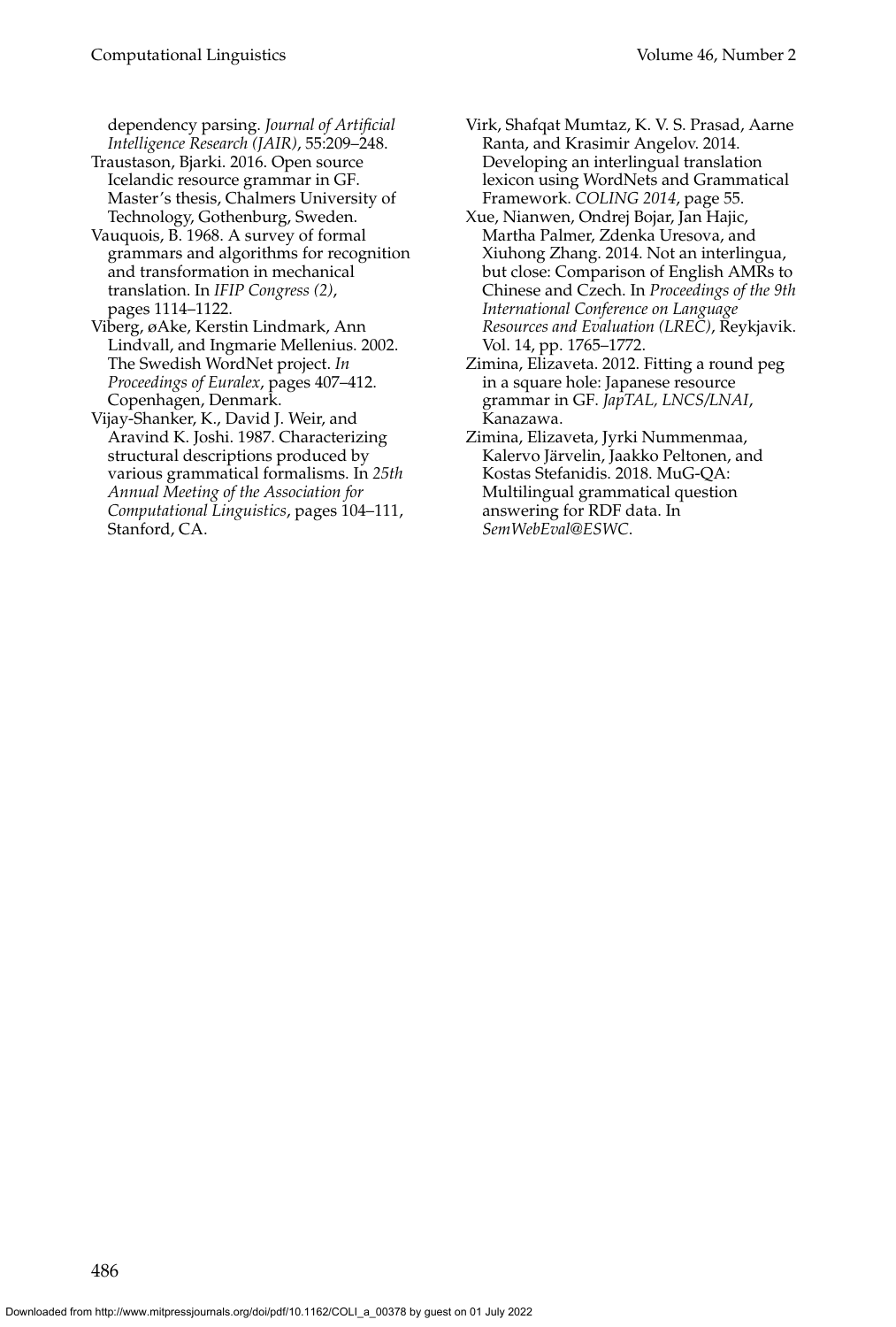dependency parsing. *Journal of Artificial Intelligence Research (JAIR)*, 55:209–248.

Traustason, Bjarki. 2016. Open source Icelandic resource grammar in GF. Master's thesis, Chalmers University of Technology, Gothenburg, Sweden.

Vauquois, B. 1968. A survey of formal grammars and algorithms for recognition and transformation in mechanical translation. In *IFIP Congress (2)*, pages 1114–1122.

Viberg, øAke, Kerstin Lindmark, Ann Lindvall, and Ingmarie Mellenius. 2002. The Swedish WordNet project. *In Proceedings of Euralex*, pages 407–412. Copenhagen, Denmark.

Vijay-Shanker, K., David J. Weir, and Aravind K. Joshi. 1987. Characterizing structural descriptions produced by various grammatical formalisms. In *25th Annual Meeting of the Association for Computational Linguistics*, pages 104–111, Stanford, CA.

Virk, Shafqat Mumtaz, K. V. S. Prasad, Aarne Ranta, and Krasimir Angelov. 2014. Developing an interlingual translation lexicon using WordNets and Grammatical Framework. *COLING 2014*, page 55.

Xue, Nianwen, Ondrej Bojar, Jan Hajic, Martha Palmer, Zdenka Uresova, and Xiuhong Zhang. 2014. Not an interlingua, but close: Comparison of English AMRs to Chinese and Czech. In *Proceedings of the 9th International Conference on Language Resources and Evaluation (LREC)*, Reykjavik. Vol. 14, pp. 1765–1772.

Zimina, Elizaveta. 2012. Fitting a round peg in a square hole: Japanese resource grammar in GF. *JapTAL, LNCS/LNAI*, Kanazawa.

Zimina, Elizaveta, Jyrki Nummenmaa, Kalervo Järvelin, Jaakko Peltonen, and Kostas Stefanidis. 2018. MuG-QA: Multilingual grammatical question answering for RDF data. In *SemWebEval@ESWC*.